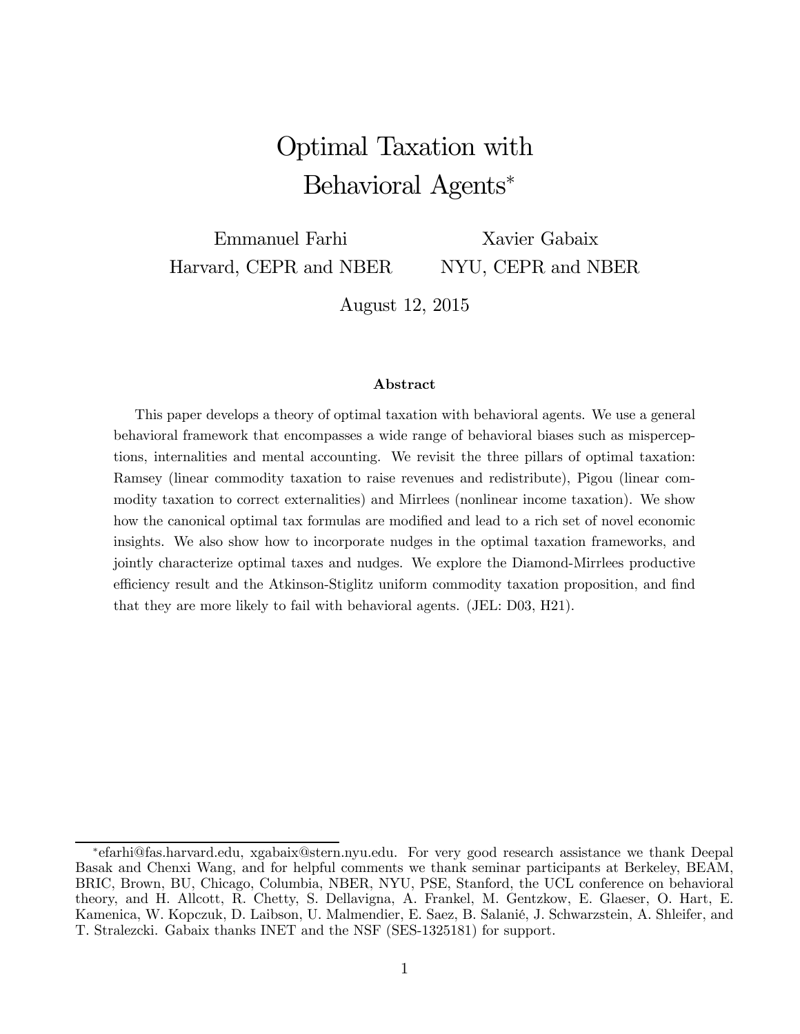# Optimal Taxation with Behavioral Agents*

Emmanuel Farhi
Harvard, CEPR and NBER

Xavier Gabaix
NYU, CEPR and NBER

August 12, 2015

### Abstract

This paper develops a theory of optimal taxation with behavioral agents. We use a general behavioral framework that encompasses a wide range of behavioral biases such as misperceptions, internalities and mental accounting. We revisit the three pillars of optimal taxation: Ramsey (linear commodity taxation to raise revenues and redistribute), Pigou (linear commodity taxation to correct externalities) and Mirrlees (nonlinear income taxation). We show how the canonical optimal tax formulas are modified and lead to a rich set of novel economic insights. We also show how to incorporate nudges in the optimal taxation frameworks, and jointly characterize optimal taxes and nudges. We explore the Diamond-Mirrlees productive efficiency result and the Atkinson-Stiglitz uniform commodity taxation proposition, and find that they are more likely to fail with behavioral agents. (JEL: D03, H21).

*efarhi@fas.harvard.edu, xgabaix@stern.nyu.edu. For very good research assistance we thank Deepal Basak and Chenxi Wang, and for helpful comments we thank seminar participants at Berkeley, BEAM, BRIC, Brown, BU, Chicago, Columbia, NBER, NYU, PSE, Stanford, the UCL conference on behavioral theory, and H. Allcott, R. Chetty, S. Dellavigna, A. Frankel, M. Gentzkow, E. Glaeser, O. Hart, E. Kamenica, W. Kopczuk, D. Laibson, U. Malmendier, E. Saez, B. Salanié, J. Schwarzstein, A. Shleifer, and T. Stralezcki. Gabaix thanks INET and the NSF (SES-1325181) for support.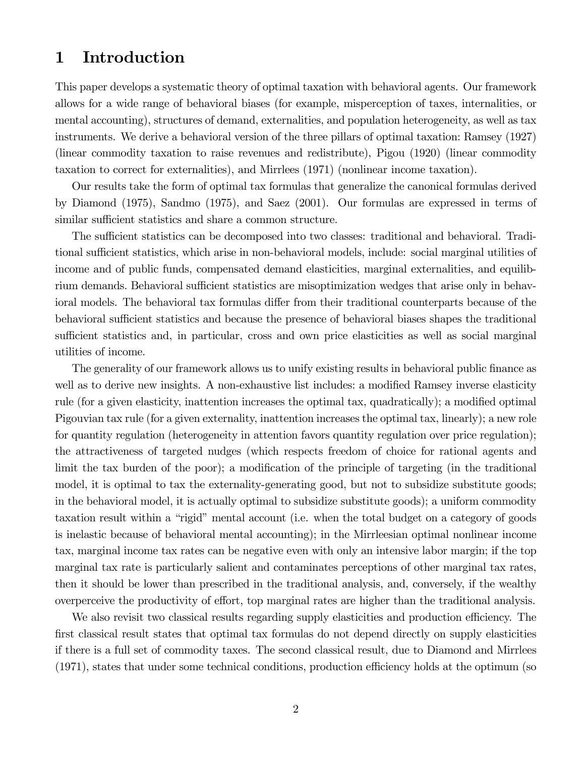# 1 Introduction

This paper develops a systematic theory of optimal taxation with behavioral agents. Our framework allows for a wide range of behavioral biases (for example, misperception of taxes, internalities, or mental accounting), structures of demand, externalities, and population heterogeneity, as well as tax instruments. We derive a behavioral version of the three pillars of optimal taxation: Ramsey (1927) (linear commodity taxation to raise revenues and redistribute), Pigou (1920) (linear commodity taxation to correct for externalities), and Mirrlees (1971) (nonlinear income taxation).

Our results take the form of optimal tax formulas that generalize the canonical formulas derived by Diamond (1975), Sandmo (1975), and Saez (2001). Our formulas are expressed in terms of similar sufficient statistics and share a common structure.

The sufficient statistics can be decomposed into two classes: traditional and behavioral. Traditional sufficient statistics, which arise in non-behavioral models, include: social marginal utilities of income and of public funds, compensated demand elasticities, marginal externalities, and equilibrium demands. Behavioral sufficient statistics are misoptimization wedges that arise only in behavioral models. The behavioral tax formulas differ from their traditional counterparts because of the behavioral sufficient statistics and because the presence of behavioral biases shapes the traditional sufficient statistics and, in particular, cross and own price elasticities as well as social marginal utilities of income.

The generality of our framework allows us to unify existing results in behavioral public finance as well as to derive new insights. A non-exhaustive list includes: a modified Ramsey inverse elasticity rule (for a given elasticity, inattention increases the optimal tax, quadratically); a modified optimal Pigouvian tax rule (for a given externality, inattention increases the optimal tax, linearly); a new role for quantity regulation (heterogeneity in attention favors quantity regulation over price regulation); the attractiveness of targeted nudges (which respects freedom of choice for rational agents and limit the tax burden of the poor); a modification of the principle of targeting (in the traditional model, it is optimal to tax the externality-generating good, but not to subsidize substitute goods; in the behavioral model, it is actually optimal to subsidize substitute goods); a uniform commodity taxation result within a "rigid" mental account (i.e. when the total budget on a category of goods is inelastic because of behavioral mental accounting); in the Mirrleesian optimal nonlinear income tax, marginal income tax rates can be negative even with only an intensive labor margin; if the top marginal tax rate is particularly salient and contaminates perceptions of other marginal tax rates, then it should be lower than prescribed in the traditional analysis, and, conversely, if the wealthy overperceive the productivity of effort, top marginal rates are higher than the traditional analysis.

We also revisit two classical results regarding supply elasticities and production efficiency. The first classical result states that optimal tax formulas do not depend directly on supply elasticities if there is a full set of commodity taxes. The second classical result, due to Diamond and Mirrlees (1971), states that under some technical conditions, production efficiency holds at the optimum (so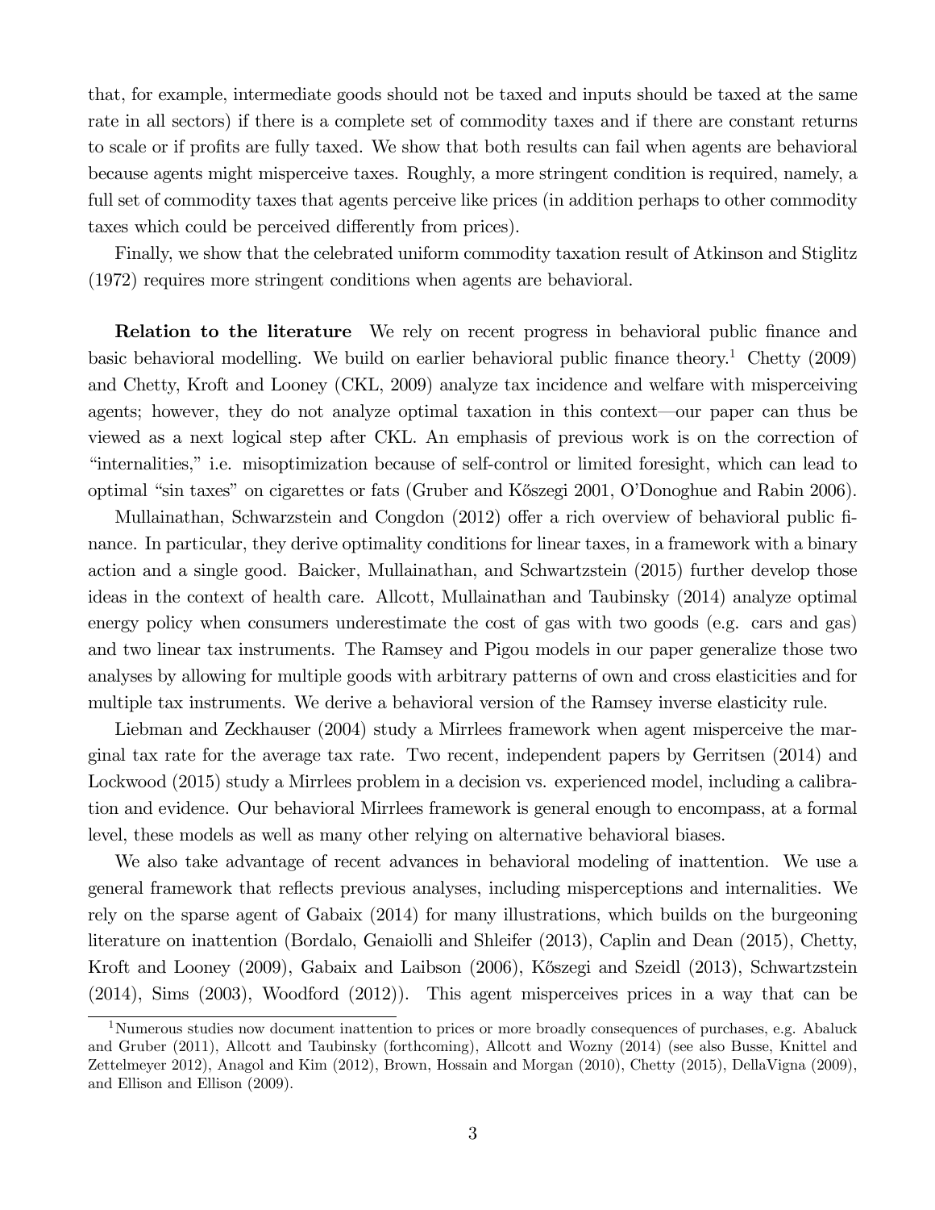that, for example, intermediate goods should not be taxed and inputs should be taxed at the same rate in all sectors) if there is a complete set of commodity taxes and if there are constant returns to scale or if profits are fully taxed. We show that both results can fail when agents are behavioral because agents might misperceive taxes. Roughly, a more stringent condition is required, namely, a full set of commodity taxes that agents perceive like prices (in addition perhaps to other commodity taxes which could be perceived differently from prices).

Finally, we show that the celebrated uniform commodity taxation result of Atkinson and Stiglitz (1972) requires more stringent conditions when agents are behavioral.

**Relation to the literature** We rely on recent progress in behavioral public finance and basic behavioral modelling. We build on earlier behavioral public finance theory.[1] Chetty (2009) and Chetty, Kroft and Looney (CKL, 2009) analyze tax incidence and welfare with misperceiving agents; however, they do not analyze optimal taxation in this context—our paper can thus be viewed as a next logical step after CKL. An emphasis of previous work is on the correction of "internalities," i.e. misoptimization because of self-control or limited foresight, which can lead to optimal "sin taxes" on cigarettes or fats (Gruber and Kőszegi 2001, O'Donoghue and Rabin 2006).

Mullainathan, Schwarzstein and Congdon (2012) offer a rich overview of behavioral public finance. In particular, they derive optimality conditions for linear taxes, in a framework with a binary action and a single good. Baicker, Mullainathan, and Schwartzstein (2015) further develop those ideas in the context of health care. Allcott, Mullainathan and Taubinsky (2014) analyze optimal energy policy when consumers underestimate the cost of gas with two goods (e.g. cars and gas) and two linear tax instruments. The Ramsey and Pigou models in our paper generalize those two analyses by allowing for multiple goods with arbitrary patterns of own and cross elasticities and for multiple tax instruments. We derive a behavioral version of the Ramsey inverse elasticity rule.

Liebman and Zeckhauser (2004) study a Mirrlees framework when agent misperceive the marginal tax rate for the average tax rate. Two recent, independent papers by Gerritsen (2014) and Lockwood (2015) study a Mirrlees problem in a decision vs. experienced model, including a calibration and evidence. Our behavioral Mirrlees framework is general enough to encompass, at a formal level, these models as well as many other relying on alternative behavioral biases.

We also take advantage of recent advances in behavioral modeling of inattention. We use a general framework that reflects previous analyses, including misperceptions and internalities. We rely on the sparse agent of Gabaix (2014) for many illustrations, which builds on the burgeoning literature on inattention (Bordalo, Genaiolli and Shleifer (2013), Caplin and Dean (2015), Chetty, Kroft and Looney (2009), Gabaix and Laibson (2006), Kőszegi and Szeidl (2013), Schwartzstein (2014), Sims (2003), Woodford (2012)). This agent misperceives prices in a way that can be

[1] Numerous studies now document inattention to prices or more broadly consequences of purchases, e.g. Abaluck and Gruber (2011), Allcott and Taubinsky (forthcoming), Allcott and Wozny (2014) (see also Busse, Knittel and Zettelmeyer 2012), Anagol and Kim (2012), Brown, Hossain and Morgan (2010), Chetty (2015), DellaVigna (2009), and Ellison and Ellison (2009).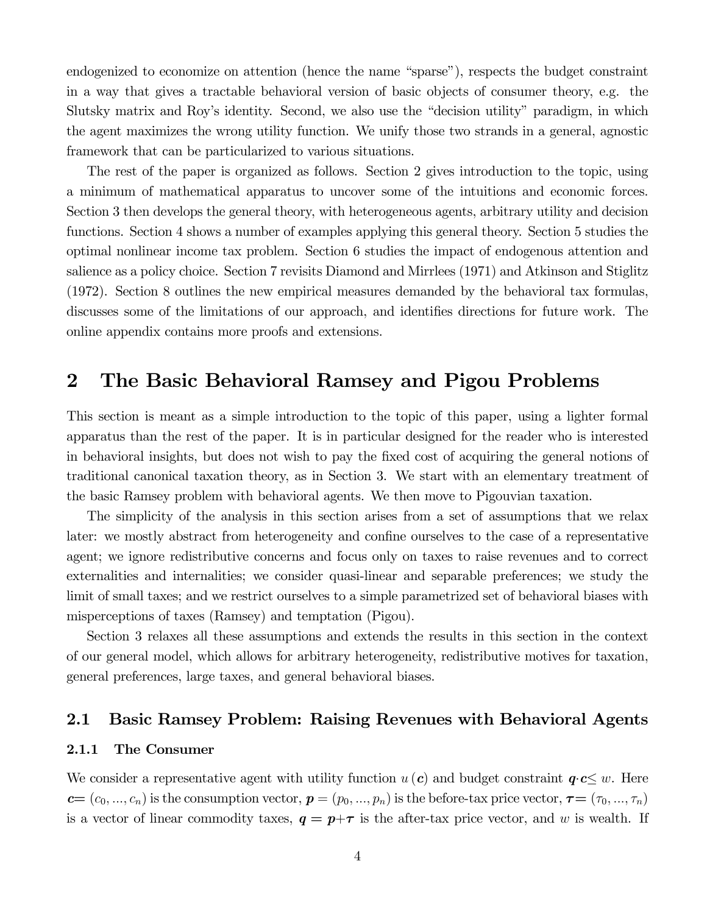endogenized to economize on attention (hence the name "sparse"), respects the budget constraint in a way that gives a tractable behavioral version of basic objects of consumer theory, e.g. the Slutsky matrix and Roy's identity. Second, we also use the "decision utility" paradigm, in which the agent maximizes the wrong utility function. We unify those two strands in a general, agnostic framework that can be particularized to various situations.

The rest of the paper is organized as follows. Section 2 gives introduction to the topic, using a minimum of mathematical apparatus to uncover some of the intuitions and economic forces. Section 3 then develops the general theory, with heterogeneous agents, arbitrary utility and decision functions. Section 4 shows a number of examples applying this general theory. Section 5 studies the optimal nonlinear income tax problem. Section 6 studies the impact of endogenous attention and salience as a policy choice. Section 7 revisits Diamond and Mirrlees (1971) and Atkinson and Stiglitz (1972). Section 8 outlines the new empirical measures demanded by the behavioral tax formulas, discusses some of the limitations of our approach, and identifies directions for future work. The online appendix contains more proofs and extensions.

# 2 The Basic Behavioral Ramsey and Pigou Problems

This section is meant as a simple introduction to the topic of this paper, using a lighter formal apparatus than the rest of the paper. It is in particular designed for the reader who is interested in behavioral insights, but does not wish to pay the fixed cost of acquiring the general notions of traditional canonical taxation theory, as in Section 3. We start with an elementary treatment of the basic Ramsey problem with behavioral agents. We then move to Pigouvian taxation.

The simplicity of the analysis in this section arises from a set of assumptions that we relax later: we mostly abstract from heterogeneity and confine ourselves to the case of a representative agent; we ignore redistributive concerns and focus only on taxes to raise revenues and to correct externalities and internalities; we consider quasi-linear and separable preferences; we study the limit of small taxes; and we restrict ourselves to a simple parametrized set of behavioral biases with misperceptions of taxes (Ramsey) and temptation (Pigou).

Section 3 relaxes all these assumptions and extends the results in this section in the context of our general model, which allows for arbitrary heterogeneity, redistributive motives for taxation, general preferences, large taxes, and general behavioral biases.

## 2.1 Basic Ramsey Problem: Raising Revenues with Behavioral Agents

### 2.1.1 The Consumer

We consider a representative agent with utility function $u(\boldsymbol{c})$ and budget constraint $\boldsymbol{q}\cdot\boldsymbol{c} \leq w$. Here $\boldsymbol{c} = (c_0, ..., c_n)$ is the consumption vector, $\boldsymbol{p} = (p_0, ..., p_n)$ is the before-tax price vector, $\boldsymbol{\tau} = (\tau_0, ..., \tau_n)$ is a vector of linear commodity taxes, $\boldsymbol{q} = \boldsymbol{p} + \boldsymbol{\tau}$ is the after-tax price vector, and $w$ is wealth. If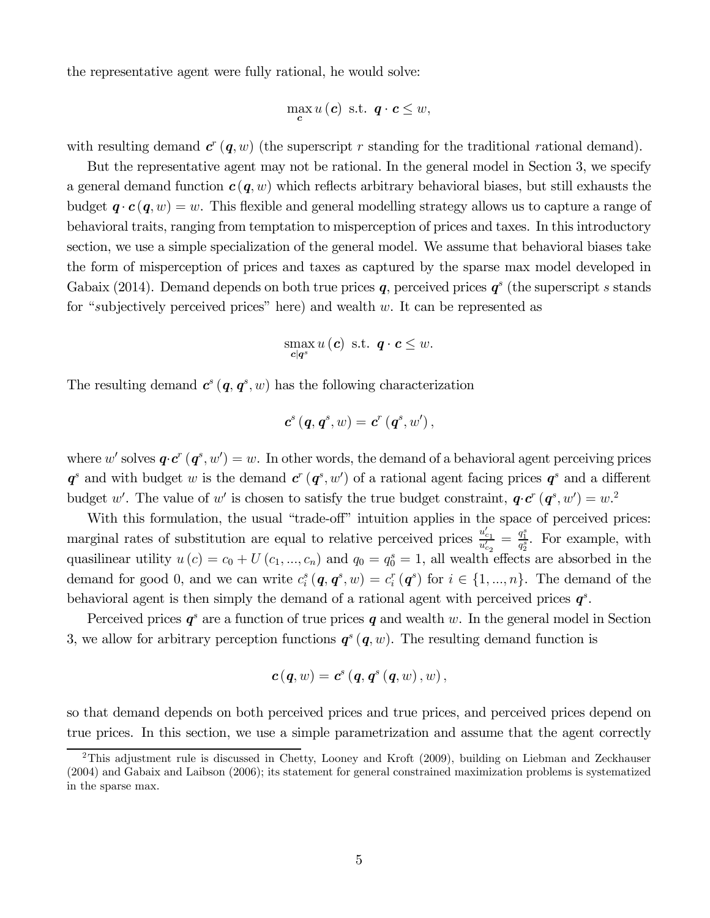the representative agent were fully rational, he would solve:

$$\max_{\boldsymbol{c}} u(\boldsymbol{c}) \text{ s.t. } \boldsymbol{q} \cdot \boldsymbol{c} \leq w,$$

with resulting demand $\boldsymbol{c}^r(\boldsymbol{q}, w)$ (the superscript $r$ standing for the traditional *r*ational demand).

But the representative agent may not be rational. In the general model in Section 3, we specify a general demand function $\boldsymbol{c}(\boldsymbol{q}, w)$ which reflects arbitrary behavioral biases, but still exhausts the budget $\boldsymbol{q} \cdot \boldsymbol{c}(\boldsymbol{q}, w) = w$. This flexible and general modelling strategy allows us to capture a range of behavioral traits, ranging from temptation to misperception of prices and taxes. In this introductory section, we use a simple specialization of the general model. We assume that behavioral biases take the form of misperception of prices and taxes as captured by the sparse max model developed in Gabaix (2014). Demand depends on both true prices $\boldsymbol{q}$, perceived prices $\boldsymbol{q}^s$ (the superscript $s$ stands for "*s*ubjectively perceived prices" here) and wealth $w$. It can be represented as

$$\operatorname*{smax}_{\boldsymbol{c}|\boldsymbol{q}^s} u(\boldsymbol{c}) \text{ s.t. } \boldsymbol{q} \cdot \boldsymbol{c} \leq w.$$

The resulting demand $\boldsymbol{c}^s(\boldsymbol{q}, \boldsymbol{q}^s, w)$ has the following characterization

$$\boldsymbol{c}^s(\boldsymbol{q}, \boldsymbol{q}^s, w) = \boldsymbol{c}^r(\boldsymbol{q}^s, w'),$$

where $w'$ solves $\boldsymbol{q} \cdot \boldsymbol{c}^r(\boldsymbol{q}^s, w') = w$. In other words, the demand of a behavioral agent perceiving prices $\boldsymbol{q}^s$ and with budget $w$ is the demand $\boldsymbol{c}^r(\boldsymbol{q}^s, w')$ of a rational agent facing prices $\boldsymbol{q}^s$ and a different budget $w'$. The value of $w'$ is chosen to satisfy the true budget constraint, $\boldsymbol{q} \cdot \boldsymbol{c}^r(\boldsymbol{q}^s, w') = w$.[2]

With this formulation, the usual "trade-off" intuition applies in the space of perceived prices: marginal rates of substitution are equal to relative perceived prices $\frac{u'_{c_1}}{u'_{c_2}} = \frac{q_1^s}{q_2^s}$. For example, with quasilinear utility $u(c) = c_0 + U(c_1, ..., c_n)$ and $q_0 = q_0^s = 1$, all wealth effects are absorbed in the demand for good 0, and we can write $c_i^s(\boldsymbol{q}, \boldsymbol{q}^s, w) = c_i^r(\boldsymbol{q}^s)$ for $i \in \{1, ..., n\}$. The demand of the behavioral agent is then simply the demand of a rational agent with perceived prices $\boldsymbol{q}^s$.

Perceived prices $\boldsymbol{q}^s$ are a function of true prices $\boldsymbol{q}$ and wealth $w$. In the general model in Section 3, we allow for arbitrary perception functions $\boldsymbol{q}^s(\boldsymbol{q}, w)$. The resulting demand function is

$$\boldsymbol{c}(\boldsymbol{q}, w) = \boldsymbol{c}^s(\boldsymbol{q}, \boldsymbol{q}^s(\boldsymbol{q}, w), w),$$

so that demand depends on both perceived prices and true prices, and perceived prices depend on true prices. In this section, we use a simple parametrization and assume that the agent correctly

[2] This adjustment rule is discussed in Chetty, Looney and Kroft (2009), building on Liebman and Zeckhauser (2004) and Gabaix and Laibson (2006); its statement for general constrained maximization problems is systematized in the sparse max.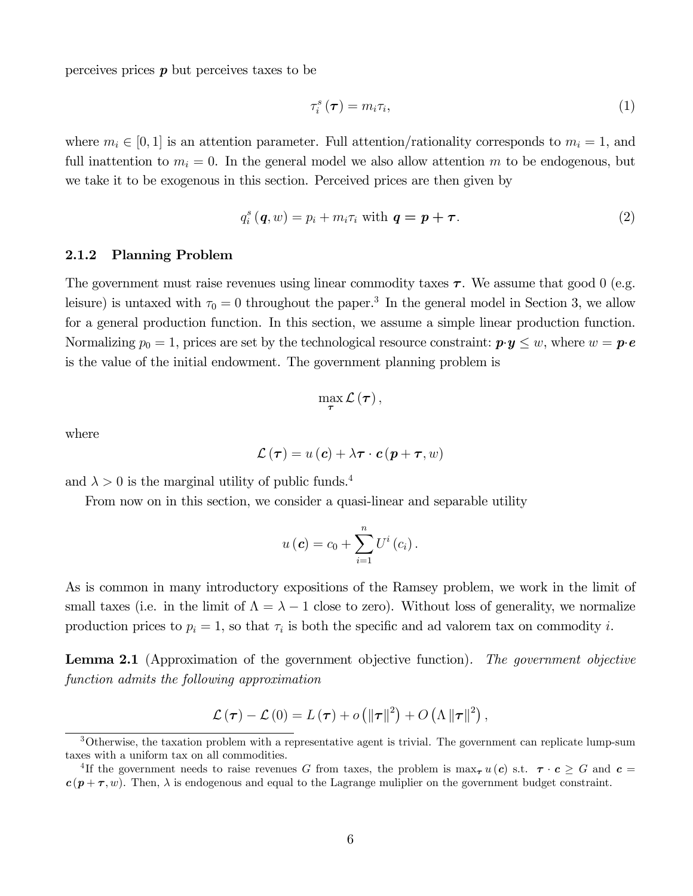perceives prices $\boldsymbol{p}$ but perceives taxes to be

$$\tau_i^s(\boldsymbol{\tau}) = m_i \tau_i, \tag{1}$$

where $m_i \in [0,1]$ is an attention parameter. Full attention/rationality corresponds to $m_i = 1$, and full inattention to $m_i = 0$. In the general model we also allow attention $m$ to be endogenous, but we take it to be exogenous in this section. Perceived prices are then given by

$$q_i^s(\boldsymbol{q}, w) = p_i + m_i \tau_i \text{ with } \boldsymbol{q} = \boldsymbol{p} + \boldsymbol{\tau}. \tag{2}$$

### 2.1.2 Planning Problem

The government must raise revenues using linear commodity taxes $\boldsymbol{\tau}$. We assume that good 0 (e.g. leisure) is untaxed with $\tau_0 = 0$ throughout the paper.[3] In the general model in Section 3, we allow for a general production function. In this section, we assume a simple linear production function. Normalizing $p_0 = 1$, prices are set by the technological resource constraint: $\boldsymbol{p} \cdot \boldsymbol{y} \leq w$, where $w = \boldsymbol{p} \cdot \boldsymbol{e}$ is the value of the initial endowment. The government planning problem is

$$\max_{\boldsymbol{\tau}} \mathcal{L}(\boldsymbol{\tau}),$$

where

$$\mathcal{L}(\boldsymbol{\tau}) = u(\boldsymbol{c}) + \lambda \boldsymbol{\tau} \cdot \boldsymbol{c}(\boldsymbol{p} + \boldsymbol{\tau}, w)$$

and $\lambda > 0$ is the marginal utility of public funds.[4]

From now on in this section, we consider a quasi-linear and separable utility

$$u(\boldsymbol{c}) = c_0 + \sum_{i=1}^{n} U^i(c_i).$$

As is common in many introductory expositions of the Ramsey problem, we work in the limit of small taxes (i.e. in the limit of $\Lambda = \lambda - 1$ close to zero). Without loss of generality, we normalize production prices to $p_i = 1$, so that $\tau_i$ is both the specific and ad valorem tax on commodity $i$.

**Lemma 2.1** (Approximation of the government objective function). *The government objective function admits the following approximation*

$$\mathcal{L}(\boldsymbol{\tau}) - \mathcal{L}(0) = L(\boldsymbol{\tau}) + o\left(\|\boldsymbol{\tau}\|^2\right) + O\left(\Lambda \|\boldsymbol{\tau}\|^2\right),$$

---

[3] Otherwise, the taxation problem with a representative agent is trivial. The government can replicate lump-sum taxes with a uniform tax on all commodities.

[4] If the government needs to raise revenues $G$ from taxes, the problem is $\max_{\boldsymbol{\tau}} u(\boldsymbol{c})$ s.t. $\boldsymbol{\tau} \cdot \boldsymbol{c} \geq G$ and $\boldsymbol{c} = \boldsymbol{c}(\boldsymbol{p} + \boldsymbol{\tau}, w)$. Then, $\lambda$ is endogenous and equal to the Lagrange muliplier on the government budget constraint.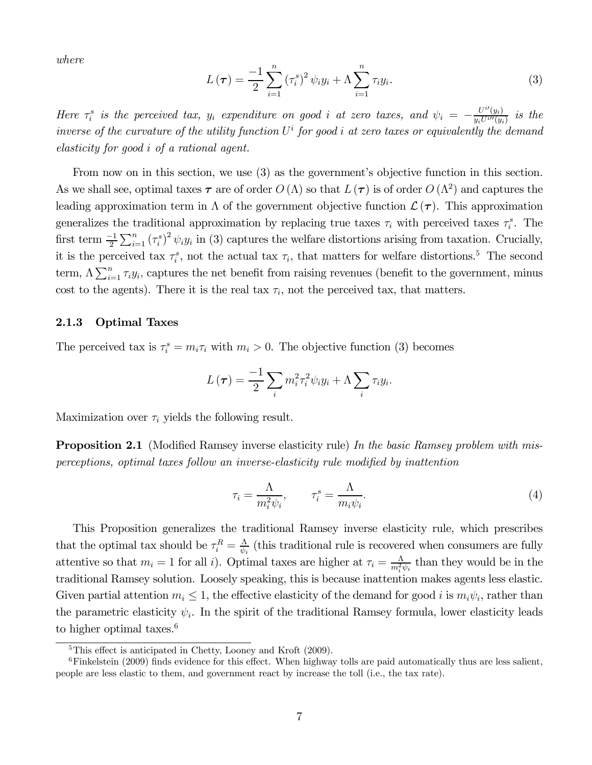*where*

$$L(\boldsymbol{\tau}) = \frac{-1}{2}\sum_{i=1}^{n}(\tau_i^s)^2\psi_i y_i + \Lambda\sum_{i=1}^{n}\tau_i y_i. \tag{3}$$

*Here $\tau_i^s$ is the perceived tax, $y_i$ expenditure on good $i$ at zero taxes, and $\psi_i = -\frac{U^{i\prime}(y_i)}{y_i U^{i\prime\prime}(y_i)}$ is the inverse of the curvature of the utility function $U^i$ for good $i$ at zero taxes or equivalently the demand elasticity for good $i$ of a rational agent.*

From now on in this section, we use (3) as the government's objective function in this section. As we shall see, optimal taxes $\boldsymbol{\tau}$ are of order $O(\Lambda)$ so that $L(\boldsymbol{\tau})$ is of order $O(\Lambda^2)$ and captures the leading approximation term in $\Lambda$ of the government objective function $\mathcal{L}(\boldsymbol{\tau})$. This approximation generalizes the traditional approximation by replacing true taxes $\tau_i$ with perceived taxes $\tau_i^s$. The first term $\frac{-1}{2}\sum_{i=1}^{n}(\tau_i^s)^2\psi_i y_i$ in (3) captures the welfare distortions arising from taxation. Crucially, it is the perceived tax $\tau_i^s$, not the actual tax $\tau_i$, that matters for welfare distortions.[5] The second term, $\Lambda\sum_{i=1}^{n}\tau_i y_i$, captures the net benefit from raising revenues (benefit to the government, minus cost to the agents). There it is the real tax $\tau_i$, not the perceived tax, that matters.

### 2.1.3 Optimal Taxes

The perceived tax is $\tau_i^s = m_i\tau_i$ with $m_i > 0$. The objective function (3) becomes

$$L(\boldsymbol{\tau}) = \frac{-1}{2}\sum_i m_i^2\tau_i^2\psi_i y_i + \Lambda\sum_i \tau_i y_i.$$

Maximization over $\tau_i$ yields the following result.

**Proposition 2.1** (Modified Ramsey inverse elasticity rule) *In the basic Ramsey problem with misperceptions, optimal taxes follow an inverse-elasticity rule modified by inattention*

$$\tau_i = \frac{\Lambda}{m_i^2\psi_i}, \qquad \tau_i^s = \frac{\Lambda}{m_i\psi_i}. \tag{4}$$

This Proposition generalizes the traditional Ramsey inverse elasticity rule, which prescribes that the optimal tax should be $\tau_i^R = \frac{\Lambda}{\psi_i}$ (this traditional rule is recovered when consumers are fully attentive so that $m_i = 1$ for all $i$). Optimal taxes are higher at $\tau_i = \frac{\Lambda}{m_i^2\psi_i}$ than they would be in the traditional Ramsey solution. Loosely speaking, this is because inattention makes agents less elastic. Given partial attention $m_i \leq 1$, the effective elasticity of the demand for good $i$ is $m_i\psi_i$, rather than the parametric elasticity $\psi_i$. In the spirit of the traditional Ramsey formula, lower elasticity leads to higher optimal taxes.[6]

---

[5] This effect is anticipated in Chetty, Looney and Kroft (2009).

[6] Finkelstein (2009) finds evidence for this effect. When highway tolls are paid automatically thus are less salient, people are less elastic to them, and government react by increase the toll (i.e., the tax rate).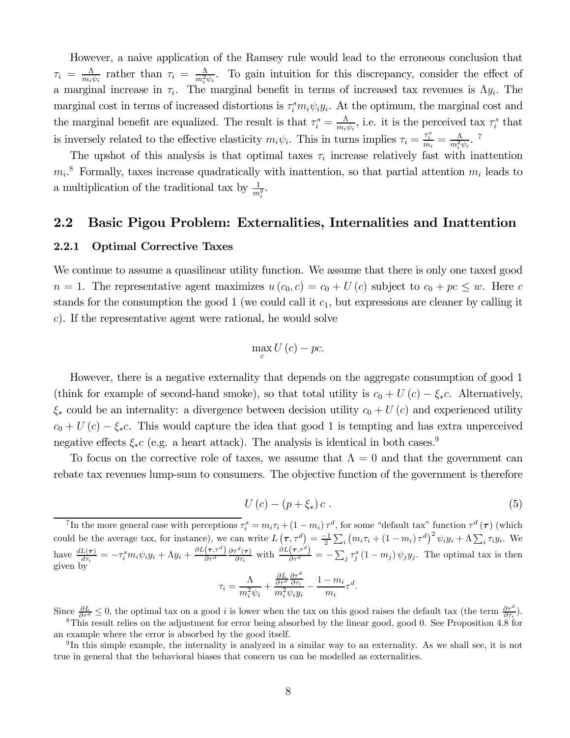However, a naive application of the Ramsey rule would lead to the erroneous conclusion that $\tau_i = \frac{\Lambda}{m_i \psi_i}$ rather than $\tau_i = \frac{\Lambda}{m_i^2 \psi_i}$. To gain intuition for this discrepancy, consider the effect of a marginal increase in $\tau_i$. The marginal benefit in terms of increased tax revenues is $\Lambda y_i$. The marginal cost in terms of increased distortions is $\tau_i^s m_i \psi_i y_i$. At the optimum, the marginal cost and the marginal benefit are equalized. The result is that $\tau_i^s = \frac{\Lambda}{m_i \psi_i}$, i.e. it is the perceived tax $\tau_i^s$ that is inversely related to the effective elasticity $m_i \psi_i$. This in turns implies $\tau_i = \frac{\tau_i^s}{m_i} = \frac{\Lambda}{m_i^2 \psi_i}$. [7]

The upshot of this analysis is that optimal taxes $\tau_i$ increase relatively fast with inattention $m_i$.[8] Formally, taxes increase quadratically with inattention, so that partial attention $m_i$ leads to a multiplication of the traditional tax by $\frac{1}{m_i^2}$.

## 2.2 Basic Pigou Problem: Externalities, Internalities and Inattention

### 2.2.1 Optimal Corrective Taxes

We continue to assume a quasilinear utility function. We assume that there is only one taxed good $n = 1$. The representative agent maximizes $u(c_0, c) = c_0 + U(c)$ subject to $c_0 + pc \leq w$. Here $c$ stands for the consumption the good 1 (we could call it $c_1$, but expressions are cleaner by calling it $c$). If the representative agent were rational, he would solve

$$\max_c U(c) - pc.$$

However, there is a negative externality that depends on the aggregate consumption of good 1 (think for example of second-hand smoke), so that total utility is $c_0 + U(c) - \xi_* c$. Alternatively, $\xi_*$ could be an internality: a divergence between decision utility $c_0 + U(c)$ and experienced utility $c_0 + U(c) - \xi_* c$. This would capture the idea that good 1 is tempting and has extra unperceived negative effects $\xi_* c$ (e.g. a heart attack). The analysis is identical in both cases.[9]

To focus on the corrective role of taxes, we assume that $\Lambda = 0$ and that the government can rebate tax revenues lump-sum to consumers. The objective function of the government is therefore

$$U(c) - (p + \xi_*) c \; . \tag{5}$$

---

[7] In the more general case with perceptions $\tau_i^s = m_i \tau_i + (1 - m_i) \tau^d$, for some "default tax" function $\tau^d(\boldsymbol{\tau})$ (which could be the average tax, for instance), we can write $L(\boldsymbol{\tau}, \tau^d) = \frac{-1}{2} \sum_i \left( m_i \tau_i + (1 - m_i) \tau^d \right)^2 \psi_i y_i + \Lambda \sum_i \tau_i y_i$. We have $\frac{dL(\boldsymbol{\tau})}{d\tau_i} = -\tau_i^s m_i \psi_i y_i + \Lambda y_i + \frac{\partial L(\boldsymbol{\tau}, \tau^d)}{\partial \tau^d} \frac{\partial \tau^d(\boldsymbol{\tau})}{\partial \tau_i}$ with $\frac{\partial L(\boldsymbol{\tau}, \tau^d)}{\partial \tau^d} = -\sum_j \tau_j^s (1 - m_j) \psi_j y_j$. The optimal tax is then given by

$$\tau_i = \frac{\Lambda}{m_i^2 \psi_i} + \frac{\frac{\partial L}{\partial \tau^d} \frac{\partial \tau^d}{\partial \tau_i}}{m_i^2 \psi_i y_i} - \frac{1 - m_i}{m_i} \tau^d.$$

Since $\frac{\partial L}{\partial \tau^d} \leq 0$, the optimal tax on a good $i$ is lower when the tax on this good raises the default tax (the term $\frac{\partial \tau^d}{\partial \tau_i}$).

[8] This result relies on the adjustment for error being absorbed by the linear good, good 0. See Proposition 4.8 for an example where the error is absorbed by the good itself.

[9] In this simple example, the internality is analyzed in a similar way to an externality. As we shall see, it is not true in general that the behavioral biases that concern us can be modelled as externalities.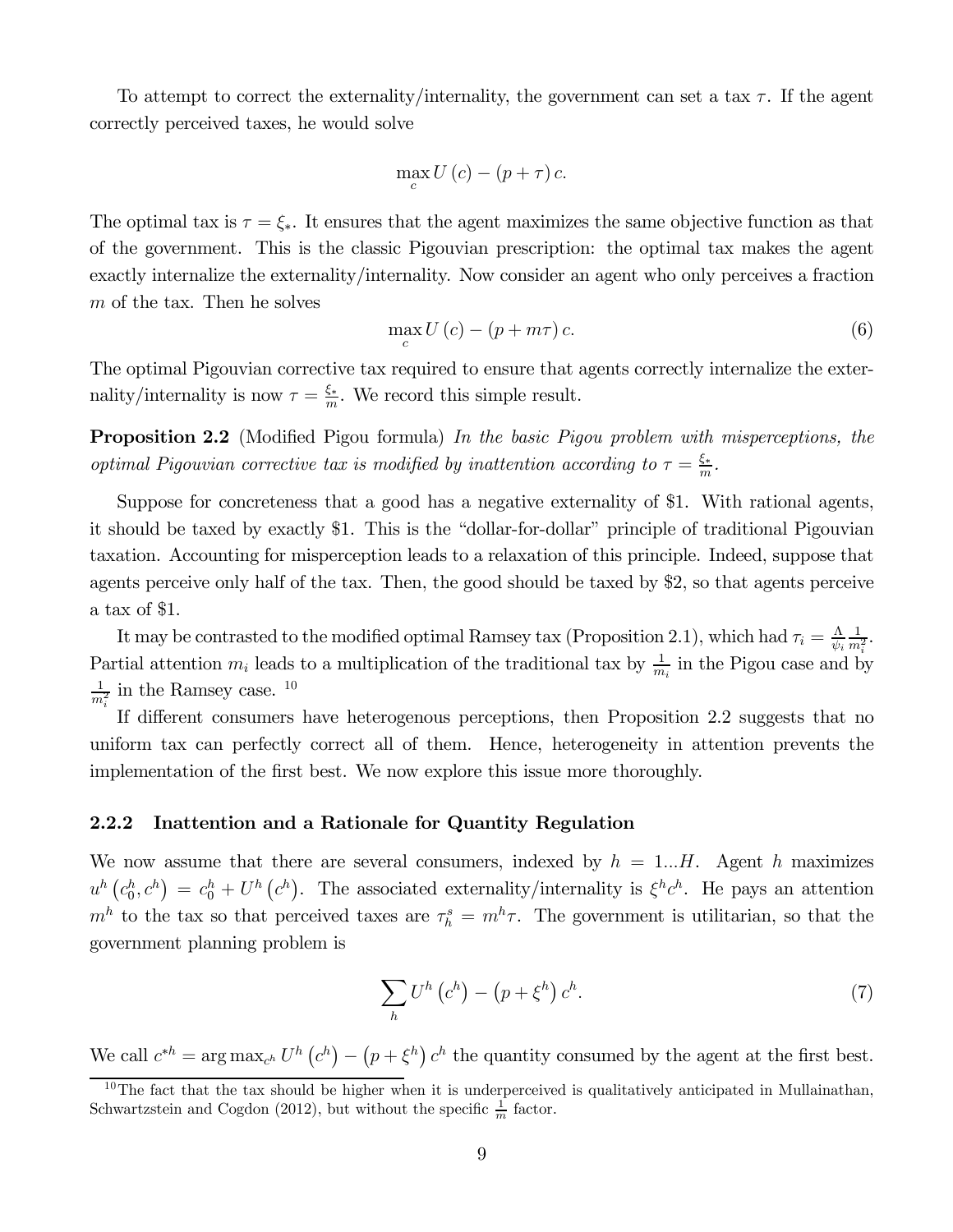To attempt to correct the externality/internality, the government can set a tax $\tau$. If the agent correctly perceived taxes, he would solve

$$\max_c U(c) - (p + \tau) c.$$

The optimal tax is $\tau = \xi_*$. It ensures that the agent maximizes the same objective function as that of the government. This is the classic Pigouvian prescription: the optimal tax makes the agent exactly internalize the externality/internality. Now consider an agent who only perceives a fraction $m$ of the tax. Then he solves

$$\max_c U(c) - (p + m\tau) c. \tag{6}$$

The optimal Pigouvian corrective tax required to ensure that agents correctly internalize the externality/internality is now $\tau = \frac{\xi_*}{m}$. We record this simple result.

**Proposition 2.2** (Modified Pigou formula) *In the basic Pigou problem with misperceptions, the optimal Pigouvian corrective tax is modified by inattention according to $\tau = \frac{\xi_*}{m}$.*

Suppose for concreteness that a good has a negative externality of \$1. With rational agents, it should be taxed by exactly \$1. This is the "dollar-for-dollar" principle of traditional Pigouvian taxation. Accounting for misperception leads to a relaxation of this principle. Indeed, suppose that agents perceive only half of the tax. Then, the good should be taxed by \$2, so that agents perceive a tax of \$1.

It may be contrasted to the modified optimal Ramsey tax (Proposition 2.1), which had $\tau_i = \frac{\Lambda}{\psi_i} \frac{1}{m_i^2}$. Partial attention $m_i$ leads to a multiplication of the traditional tax by $\frac{1}{m_i}$ in the Pigou case and by $\frac{1}{m_i^2}$ in the Ramsey case. [10]

If different consumers have heterogenous perceptions, then Proposition 2.2 suggests that no uniform tax can perfectly correct all of them. Hence, heterogeneity in attention prevents the implementation of the first best. We now explore this issue more thoroughly.

### 2.2.2 Inattention and a Rationale for Quantity Regulation

We now assume that there are several consumers, indexed by $h = 1...H$. Agent $h$ maximizes $u^h(c_0^h, c^h) = c_0^h + U^h(c^h)$. The associated externality/internality is $\xi^h c^h$. He pays an attention $m^h$ to the tax so that perceived taxes are $\tau_h^s = m^h \tau$. The government is utilitarian, so that the government planning problem is

$$\sum_h U^h(c^h) - (p + \xi^h) c^h. \tag{7}$$

We call $c^{*h} = \arg\max_{c^h} U^h(c^h) - (p + \xi^h) c^h$ the quantity consumed by the agent at the first best.

[10] The fact that the tax should be higher when it is underperceived is qualitatively anticipated in Mullainathan, Schwartzstein and Cogdon (2012), but without the specific $\frac{1}{m}$ factor.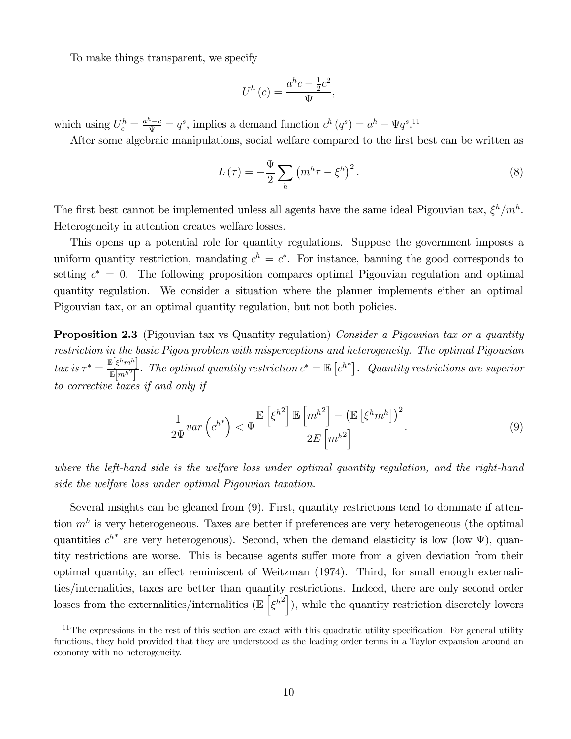To make things transparent, we specify

$$U^h(c) = \frac{a^h c - \frac{1}{2}c^2}{\Psi},$$

which using $U_c^h = \frac{a^h - c}{\Psi} = q^s$, implies a demand function $c^h(q^s) = a^h - \Psi q^s$.[11]

After some algebraic manipulations, social welfare compared to the first best can be written as

$$L(\tau) = -\frac{\Psi}{2}\sum_h \left(m^h \tau - \xi^h\right)^2. \tag{8}$$

The first best cannot be implemented unless all agents have the same ideal Pigouvian tax, $\xi^h/m^h$. Heterogeneity in attention creates welfare losses.

This opens up a potential role for quantity regulations. Suppose the government imposes a uniform quantity restriction, mandating $c^h = c^*$. For instance, banning the good corresponds to setting $c^* = 0$. The following proposition compares optimal Pigouvian regulation and optimal quantity regulation. We consider a situation where the planner implements either an optimal Pigouvian tax, or an optimal quantity regulation, but not both policies.

**Proposition 2.3** (Pigouvian tax vs Quantity regulation) *Consider a Pigouvian tax or a quantity restriction in the basic Pigou problem with misperceptions and heterogeneity. The optimal Pigouvian tax is $\tau^* = \frac{\mathbb{E}\left[\xi^h m^h\right]}{\mathbb{E}\left[m^{h2}\right]}$. The optimal quantity restriction $c^* = \mathbb{E}\left[c^{h*}\right]$. Quantity restrictions are superior to corrective taxes if and only if*

$$\frac{1}{2\Psi} var\left(c^{h*}\right) < \Psi \frac{\mathbb{E}\left[\xi^{h2}\right]\mathbb{E}\left[m^{h2}\right] - \left(\mathbb{E}\left[\xi^h m^h\right]\right)^2}{2E\left[m^{h2}\right]}. \tag{9}$$

*where the left-hand side is the welfare loss under optimal quantity regulation, and the right-hand side the welfare loss under optimal Pigouvian taxation.*

Several insights can be gleaned from (9). First, quantity restrictions tend to dominate if attention $m^h$ is very heterogeneous. Taxes are better if preferences are very heterogeneous (the optimal quantities $c^{h*}$ are very heterogenous). Second, when the demand elasticity is low (low $\Psi$), quantity restrictions are worse. This is because agents suffer more from a given deviation from their optimal quantity, an effect reminiscent of Weitzman (1974). Third, for small enough externalities/internalities, taxes are better than quantity restrictions. Indeed, there are only second order losses from the externalities/internalities ($\mathbb{E}\left[\xi^{h2}\right]$), while the quantity restriction discretely lowers

[11] The expressions in the rest of this section are exact with this quadratic utility specification. For general utility functions, they hold provided that they are understood as the leading order terms in a Taylor expansion around an economy with no heterogeneity.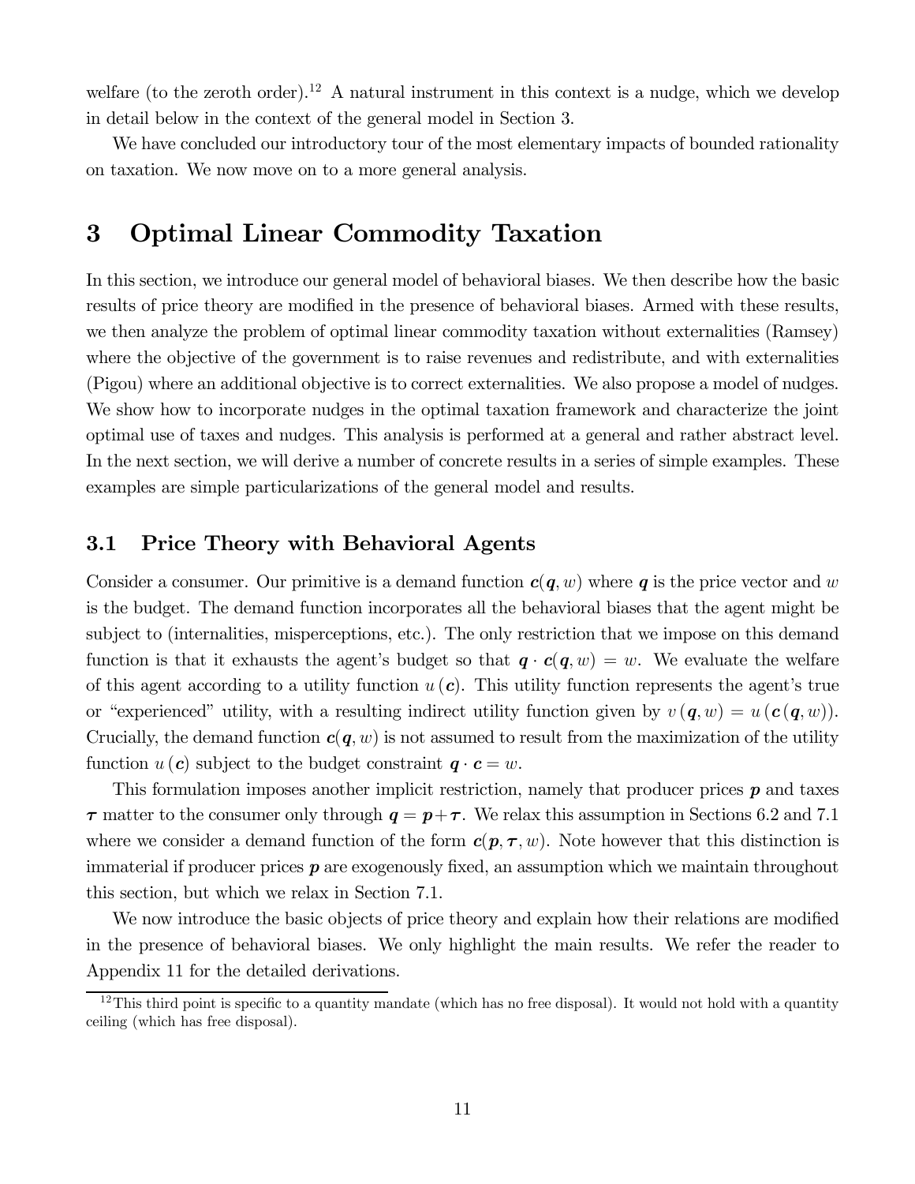welfare (to the zeroth order).[12] A natural instrument in this context is a nudge, which we develop in detail below in the context of the general model in Section 3.

We have concluded our introductory tour of the most elementary impacts of bounded rationality on taxation. We now move on to a more general analysis.

# 3 Optimal Linear Commodity Taxation

In this section, we introduce our general model of behavioral biases. We then describe how the basic results of price theory are modified in the presence of behavioral biases. Armed with these results, we then analyze the problem of optimal linear commodity taxation without externalities (Ramsey) where the objective of the government is to raise revenues and redistribute, and with externalities (Pigou) where an additional objective is to correct externalities. We also propose a model of nudges. We show how to incorporate nudges in the optimal taxation framework and characterize the joint optimal use of taxes and nudges. This analysis is performed at a general and rather abstract level. In the next section, we will derive a number of concrete results in a series of simple examples. These examples are simple particularizations of the general model and results.

## 3.1 Price Theory with Behavioral Agents

Consider a consumer. Our primitive is a demand function $\boldsymbol{c}(\boldsymbol{q}, w)$ where $\boldsymbol{q}$ is the price vector and $w$ is the budget. The demand function incorporates all the behavioral biases that the agent might be subject to (internalities, misperceptions, etc.). The only restriction that we impose on this demand function is that it exhausts the agent's budget so that $\boldsymbol{q} \cdot \boldsymbol{c}(\boldsymbol{q}, w) = w$. We evaluate the welfare of this agent according to a utility function $u(\boldsymbol{c})$. This utility function represents the agent's true or "experienced" utility, with a resulting indirect utility function given by $v(\boldsymbol{q}, w) = u(\boldsymbol{c}(\boldsymbol{q}, w))$. Crucially, the demand function $\boldsymbol{c}(\boldsymbol{q}, w)$ is not assumed to result from the maximization of the utility function $u(\boldsymbol{c})$ subject to the budget constraint $\boldsymbol{q} \cdot \boldsymbol{c} = w$.

This formulation imposes another implicit restriction, namely that producer prices $\boldsymbol{p}$ and taxes $\boldsymbol{\tau}$ matter to the consumer only through $\boldsymbol{q} = \boldsymbol{p} + \boldsymbol{\tau}$. We relax this assumption in Sections 6.2 and 7.1 where we consider a demand function of the form $\boldsymbol{c}(\boldsymbol{p}, \boldsymbol{\tau}, w)$. Note however that this distinction is immaterial if producer prices $\boldsymbol{p}$ are exogenously fixed, an assumption which we maintain throughout this section, but which we relax in Section 7.1.

We now introduce the basic objects of price theory and explain how their relations are modified in the presence of behavioral biases. We only highlight the main results. We refer the reader to Appendix 11 for the detailed derivations.

[12] This third point is specific to a quantity mandate (which has no free disposal). It would not hold with a quantity ceiling (which has free disposal).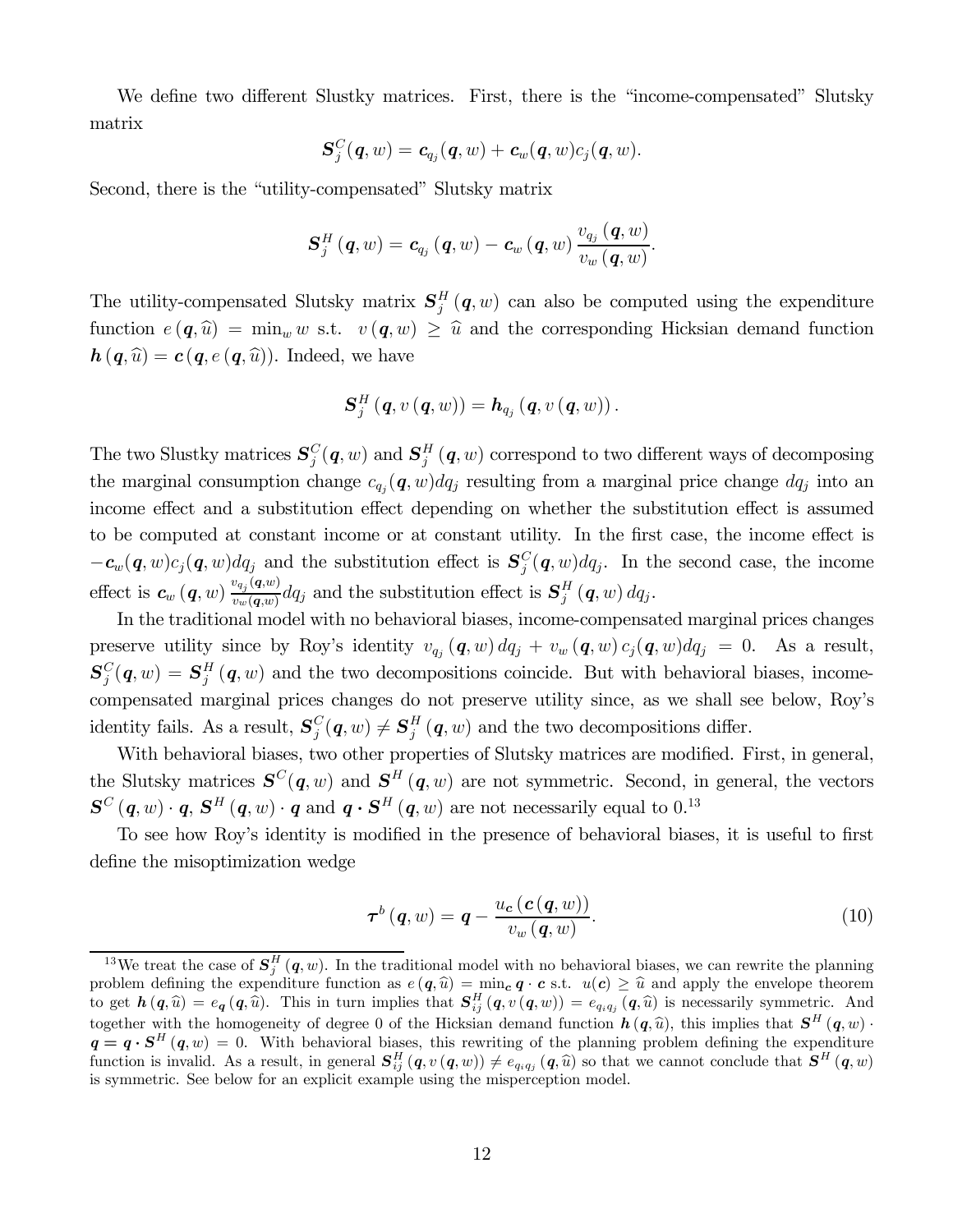We define two different Slustky matrices. First, there is the "income-compensated" Slutsky matrix

$$\boldsymbol{S}_j^C(\boldsymbol{q},w) = \boldsymbol{c}_{q_j}(\boldsymbol{q},w) + \boldsymbol{c}_w(\boldsymbol{q},w)c_j(\boldsymbol{q},w).$$

Second, there is the "utility-compensated" Slutsky matrix

$$\boldsymbol{S}_j^H(\boldsymbol{q},w) = \boldsymbol{c}_{q_j}(\boldsymbol{q},w) - \boldsymbol{c}_w(\boldsymbol{q},w)\frac{v_{q_j}(\boldsymbol{q},w)}{v_w(\boldsymbol{q},w)}.$$

The utility-compensated Slutsky matrix $\boldsymbol{S}_j^H(\boldsymbol{q},w)$ can also be computed using the expenditure function $e(\boldsymbol{q},\widehat{u}) = \min_w w$ s.t. $v(\boldsymbol{q},w) \geq \widehat{u}$ and the corresponding Hicksian demand function $\boldsymbol{h}(\boldsymbol{q},\widehat{u}) = \boldsymbol{c}(\boldsymbol{q},e(\boldsymbol{q},\widehat{u}))$. Indeed, we have

$$\boldsymbol{S}_j^H(\boldsymbol{q},v(\boldsymbol{q},w)) = \boldsymbol{h}_{q_j}(\boldsymbol{q},v(\boldsymbol{q},w)).$$

The two Slustky matrices $\boldsymbol{S}_j^C(\boldsymbol{q},w)$ and $\boldsymbol{S}_j^H(\boldsymbol{q},w)$ correspond to two different ways of decomposing the marginal consumption change $c_{q_j}(\boldsymbol{q},w)dq_j$ resulting from a marginal price change $dq_j$ into an income effect and a substitution effect depending on whether the substitution effect is assumed to be computed at constant income or at constant utility. In the first case, the income effect is $-\boldsymbol{c}_w(\boldsymbol{q},w)c_j(\boldsymbol{q},w)dq_j$ and the substitution effect is $\boldsymbol{S}_j^C(\boldsymbol{q},w)dq_j$. In the second case, the income effect is $\boldsymbol{c}_w(\boldsymbol{q},w)\frac{v_{q_j}(\boldsymbol{q},w)}{v_w(\boldsymbol{q},w)}dq_j$ and the substitution effect is $\boldsymbol{S}_j^H(\boldsymbol{q},w)dq_j$.

In the traditional model with no behavioral biases, income-compensated marginal prices changes preserve utility since by Roy's identity $v_{q_j}(\boldsymbol{q},w)dq_j + v_w(\boldsymbol{q},w)c_j(\boldsymbol{q},w)dq_j = 0$. As a result, $\boldsymbol{S}_j^C(\boldsymbol{q},w) = \boldsymbol{S}_j^H(\boldsymbol{q},w)$ and the two decompositions coincide. But with behavioral biases, income-compensated marginal prices changes do not preserve utility since, as we shall see below, Roy's identity fails. As a result, $\boldsymbol{S}_j^C(\boldsymbol{q},w) \neq \boldsymbol{S}_j^H(\boldsymbol{q},w)$ and the two decompositions differ.

With behavioral biases, two other properties of Slutsky matrices are modified. First, in general, the Slutsky matrices $\boldsymbol{S}^C(\boldsymbol{q},w)$ and $\boldsymbol{S}^H(\boldsymbol{q},w)$ are not symmetric. Second, in general, the vectors $\boldsymbol{S}^C(\boldsymbol{q},w)\cdot\boldsymbol{q}$, $\boldsymbol{S}^H(\boldsymbol{q},w)\cdot\boldsymbol{q}$ and $\boldsymbol{q}\cdot\boldsymbol{S}^H(\boldsymbol{q},w)$ are not necessarily equal to 0.[13]

To see how Roy's identity is modified in the presence of behavioral biases, it is useful to first define the misoptimization wedge

$$\boldsymbol{\tau}^b(\boldsymbol{q},w) = \boldsymbol{q} - \frac{u_{\boldsymbol{c}}(\boldsymbol{c}(\boldsymbol{q},w))}{v_w(\boldsymbol{q},w)}. \tag{10}$$

[13]We treat the case of $\boldsymbol{S}_j^H(\boldsymbol{q},w)$. In the traditional model with no behavioral biases, we can rewrite the planning problem defining the expenditure function as $e(\boldsymbol{q},\widehat{u}) = \min_{\boldsymbol{c}} \boldsymbol{q}\cdot\boldsymbol{c}$ s.t. $u(\boldsymbol{c}) \geq \widehat{u}$ and apply the envelope theorem to get $\boldsymbol{h}(\boldsymbol{q},\widehat{u}) = e_{\boldsymbol{q}}(\boldsymbol{q},\widehat{u})$. This in turn implies that $\boldsymbol{S}_{ij}^H(\boldsymbol{q},v(\boldsymbol{q},w)) = e_{q_iq_j}(\boldsymbol{q},\widehat{u})$ is necessarily symmetric. And together with the homogeneity of degree 0 of the Hicksian demand function $\boldsymbol{h}(\boldsymbol{q},\widehat{u})$, this implies that $\boldsymbol{S}^H(\boldsymbol{q},w)\cdot\boldsymbol{q} = \boldsymbol{q}\cdot\boldsymbol{S}^H(\boldsymbol{q},w) = 0$. With behavioral biases, this rewriting of the planning problem defining the expenditure function is invalid. As a result, in general $\boldsymbol{S}_{ij}^H(\boldsymbol{q},v(\boldsymbol{q},w)) \neq e_{q_iq_j}(\boldsymbol{q},\widehat{u})$ so that we cannot conclude that $\boldsymbol{S}^H(\boldsymbol{q},w)$ is symmetric. See below for an explicit example using the misperception model.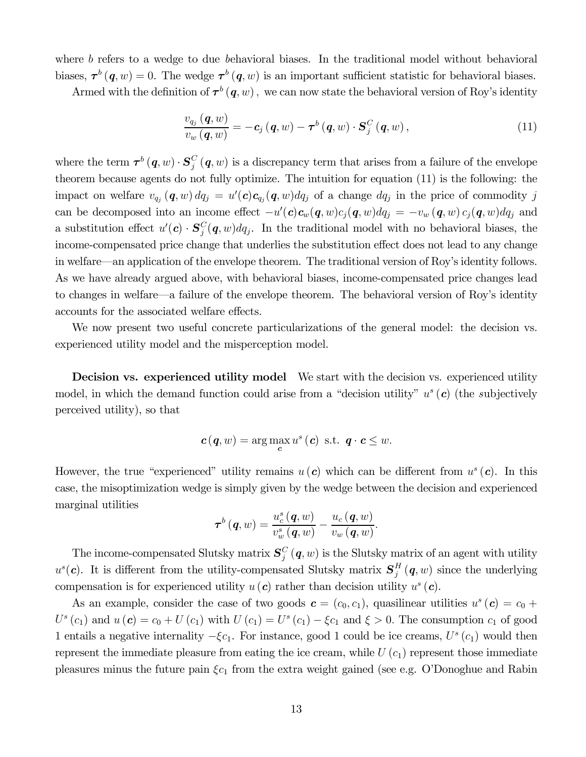where $b$ refers to a wedge to due *b*ehavioral biases. In the traditional model without behavioral biases, $\boldsymbol{\tau}^b(\boldsymbol{q}, w) = 0$. The wedge $\boldsymbol{\tau}^b(\boldsymbol{q}, w)$ is an important sufficient statistic for behavioral biases.

Armed with the definition of $\boldsymbol{\tau}^b(\boldsymbol{q}, w)$, we can now state the behavioral version of Roy's identity

$$\frac{v_{q_j}(\boldsymbol{q}, w)}{v_w(\boldsymbol{q}, w)} = -\boldsymbol{c}_j(\boldsymbol{q}, w) - \boldsymbol{\tau}^b(\boldsymbol{q}, w) \cdot \boldsymbol{S}_j^C(\boldsymbol{q}, w), \tag{11}$$

where the term $\boldsymbol{\tau}^b(\boldsymbol{q}, w) \cdot \boldsymbol{S}_j^C(\boldsymbol{q}, w)$ is a discrepancy term that arises from a failure of the envelope theorem because agents do not fully optimize. The intuition for equation (11) is the following: the impact on welfare $v_{q_j}(\boldsymbol{q}, w)\, dq_j = u'(\boldsymbol{c})\boldsymbol{c}_{q_j}(\boldsymbol{q}, w)dq_j$ of a change $dq_j$ in the price of commodity $j$ can be decomposed into an income effect $-u'(\boldsymbol{c})\boldsymbol{c}_w(\boldsymbol{q}, w)c_j(\boldsymbol{q}, w)dq_j = -v_w(\boldsymbol{q}, w)\, c_j(\boldsymbol{q}, w)dq_j$ and a substitution effect $u'(\boldsymbol{c}) \cdot \boldsymbol{S}_j^C(\boldsymbol{q}, w)dq_j$. In the traditional model with no behavioral biases, the income-compensated price change that underlies the substitution effect does not lead to any change in welfare—an application of the envelope theorem. The traditional version of Roy's identity follows. As we have already argued above, with behavioral biases, income-compensated price changes lead to changes in welfare—a failure of the envelope theorem. The behavioral version of Roy's identity accounts for the associated welfare effects.

We now present two useful concrete particularizations of the general model: the decision vs. experienced utility model and the misperception model.

**Decision vs. experienced utility model** We start with the decision vs. experienced utility model, in which the demand function could arise from a "decision utility" $u^s(\boldsymbol{c})$ (the *s*ubjectively perceived utility), so that

$$\boldsymbol{c}(\boldsymbol{q}, w) = \arg\max_{\boldsymbol{c}} u^s(\boldsymbol{c}) \text{ s.t. } \boldsymbol{q} \cdot \boldsymbol{c} \leq w.$$

However, the true "experienced" utility remains $u(\boldsymbol{c})$ which can be different from $u^s(\boldsymbol{c})$. In this case, the misoptimization wedge is simply given by the wedge between the decision and experienced marginal utilities

$$\boldsymbol{\tau}^b(\boldsymbol{q}, w) = \frac{u_c^s(\boldsymbol{q}, w)}{v_w^s(\boldsymbol{q}, w)} - \frac{u_c(\boldsymbol{q}, w)}{v_w(\boldsymbol{q}, w)}.$$

The income-compensated Slutsky matrix $\boldsymbol{S}_j^C(\boldsymbol{q}, w)$ is the Slutsky matrix of an agent with utility $u^s(\boldsymbol{c})$. It is different from the utility-compensated Slutsky matrix $\boldsymbol{S}_j^H(\boldsymbol{q}, w)$ since the underlying compensation is for experienced utility $u(\boldsymbol{c})$ rather than decision utility $u^s(\boldsymbol{c})$.

As an example, consider the case of two goods $\boldsymbol{c} = (c_0, c_1)$, quasilinear utilities $u^s(\boldsymbol{c}) = c_0 + U^s(c_1)$ and $u(\boldsymbol{c}) = c_0 + U(c_1)$ with $U(c_1) = U^s(c_1) - \xi c_1$ and $\xi > 0$. The consumption $c_1$ of good 1 entails a negative internality $-\xi c_1$. For instance, good 1 could be ice creams, $U^s(c_1)$ would then represent the immediate pleasure from eating the ice cream, while $U(c_1)$ represent those immediate pleasures minus the future pain $\xi c_1$ from the extra weight gained (see e.g. O'Donoghue and Rabin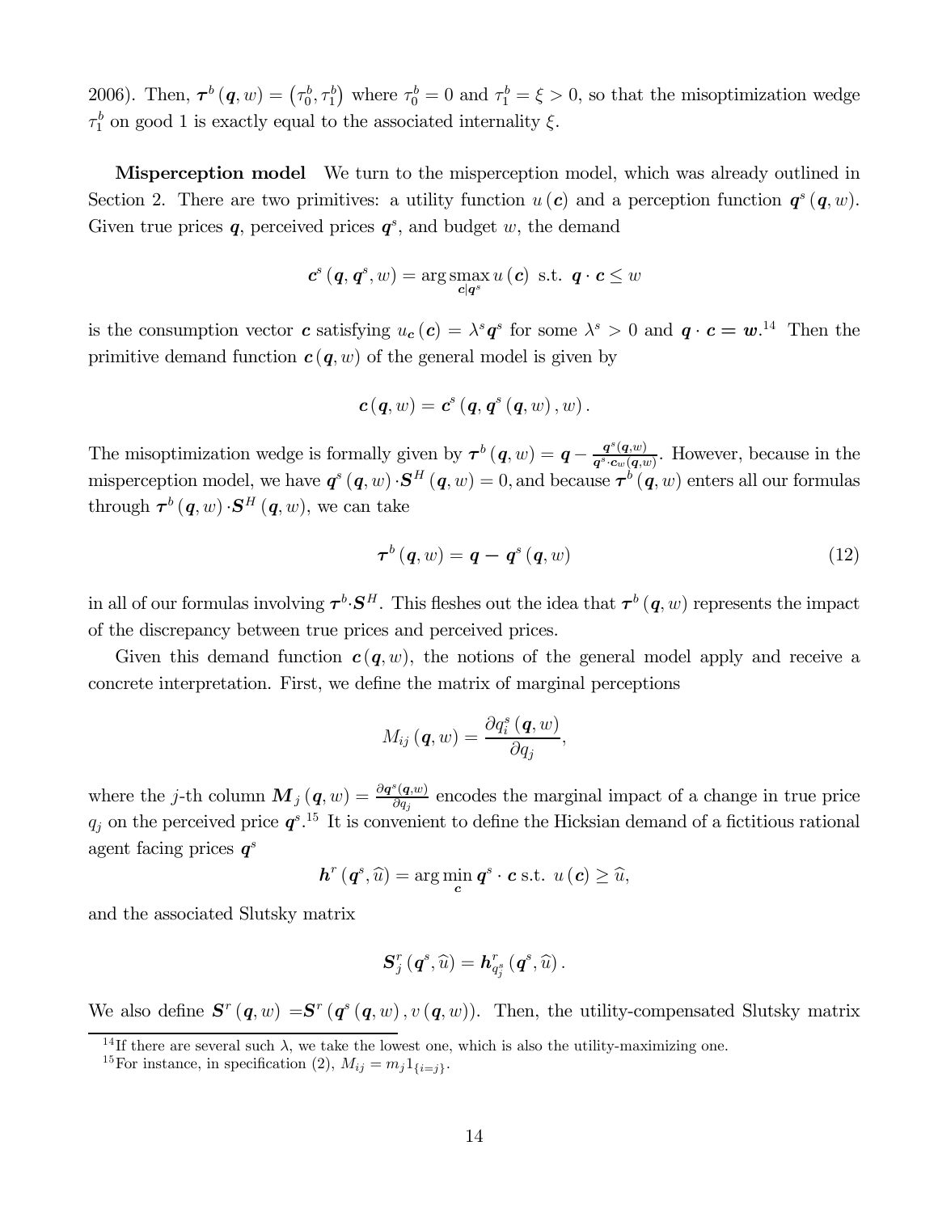2006). Then, $\boldsymbol{\tau}^b(\boldsymbol{q}, w) = (\tau_0^b, \tau_1^b)$ where $\tau_0^b = 0$ and $\tau_1^b = \xi > 0$, so that the misoptimization wedge $\tau_1^b$ on good 1 is exactly equal to the associated internality $\xi$.

**Misperception model** We turn to the misperception model, which was already outlined in Section 2. There are two primitives: a utility function $u(\boldsymbol{c})$ and a perception function $\boldsymbol{q}^s(\boldsymbol{q}, w)$. Given true prices $\boldsymbol{q}$, perceived prices $\boldsymbol{q}^s$, and budget $w$, the demand

$$\boldsymbol{c}^s(\boldsymbol{q}, \boldsymbol{q}^s, w) = \arg \underset{\boldsymbol{c}|\boldsymbol{q}^s}{\text{smax}}\, u(\boldsymbol{c}) \text{ s.t. } \boldsymbol{q} \cdot \boldsymbol{c} \leq w$$

is the consumption vector $\boldsymbol{c}$ satisfying $u_{\boldsymbol{c}}(\boldsymbol{c}) = \lambda^s \boldsymbol{q}^s$ for some $\lambda^s > 0$ and $\boldsymbol{q} \cdot \boldsymbol{c} = \boldsymbol{w}$.[14] Then the primitive demand function $\boldsymbol{c}(\boldsymbol{q}, w)$ of the general model is given by

$$\boldsymbol{c}(\boldsymbol{q}, w) = \boldsymbol{c}^s(\boldsymbol{q}, \boldsymbol{q}^s(\boldsymbol{q}, w), w).$$

The misoptimization wedge is formally given by $\boldsymbol{\tau}^b(\boldsymbol{q}, w) = \boldsymbol{q} - \frac{\boldsymbol{q}^s(\boldsymbol{q},w)}{\boldsymbol{q}^s \cdot \boldsymbol{c}_w(\boldsymbol{q},w)}$. However, because in the misperception model, we have $\boldsymbol{q}^s(\boldsymbol{q}, w) \cdot \boldsymbol{S}^H(\boldsymbol{q}, w) = 0$, and because $\boldsymbol{\tau}^b(\boldsymbol{q}, w)$ enters all our formulas through $\boldsymbol{\tau}^b(\boldsymbol{q}, w) \cdot \boldsymbol{S}^H(\boldsymbol{q}, w)$, we can take

$$\boldsymbol{\tau}^b(\boldsymbol{q}, w) = \boldsymbol{q} - \boldsymbol{q}^s(\boldsymbol{q}, w) \tag{12}$$

in all of our formulas involving $\boldsymbol{\tau}^b \cdot \boldsymbol{S}^H$. This fleshes out the idea that $\boldsymbol{\tau}^b(\boldsymbol{q}, w)$ represents the impact of the discrepancy between true prices and perceived prices.

Given this demand function $\boldsymbol{c}(\boldsymbol{q}, w)$, the notions of the general model apply and receive a concrete interpretation. First, we define the matrix of marginal perceptions

$$M_{ij}(\boldsymbol{q}, w) = \frac{\partial q_i^s(\boldsymbol{q}, w)}{\partial q_j},$$

where the $j$-th column $\boldsymbol{M}_j(\boldsymbol{q}, w) = \frac{\partial \boldsymbol{q}^s(\boldsymbol{q},w)}{\partial q_j}$ encodes the marginal impact of a change in true price $q_j$ on the perceived price $\boldsymbol{q}^s$.[15] It is convenient to define the Hicksian demand of a fictitious rational agent facing prices $\boldsymbol{q}^s$

$$\boldsymbol{h}^r(\boldsymbol{q}^s, \widehat{u}) = \arg\min_{\boldsymbol{c}} \boldsymbol{q}^s \cdot \boldsymbol{c} \text{ s.t. } u(\boldsymbol{c}) \geq \widehat{u},$$

and the associated Slutsky matrix

$$\boldsymbol{S}_j^r(\boldsymbol{q}^s, \widehat{u}) = \boldsymbol{h}_{q_j^s}^r(\boldsymbol{q}^s, \widehat{u}).$$

We also define $\boldsymbol{S}^r(\boldsymbol{q}, w) = \boldsymbol{S}^r(\boldsymbol{q}^s(\boldsymbol{q}, w), v(\boldsymbol{q}, w))$. Then, the utility-compensated Slutsky matrix

[14] If there are several such $\lambda$, we take the lowest one, which is also the utility-maximizing one.

[15] For instance, in specification (2), $M_{ij} = m_j 1_{\{i=j\}}$.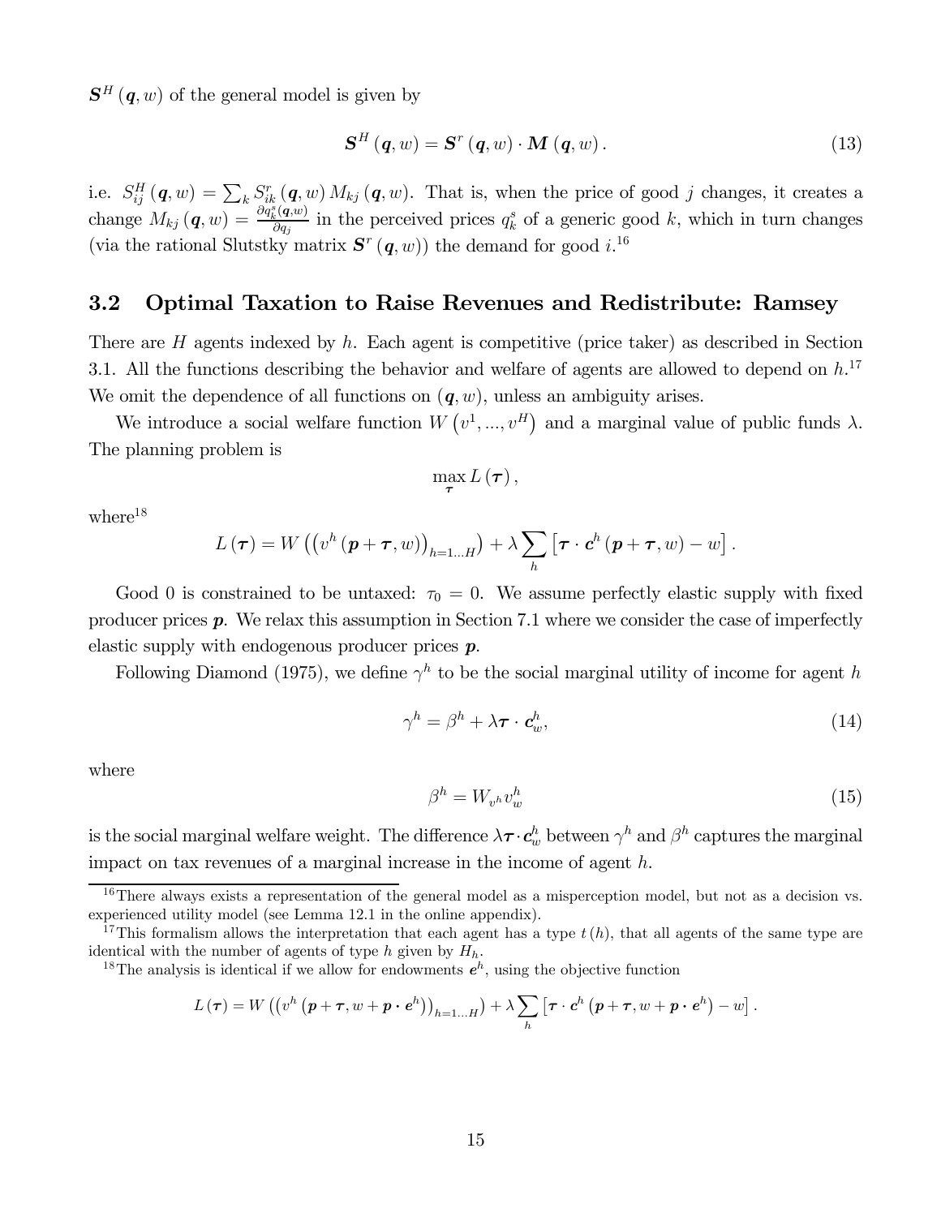$\boldsymbol{S}^H(\boldsymbol{q}, w)$ of the general model is given by

$$\boldsymbol{S}^H(\boldsymbol{q}, w) = \boldsymbol{S}^r(\boldsymbol{q}, w) \cdot \boldsymbol{M}(\boldsymbol{q}, w). \tag{13}$$

i.e. $S^H_{ij}(\boldsymbol{q}, w) = \sum_k S^r_{ik}(\boldsymbol{q}, w) M_{kj}(\boldsymbol{q}, w)$. That is, when the price of good $j$ changes, it creates a change $M_{kj}(\boldsymbol{q}, w) = \frac{\partial q^s_k(\boldsymbol{q}, w)}{\partial q_j}$ in the perceived prices $q^s_k$ of a generic good $k$, which in turn changes (via the rational Slutstky matrix $\boldsymbol{S}^r(\boldsymbol{q}, w)$) the demand for good $i$.[16]

## 3.2 Optimal Taxation to Raise Revenues and Redistribute: Ramsey

There are $H$ agents indexed by $h$. Each agent is competitive (price taker) as described in Section 3.1. All the functions describing the behavior and welfare of agents are allowed to depend on $h$.[17] We omit the dependence of all functions on $(\boldsymbol{q}, w)$, unless an ambiguity arises.

We introduce a social welfare function $W(v^1, ..., v^H)$ and a marginal value of public funds $\lambda$. The planning problem is

$$\max_{\boldsymbol{\tau}} L(\boldsymbol{\tau}),$$

where[18]

$$L(\boldsymbol{\tau}) = W\left(\left(v^h(\boldsymbol{p} + \boldsymbol{\tau}, w)\right)_{h=1...H}\right) + \lambda \sum_h \left[\boldsymbol{\tau} \cdot \boldsymbol{c}^h(\boldsymbol{p} + \boldsymbol{\tau}, w) - w\right].$$

Good 0 is constrained to be untaxed: $\tau_0 = 0$. We assume perfectly elastic supply with fixed producer prices $\boldsymbol{p}$. We relax this assumption in Section 7.1 where we consider the case of imperfectly elastic supply with endogenous producer prices $\boldsymbol{p}$.

Following Diamond (1975), we define $\gamma^h$ to be the social marginal utility of income for agent $h$

$$\gamma^h = \beta^h + \lambda \boldsymbol{\tau} \cdot \boldsymbol{c}^h_w, \tag{14}$$

where

$$\beta^h = W_{v^h} v^h_w \tag{15}$$

is the social marginal welfare weight. The difference $\lambda \boldsymbol{\tau} \cdot \boldsymbol{c}^h_w$ between $\gamma^h$ and $\beta^h$ captures the marginal impact on tax revenues of a marginal increase in the income of agent $h$.

---

[16] There always exists a representation of the general model as a misperception model, but not as a decision vs. experienced utility model (see Lemma 12.1 in the online appendix).

[17] This formalism allows the interpretation that each agent has a type $t(h)$, that all agents of the same type are identical with the number of agents of type $h$ given by $H_h$.

[18] The analysis is identical if we allow for endowments $\boldsymbol{e}^h$, using the objective function

$$L(\boldsymbol{\tau}) = W\left(\left(v^h\left(\boldsymbol{p} + \boldsymbol{\tau}, w + \boldsymbol{p} \cdot \boldsymbol{e}^h\right)\right)_{h=1...H}\right) + \lambda \sum_h \left[\boldsymbol{\tau} \cdot \boldsymbol{c}^h\left(\boldsymbol{p} + \boldsymbol{\tau}, w + \boldsymbol{p} \cdot \boldsymbol{e}^h\right) - w\right].$$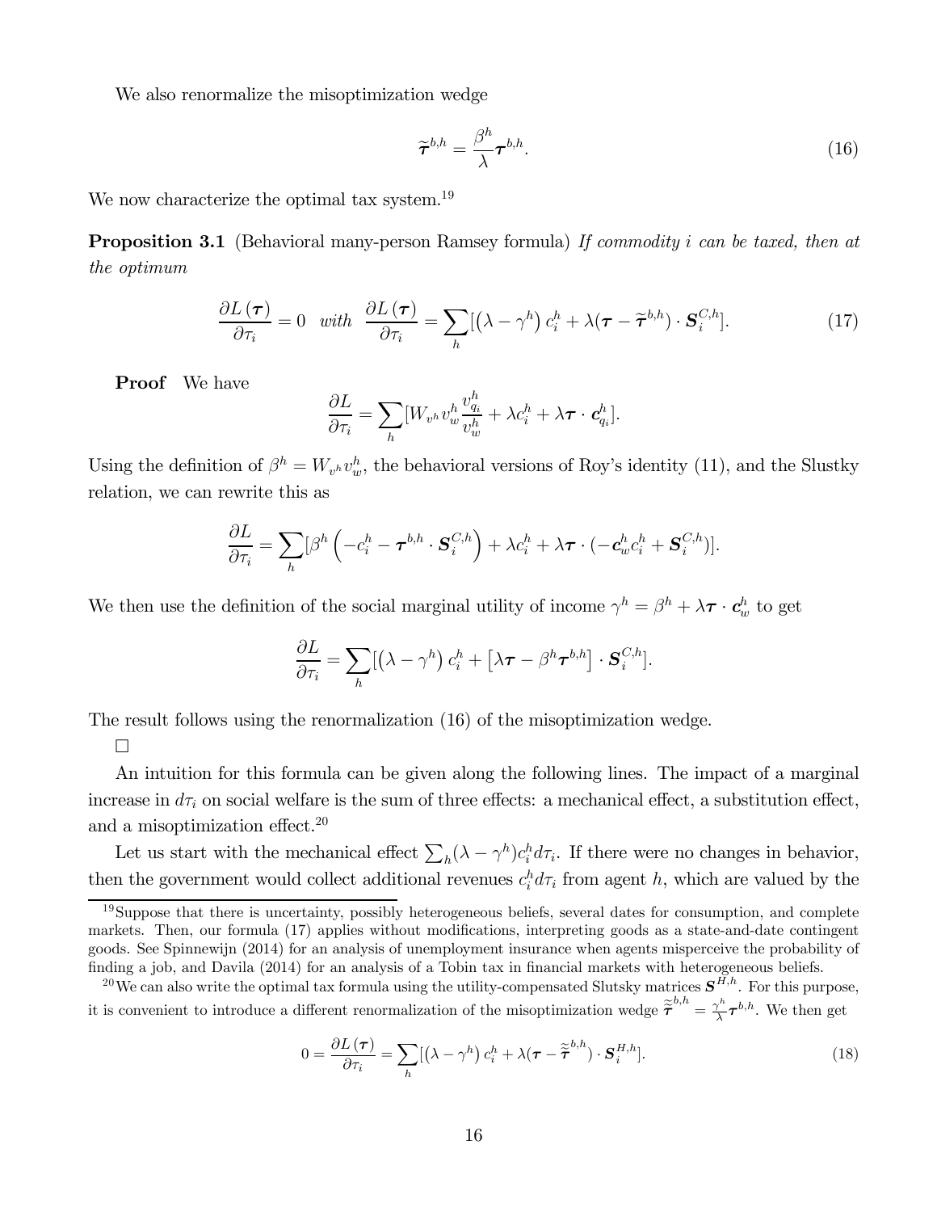We also renormalize the misoptimization wedge

$$\widetilde{\boldsymbol{\tau}}^{b,h} = \frac{\beta^h}{\lambda}\boldsymbol{\tau}^{b,h}. \tag{16}$$

We now characterize the optimal tax system.[19]

**Proposition 3.1** (Behavioral many-person Ramsey formula) *If commodity $i$ can be taxed, then at the optimum*

$$\frac{\partial L(\boldsymbol{\tau})}{\partial \tau_i} = 0 \quad \textit{with} \quad \frac{\partial L(\boldsymbol{\tau})}{\partial \tau_i} = \sum_h \left[\left(\lambda - \gamma^h\right) c_i^h + \lambda(\boldsymbol{\tau} - \widetilde{\boldsymbol{\tau}}^{b,h}) \cdot \boldsymbol{S}_i^{C,h}\right]. \tag{17}$$

**Proof** We have

$$\frac{\partial L}{\partial \tau_i} = \sum_h \left[W_{v^h} v_w^h \frac{v_{q_i}^h}{v_w^h} + \lambda c_i^h + \lambda \boldsymbol{\tau} \cdot \boldsymbol{c}_{q_i}^h\right].$$

Using the definition of $\beta^h = W_{v^h} v_w^h$, the behavioral versions of Roy's identity (11), and the Slustky relation, we can rewrite this as

$$\frac{\partial L}{\partial \tau_i} = \sum_h \left[\beta^h \left(-c_i^h - \boldsymbol{\tau}^{b,h} \cdot \boldsymbol{S}_i^{C,h}\right) + \lambda c_i^h + \lambda \boldsymbol{\tau} \cdot \left(-\boldsymbol{c}_w^h c_i^h + \boldsymbol{S}_i^{C,h}\right)\right].$$

We then use the definition of the social marginal utility of income $\gamma^h = \beta^h + \lambda \boldsymbol{\tau} \cdot \boldsymbol{c}_w^h$ to get

$$\frac{\partial L}{\partial \tau_i} = \sum_h \left[\left(\lambda - \gamma^h\right) c_i^h + \left[\lambda \boldsymbol{\tau} - \beta^h \boldsymbol{\tau}^{b,h}\right] \cdot \boldsymbol{S}_i^{C,h}\right].$$

The result follows using the renormalization (16) of the misoptimization wedge.

□

An intuition for this formula can be given along the following lines. The impact of a marginal increase in $d\tau_i$ on social welfare is the sum of three effects: a mechanical effect, a substitution effect, and a misoptimization effect.[20]

Let us start with the mechanical effect $\sum_h (\lambda - \gamma^h) c_i^h d\tau_i$. If there were no changes in behavior, then the government would collect additional revenues $c_i^h d\tau_i$ from agent $h$, which are valued by the

[19] Suppose that there is uncertainty, possibly heterogeneous beliefs, several dates for consumption, and complete markets. Then, our formula (17) applies without modifications, interpreting goods as a state-and-date contingent goods. See Spinnewijn (2014) for an analysis of unemployment insurance when agents misperceive the probability of finding a job, and Davila (2014) for an analysis of a Tobin tax in financial markets with heterogeneous beliefs.

[20] We can also write the optimal tax formula using the utility-compensated Slutsky matrices $\boldsymbol{S}^{H,h}$. For this purpose, it is convenient to introduce a different renormalization of the misoptimization wedge $\widetilde{\widetilde{\boldsymbol{\tau}}}^{b,h} = \frac{\gamma^h}{\lambda}\boldsymbol{\tau}^{b,h}$. We then get

$$0 = \frac{\partial L(\boldsymbol{\tau})}{\partial \tau_i} = \sum_h \left[\left(\lambda - \gamma^h\right) c_i^h + \lambda(\boldsymbol{\tau} - \widetilde{\widetilde{\boldsymbol{\tau}}}^{b,h}) \cdot \boldsymbol{S}_i^{H,h}\right]. \tag{18}$$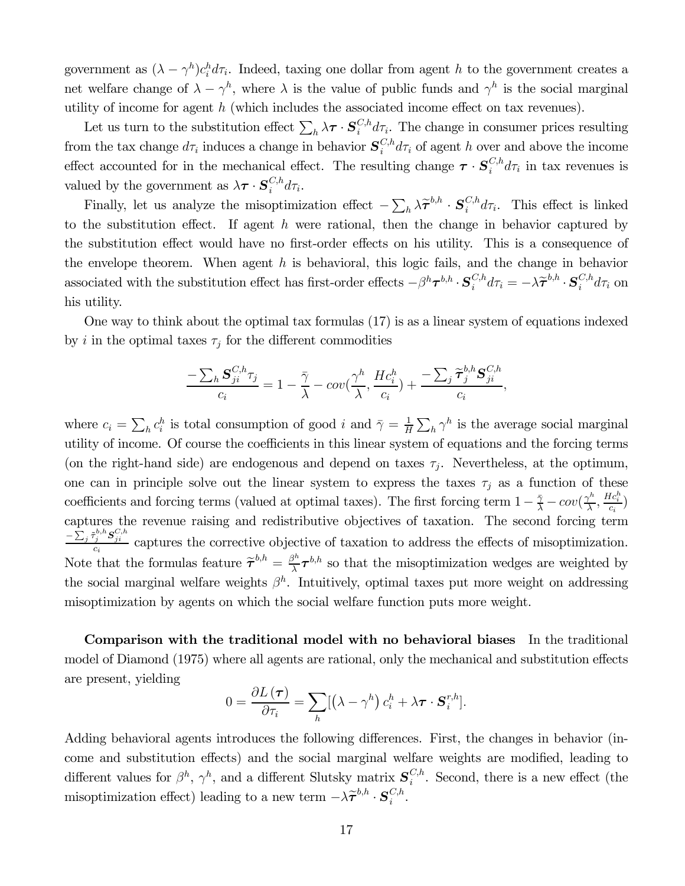government as $(\lambda - \gamma^h)c_i^h d\tau_i$. Indeed, taxing one dollar from agent $h$ to the government creates a net welfare change of $\lambda - \gamma^h$, where $\lambda$ is the value of public funds and $\gamma^h$ is the social marginal utility of income for agent $h$ (which includes the associated income effect on tax revenues).

Let us turn to the substitution effect $\sum_h \lambda \boldsymbol{\tau} \cdot \boldsymbol{S}_i^{C,h} d\tau_i$. The change in consumer prices resulting from the tax change $d\tau_i$ induces a change in behavior $\boldsymbol{S}_i^{C,h} d\tau_i$ of agent $h$ over and above the income effect accounted for in the mechanical effect. The resulting change $\boldsymbol{\tau} \cdot \boldsymbol{S}_i^{C,h} d\tau_i$ in tax revenues is valued by the government as $\lambda \boldsymbol{\tau} \cdot \boldsymbol{S}_i^{C,h} d\tau_i$.

Finally, let us analyze the misoptimization effect $-\sum_h \lambda \widetilde{\boldsymbol{\tau}}^{b,h} \cdot \boldsymbol{S}_i^{C,h} d\tau_i$. This effect is linked to the substitution effect. If agent $h$ were rational, then the change in behavior captured by the substitution effect would have no first-order effects on his utility. This is a consequence of the envelope theorem. When agent $h$ is behavioral, this logic fails, and the change in behavior associated with the substitution effect has first-order effects $-\beta^h \boldsymbol{\tau}^{b,h} \cdot \boldsymbol{S}_i^{C,h} d\tau_i = -\lambda \widetilde{\boldsymbol{\tau}}^{b,h} \cdot \boldsymbol{S}_i^{C,h} d\tau_i$ on his utility.

One way to think about the optimal tax formulas (17) is as a linear system of equations indexed by $i$ in the optimal taxes $\tau_j$ for the different commodities

$$\frac{-\sum_h \boldsymbol{S}_{ji}^{C,h} \tau_j}{c_i} = 1 - \frac{\bar{\gamma}}{\lambda} - cov\left(\frac{\gamma^h}{\lambda}, \frac{H c_i^h}{c_i}\right) + \frac{-\sum_j \widetilde{\boldsymbol{\tau}}_j^{b,h} \boldsymbol{S}_{ji}^{C,h}}{c_i},$$

where $c_i = \sum_h c_i^h$ is total consumption of good $i$ and $\bar{\gamma} = \frac{1}{H}\sum_h \gamma^h$ is the average social marginal utility of income. Of course the coefficients in this linear system of equations and the forcing terms (on the right-hand side) are endogenous and depend on taxes $\tau_j$. Nevertheless, at the optimum, one can in principle solve out the linear system to express the taxes $\tau_j$ as a function of these coefficients and forcing terms (valued at optimal taxes). The first forcing term $1 - \frac{\bar{\gamma}}{\lambda} - cov(\frac{\gamma^h}{\lambda}, \frac{H c_i^h}{c_i})$ captures the revenue raising and redistributive objectives of taxation. The second forcing term $\frac{-\sum_j \tilde{\tau}_j^{b,h} \boldsymbol{S}_{ji}^{C,h}}{c_i}$ captures the corrective objective of taxation to address the effects of misoptimization. Note that the formulas feature $\widetilde{\boldsymbol{\tau}}^{b,h} = \frac{\beta^h}{\lambda} \boldsymbol{\tau}^{b,h}$ so that the misoptimization wedges are weighted by the social marginal welfare weights $\beta^h$. Intuitively, optimal taxes put more weight on addressing misoptimization by agents on which the social welfare function puts more weight.

**Comparison with the traditional model with no behavioral biases** In the traditional model of Diamond (1975) where all agents are rational, only the mechanical and substitution effects are present, yielding

$$0 = \frac{\partial L(\boldsymbol{\tau})}{\partial \tau_i} = \sum_h [\left(\lambda - \gamma^h\right) c_i^h + \lambda \boldsymbol{\tau} \cdot \boldsymbol{S}_i^{r,h}].$$

Adding behavioral agents introduces the following differences. First, the changes in behavior (income and substitution effects) and the social marginal welfare weights are modified, leading to different values for $\beta^h$, $\gamma^h$, and a different Slutsky matrix $\boldsymbol{S}_i^{C,h}$. Second, there is a new effect (the misoptimization effect) leading to a new term $-\lambda \widetilde{\boldsymbol{\tau}}^{b,h} \cdot \boldsymbol{S}_i^{C,h}$.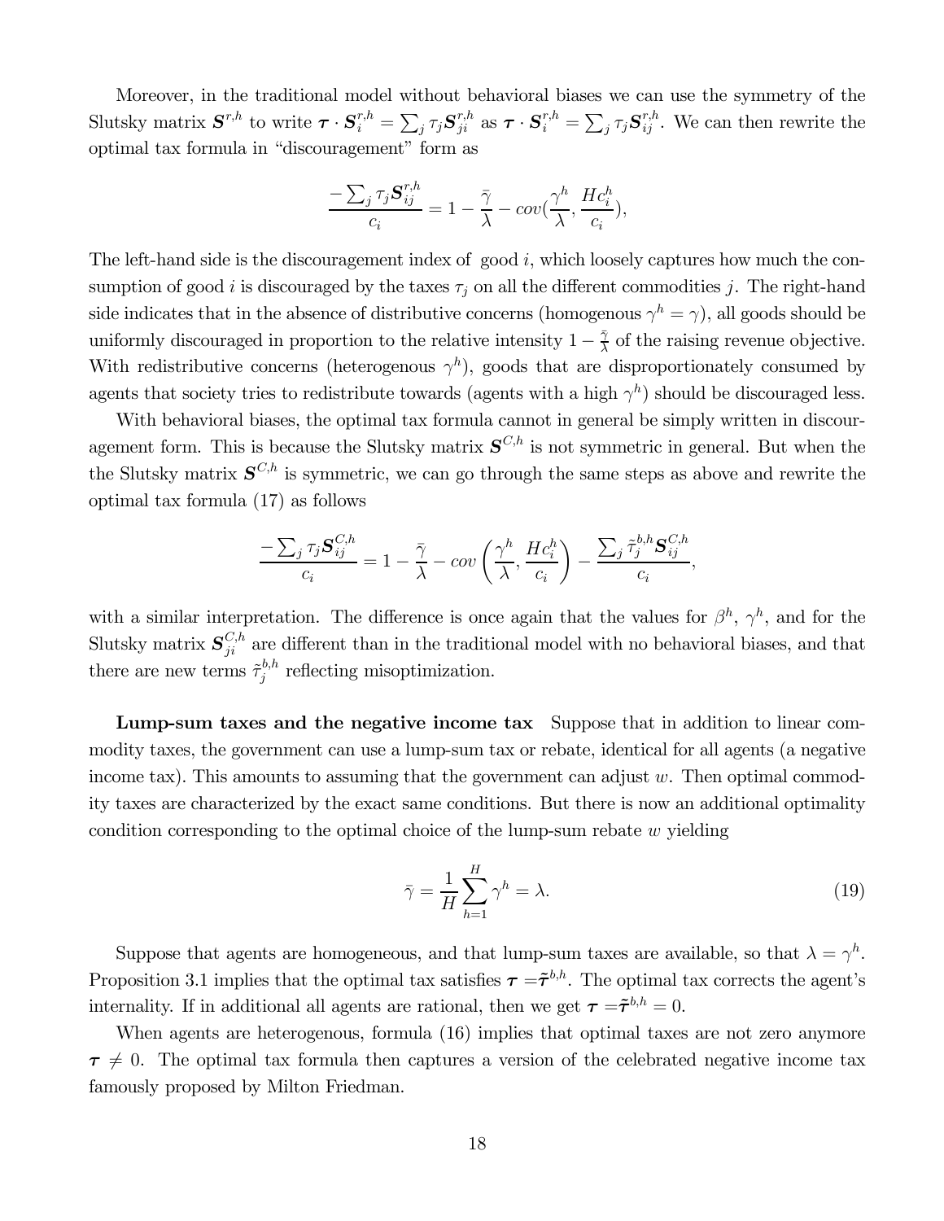Moreover, in the traditional model without behavioral biases we can use the symmetry of the Slutsky matrix $\boldsymbol{S}^{r,h}$ to write $\boldsymbol{\tau} \cdot \boldsymbol{S}_i^{r,h} = \sum_j \tau_j \boldsymbol{S}_{ji}^{r,h}$ as $\boldsymbol{\tau} \cdot \boldsymbol{S}_i^{r,h} = \sum_j \tau_j \boldsymbol{S}_{ij}^{r,h}$. We can then rewrite the optimal tax formula in "discouragement" form as

$$\frac{-\sum_j \tau_j \boldsymbol{S}_{ij}^{r,h}}{c_i} = 1 - \frac{\bar{\gamma}}{\lambda} - cov(\frac{\gamma^h}{\lambda}, \frac{Hc_i^h}{c_i}),$$

The left-hand side is the discouragement index of good $i$, which loosely captures how much the consumption of good $i$ is discouraged by the taxes $\tau_j$ on all the different commodities $j$. The right-hand side indicates that in the absence of distributive concerns (homogenous $\gamma^h = \gamma$), all goods should be uniformly discouraged in proportion to the relative intensity $1 - \frac{\bar{\gamma}}{\lambda}$ of the raising revenue objective. With redistributive concerns (heterogenous $\gamma^h$), goods that are disproportionately consumed by agents that society tries to redistribute towards (agents with a high $\gamma^h$) should be discouraged less.

With behavioral biases, the optimal tax formula cannot in general be simply written in discouragement form. This is because the Slutsky matrix $\boldsymbol{S}^{C,h}$ is not symmetric in general. But when the the Slutsky matrix $\boldsymbol{S}^{C,h}$ is symmetric, we can go through the same steps as above and rewrite the optimal tax formula (17) as follows

$$\frac{-\sum_j \tau_j \boldsymbol{S}_{ij}^{C,h}}{c_i} = 1 - \frac{\bar{\gamma}}{\lambda} - cov\left(\frac{\gamma^h}{\lambda}, \frac{Hc_i^h}{c_i}\right) - \frac{\sum_j \tilde{\tau}_j^{b,h} \boldsymbol{S}_{ij}^{C,h}}{c_i},$$

with a similar interpretation. The difference is once again that the values for $\beta^h$, $\gamma^h$, and for the Slutsky matrix $\boldsymbol{S}_{ji}^{C,h}$ are different than in the traditional model with no behavioral biases, and that there are new terms $\tilde{\tau}_j^{b,h}$ reflecting misoptimization.

**Lump-sum taxes and the negative income tax** Suppose that in addition to linear commodity taxes, the government can use a lump-sum tax or rebate, identical for all agents (a negative income tax). This amounts to assuming that the government can adjust $w$. Then optimal commodity taxes are characterized by the exact same conditions. But there is now an additional optimality condition corresponding to the optimal choice of the lump-sum rebate $w$ yielding

$$\bar{\gamma} = \frac{1}{H} \sum_{h=1}^{H} \gamma^h = \lambda. \tag{19}$$

Suppose that agents are homogeneous, and that lump-sum taxes are available, so that $\lambda = \gamma^h$. Proposition 3.1 implies that the optimal tax satisfies $\boldsymbol{\tau} = \tilde{\boldsymbol{\tau}}^{b,h}$. The optimal tax corrects the agent's internality. If in additional all agents are rational, then we get $\boldsymbol{\tau} = \tilde{\boldsymbol{\tau}}^{b,h} = 0$.

When agents are heterogenous, formula (16) implies that optimal taxes are not zero anymore $\boldsymbol{\tau} \neq 0$. The optimal tax formula then captures a version of the celebrated negative income tax famously proposed by Milton Friedman.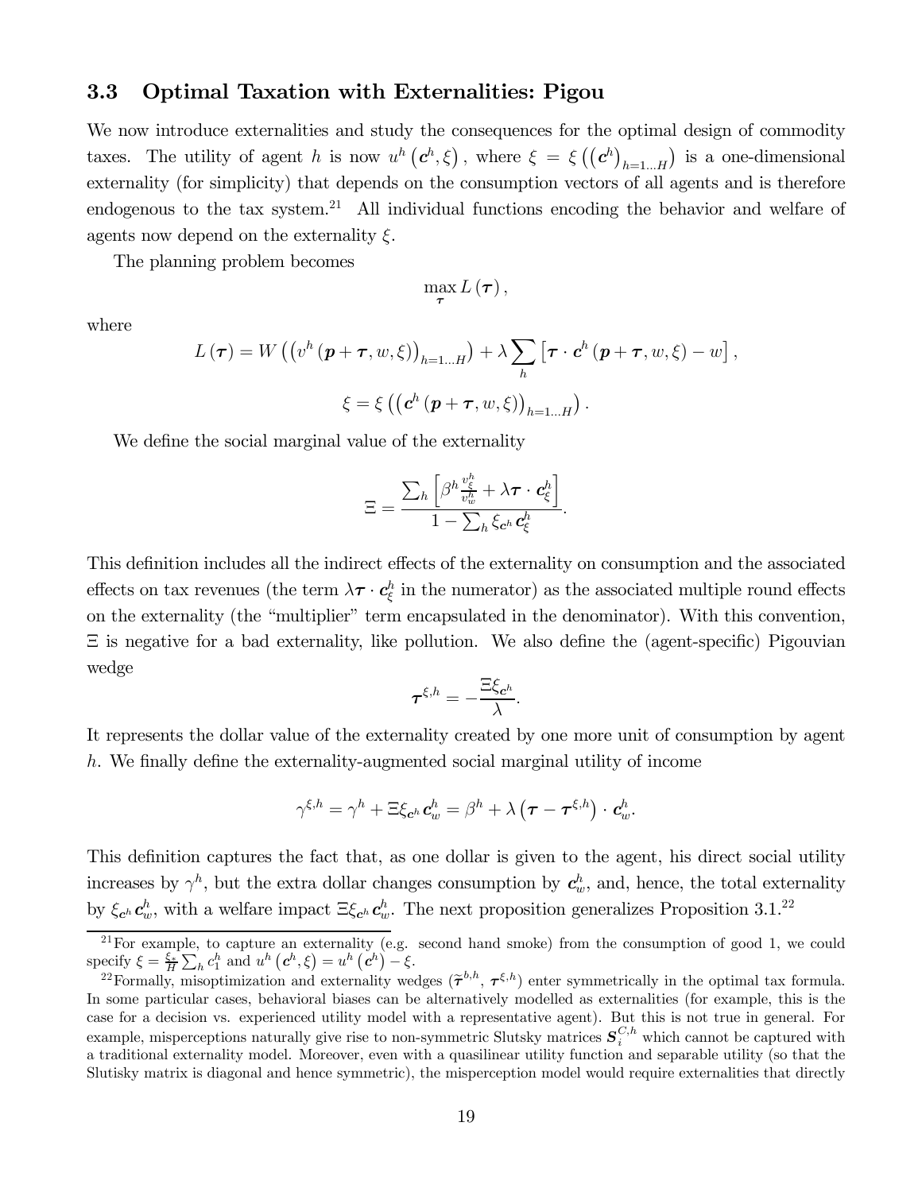### 3.3 Optimal Taxation with Externalities: Pigou

We now introduce externalities and study the consequences for the optimal design of commodity taxes. The utility of agent $h$ is now $u^h\left(\boldsymbol{c}^h, \xi\right)$, where $\xi = \xi\left(\left(\boldsymbol{c}^h\right)_{h=1\ldots H}\right)$ is a one-dimensional externality (for simplicity) that depends on the consumption vectors of all agents and is therefore endogenous to the tax system.[21] All individual functions encoding the behavior and welfare of agents now depend on the externality $\xi$.

The planning problem becomes

$$\max_{\boldsymbol{\tau}} L\left(\boldsymbol{\tau}\right),$$

where

$$L\left(\boldsymbol{\tau}\right) = W\left(\left(v^h\left(\boldsymbol{p}+\boldsymbol{\tau}, w, \xi\right)\right)_{h=1\ldots H}\right) + \lambda \sum_h \left[\boldsymbol{\tau} \cdot \boldsymbol{c}^h\left(\boldsymbol{p}+\boldsymbol{\tau}, w, \xi\right) - w\right],$$

$$\xi = \xi\left(\left(\boldsymbol{c}^h\left(\boldsymbol{p}+\boldsymbol{\tau}, w, \xi\right)\right)_{h=1\ldots H}\right).$$

We define the social marginal value of the externality

$$\Xi = \frac{\sum_h \left[\beta^h \frac{v^h_\xi}{v^h_w} + \lambda \boldsymbol{\tau} \cdot \boldsymbol{c}^h_\xi\right]}{1 - \sum_h \xi_{\boldsymbol{c}^h} \boldsymbol{c}^h_\xi}.$$

This definition includes all the indirect effects of the externality on consumption and the associated effects on tax revenues (the term $\lambda \boldsymbol{\tau} \cdot \boldsymbol{c}^h_\xi$ in the numerator) as the associated multiple round effects on the externality (the "multiplier" term encapsulated in the denominator). With this convention, $\Xi$ is negative for a bad externality, like pollution. We also define the (agent-specific) Pigouvian wedge

$$\boldsymbol{\tau}^{\xi,h} = -\frac{\Xi \xi_{\boldsymbol{c}^h}}{\lambda}.$$

It represents the dollar value of the externality created by one more unit of consumption by agent $h$. We finally define the externality-augmented social marginal utility of income

$$\gamma^{\xi,h} = \gamma^h + \Xi \xi_{\boldsymbol{c}^h} \boldsymbol{c}^h_w = \beta^h + \lambda\left(\boldsymbol{\tau} - \boldsymbol{\tau}^{\xi,h}\right) \cdot \boldsymbol{c}^h_w.$$

This definition captures the fact that, as one dollar is given to the agent, his direct social utility increases by $\gamma^h$, but the extra dollar changes consumption by $\boldsymbol{c}^h_w$, and, hence, the total externality by $\xi_{\boldsymbol{c}^h} \boldsymbol{c}^h_w$, with a welfare impact $\Xi \xi_{\boldsymbol{c}^h} \boldsymbol{c}^h_w$. The next proposition generalizes Proposition 3.1.[22]

---

[21] For example, to capture an externality (e.g. second hand smoke) from the consumption of good 1, we could specify $\xi = \frac{\xi_*}{H} \sum_h c^h_1$ and $u^h\left(\boldsymbol{c}^h, \xi\right) = u^h\left(\boldsymbol{c}^h\right) - \xi$.

[22] Formally, misoptimization and externality wedges ($\tilde{\boldsymbol{\tau}}^{b,h}$, $\boldsymbol{\tau}^{\xi,h}$) enter symmetrically in the optimal tax formula. In some particular cases, behavioral biases can be alternatively modelled as externalities (for example, this is the case for a decision vs. experienced utility model with a representative agent). But this is not true in general. For example, misperceptions naturally give rise to non-symmetric Slutsky matrices $\boldsymbol{S}^{C,h}_i$ which cannot be captured with a traditional externality model. Moreover, even with a quasilinear utility function and separable utility (so that the Slutisky matrix is diagonal and hence symmetric), the misperception model would require externalities that directly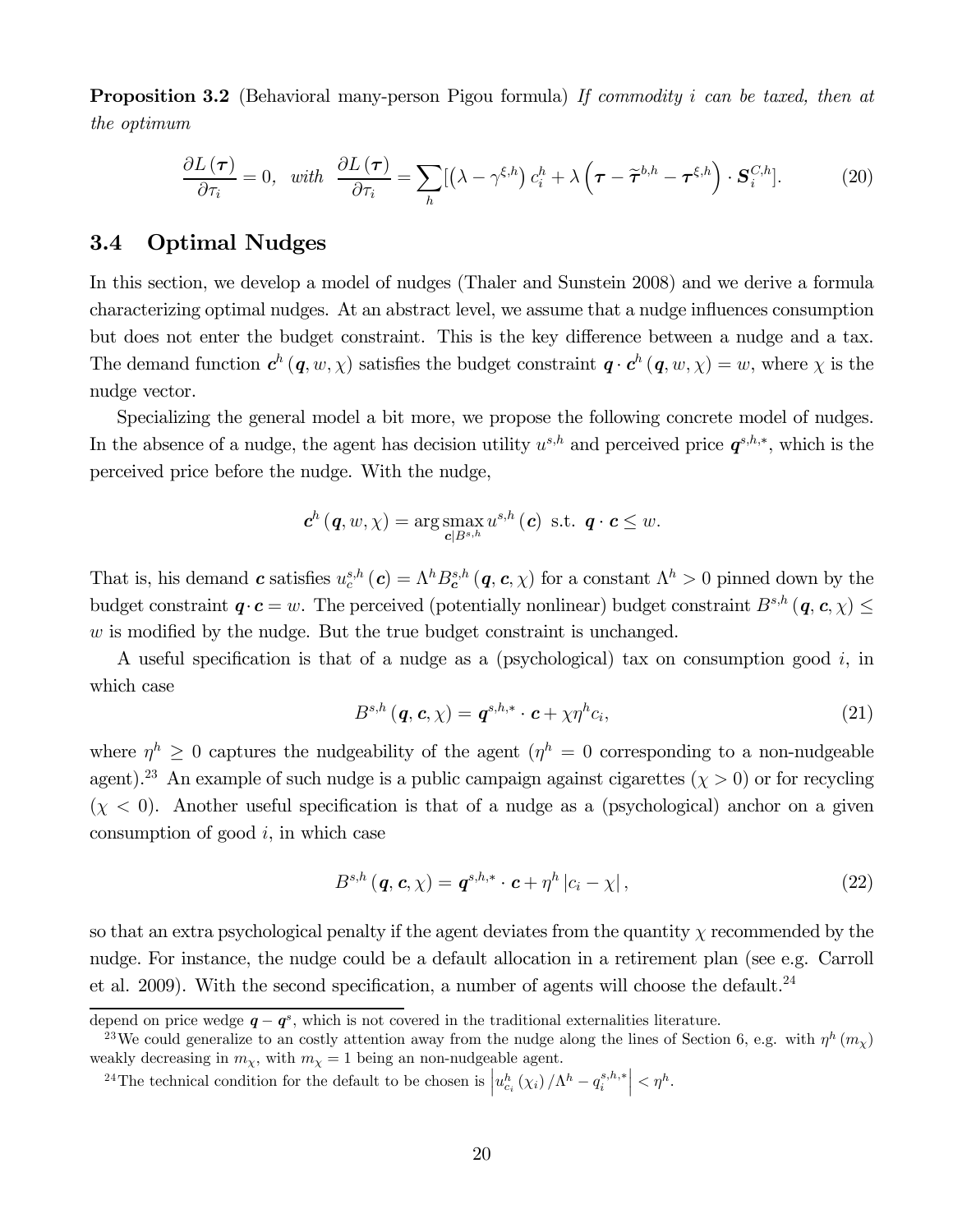**Proposition 3.2** (Behavioral many-person Pigou formula) *If commodity $i$ can be taxed, then at the optimum*

$$\frac{\partial L(\boldsymbol{\tau})}{\partial \tau_i} = 0, \quad \textit{with} \quad \frac{\partial L(\boldsymbol{\tau})}{\partial \tau_i} = \sum_h [\left(\lambda - \gamma^{\xi,h}\right) c_i^h + \lambda \left(\boldsymbol{\tau} - \widetilde{\boldsymbol{\tau}}^{b,h} - \boldsymbol{\tau}^{\xi,h}\right) \cdot \boldsymbol{S}_i^{C,h}]. \tag{20}$$

## 3.4 Optimal Nudges

In this section, we develop a model of nudges (Thaler and Sunstein 2008) and we derive a formula characterizing optimal nudges. At an abstract level, we assume that a nudge influences consumption but does not enter the budget constraint. This is the key difference between a nudge and a tax. The demand function $\boldsymbol{c}^h(\boldsymbol{q}, w, \chi)$ satisfies the budget constraint $\boldsymbol{q} \cdot \boldsymbol{c}^h(\boldsymbol{q}, w, \chi) = w$, where $\chi$ is the nudge vector.

Specializing the general model a bit more, we propose the following concrete model of nudges. In the absence of a nudge, the agent has decision utility $u^{s,h}$ and perceived price $\boldsymbol{q}^{s,h,*}$, which is the perceived price before the nudge. With the nudge,

$$\boldsymbol{c}^h(\boldsymbol{q}, w, \chi) = \arg \operatorname*{smax}_{\boldsymbol{c}|B^{s,h}} u^{s,h}(\boldsymbol{c}) \text{ s.t. } \boldsymbol{q} \cdot \boldsymbol{c} \leq w.$$

That is, his demand $\boldsymbol{c}$ satisfies $u_c^{s,h}(\boldsymbol{c}) = \Lambda^h B_{\boldsymbol{c}}^{s,h}(\boldsymbol{q}, \boldsymbol{c}, \chi)$ for a constant $\Lambda^h > 0$ pinned down by the budget constraint $\boldsymbol{q} \cdot \boldsymbol{c} = w$. The perceived (potentially nonlinear) budget constraint $B^{s,h}(\boldsymbol{q}, \boldsymbol{c}, \chi) \leq w$ is modified by the nudge. But the true budget constraint is unchanged.

A useful specification is that of a nudge as a (psychological) tax on consumption good $i$, in which case

$$B^{s,h}(\boldsymbol{q}, \boldsymbol{c}, \chi) = \boldsymbol{q}^{s,h,*} \cdot \boldsymbol{c} + \chi \eta^h c_i, \tag{21}$$

where $\eta^h \geq 0$ captures the nudgeability of the agent ($\eta^h = 0$ corresponding to a non-nudgeable agent).[23] An example of such nudge is a public campaign against cigarettes ($\chi > 0$) or for recycling ($\chi < 0$). Another useful specification is that of a nudge as a (psychological) anchor on a given consumption of good $i$, in which case

$$B^{s,h}(\boldsymbol{q}, \boldsymbol{c}, \chi) = \boldsymbol{q}^{s,h,*} \cdot \boldsymbol{c} + \eta^h |c_i - \chi|, \tag{22}$$

so that an extra psychological penalty if the agent deviates from the quantity $\chi$ recommended by the nudge. For instance, the nudge could be a default allocation in a retirement plan (see e.g. Carroll et al. 2009). With the second specification, a number of agents will choose the default.[24]

---

depend on price wedge $\boldsymbol{q} - \boldsymbol{q}^s$, which is not covered in the traditional externalities literature.

[23] We could generalize to an costly attention away from the nudge along the lines of Section 6, e.g. with $\eta^h(m_\chi)$ weakly decreasing in $m_\chi$, with $m_\chi = 1$ being an non-nudgeable agent.

[24] The technical condition for the default to be chosen is $\left| u_{c_i}^h(\chi_i)/\Lambda^h - q_i^{s,h,*} \right| < \eta^h$.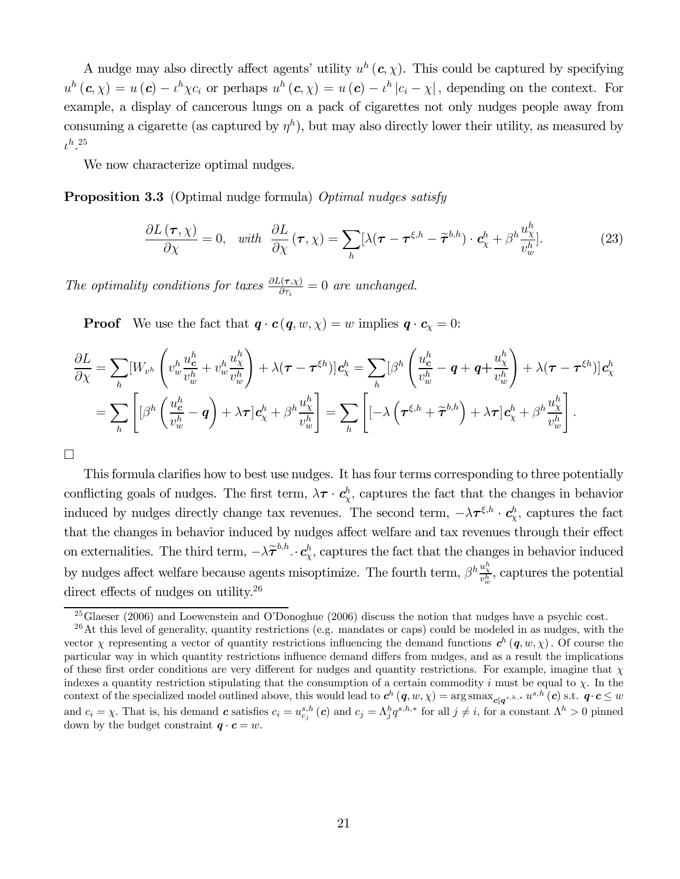A nudge may also directly affect agents' utility $u^h(\boldsymbol{c}, \chi)$. This could be captured by specifying $u^h(\boldsymbol{c}, \chi) = u(\boldsymbol{c}) - \iota^h \chi c_i$ or perhaps $u^h(\boldsymbol{c}, \chi) = u(\boldsymbol{c}) - \iota^h |c_i - \chi|$, depending on the context. For example, a display of cancerous lungs on a pack of cigarettes not only nudges people away from consuming a cigarette (as captured by $\eta^h$), but may also directly lower their utility, as measured by $\iota^h$.[25]

We now characterize optimal nudges.

**Proposition 3.3** (Optimal nudge formula) *Optimal nudges satisfy*

$$\frac{\partial L(\boldsymbol{\tau}, \chi)}{\partial \chi} = 0, \quad \text{with} \quad \frac{\partial L}{\partial \chi}(\boldsymbol{\tau}, \chi) = \sum_h [\lambda(\boldsymbol{\tau} - \boldsymbol{\tau}^{\xi,h} - \widetilde{\boldsymbol{\tau}}^{b,h}) \cdot \boldsymbol{c}_\chi^h + \beta^h \frac{u_\chi^h}{v_w^h}]. \tag{23}$$

*The optimality conditions for taxes $\frac{\partial L(\boldsymbol{\tau},\chi)}{\partial \tau_i} = 0$ are unchanged.*

**Proof** We use the fact that $\boldsymbol{q} \cdot \boldsymbol{c}(\boldsymbol{q}, w, \chi) = w$ implies $\boldsymbol{q} \cdot \boldsymbol{c}_\chi = 0$:

$$\frac{\partial L}{\partial \chi} = \sum_h [W_{v^h}\left(v_w^h \frac{u_{\boldsymbol{c}}^h}{v_w^h} + v_w^h \frac{u_\chi^h}{v_w^h}\right) + \lambda(\boldsymbol{\tau} - \boldsymbol{\tau}^{\xi h})]\boldsymbol{c}_\chi^h = \sum_h [\beta^h \left(\frac{u_{\boldsymbol{c}}^h}{v_w^h} - \boldsymbol{q} + \boldsymbol{q} + \frac{u_\chi^h}{v_w^h}\right) + \lambda(\boldsymbol{\tau} - \boldsymbol{\tau}^{\xi h})]\boldsymbol{c}_\chi^h$$

$$= \sum_h \left[[\beta^h \left(\frac{u_{\boldsymbol{c}}^h}{v_w^h} - \boldsymbol{q}\right) + \lambda \boldsymbol{\tau}]\boldsymbol{c}_\chi^h + \beta^h \frac{u_\chi^h}{v_w^h}\right] = \sum_h \left[[-\lambda\left(\boldsymbol{\tau}^{\xi,h} + \widetilde{\boldsymbol{\tau}}^{b,h}\right) + \lambda \boldsymbol{\tau}]\boldsymbol{c}_\chi^h + \beta^h \frac{u_\chi^h}{v_w^h}\right].$$

□

This formula clarifies how to best use nudges. It has four terms corresponding to three potentially conflicting goals of nudges. The first term, $\lambda \boldsymbol{\tau} \cdot \boldsymbol{c}_\chi^h$, captures the fact that the changes in behavior induced by nudges directly change tax revenues. The second term, $-\lambda \boldsymbol{\tau}^{\xi,h} \cdot \boldsymbol{c}_\chi^h$, captures the fact that the changes in behavior induced by nudges affect welfare and tax revenues through their effect on externalities. The third term, $-\lambda \widetilde{\boldsymbol{\tau}}^{b,h} \cdot \boldsymbol{c}_\chi^h$, captures the fact that the changes in behavior induced by nudges affect welfare because agents misoptimize. The fourth term, $\beta^h \frac{u_\chi^h}{v_w^h}$, captures the potential direct effects of nudges on utility.[26]

---

[25] Glaeser (2006) and Loewenstein and O'Donoghue (2006) discuss the notion that nudges have a psychic cost.

[26] At this level of generality, quantity restrictions (e.g. mandates or caps) could be modeled in as nudges, with the vector $\chi$ representing a vector of quantity restrictions influencing the demand functions $\boldsymbol{c}^h(\boldsymbol{q}, w, \chi)$. Of course the particular way in which quantity restrictions influence demand differs from nudges, and as a result the implications of these first order conditions are very different for nudges and quantity restrictions. For example, imagine that $\chi$ indexes a quantity restriction stipulating that the consumption of a certain commodity $i$ must be equal to $\chi$. In the context of the specialized model outlined above, this would lead to $\boldsymbol{c}^h(\boldsymbol{q}, w, \chi) = \arg\operatorname{smax}_{\boldsymbol{c}|\boldsymbol{q}^{s,h,*}} u^{s,h}(\boldsymbol{c})$ s.t. $\boldsymbol{q} \cdot \boldsymbol{c} \leq w$ and $c_i = \chi$. That is, his demand $\boldsymbol{c}$ satisfies $c_i = u_{c_j}^{s,h}(\boldsymbol{c})$ and $c_j = \Lambda_j^h q^{s,h,*}$ for all $j \neq i$, for a constant $\Lambda^h > 0$ pinned down by the budget constraint $\boldsymbol{q} \cdot \boldsymbol{c} = w$.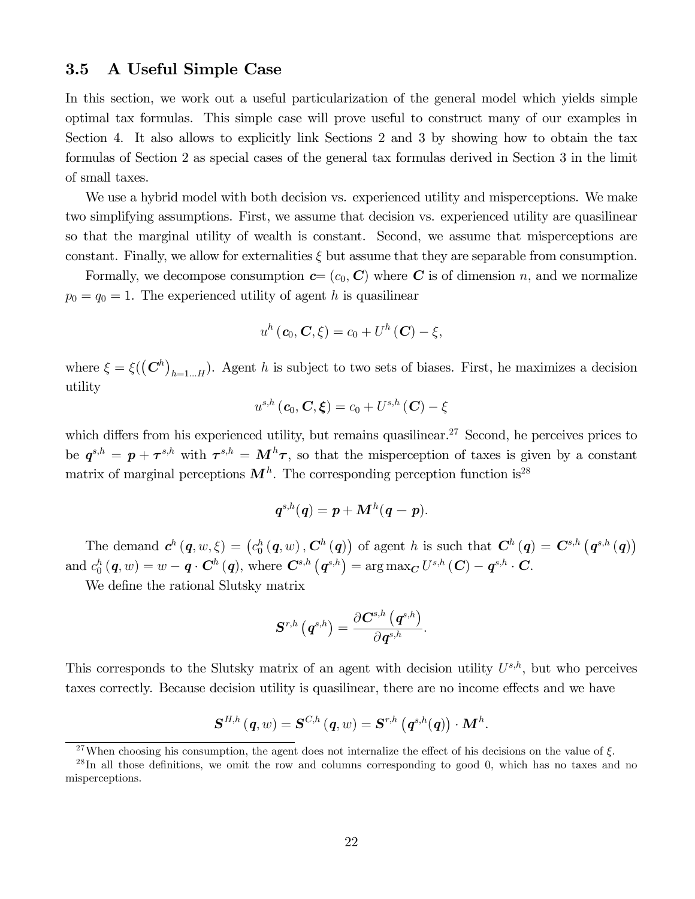### 3.5 A Useful Simple Case

In this section, we work out a useful particularization of the general model which yields simple optimal tax formulas. This simple case will prove useful to construct many of our examples in Section 4. It also allows to explicitly link Sections 2 and 3 by showing how to obtain the tax formulas of Section 2 as special cases of the general tax formulas derived in Section 3 in the limit of small taxes.

We use a hybrid model with both decision vs. experienced utility and misperceptions. We make two simplifying assumptions. First, we assume that decision vs. experienced utility are quasilinear so that the marginal utility of wealth is constant. Second, we assume that misperceptions are constant. Finally, we allow for externalities $\xi$ but assume that they are separable from consumption.

Formally, we decompose consumption $\boldsymbol{c} = (c_0, \boldsymbol{C})$ where $\boldsymbol{C}$ is of dimension $n$, and we normalize $p_0 = q_0 = 1$. The experienced utility of agent $h$ is quasilinear

$$u^h(\boldsymbol{c}_0, \boldsymbol{C}, \xi) = c_0 + U^h(\boldsymbol{C}) - \xi,$$

where $\xi = \xi((\boldsymbol{C}^h)_{h=1...H})$. Agent $h$ is subject to two sets of biases. First, he maximizes a decision utility

$$u^{s,h}(\boldsymbol{c}_0, \boldsymbol{C}, \boldsymbol{\xi}) = c_0 + U^{s,h}(\boldsymbol{C}) - \xi$$

which differs from his experienced utility, but remains quasilinear.[27] Second, he perceives prices to be $\boldsymbol{q}^{s,h} = \boldsymbol{p} + \boldsymbol{\tau}^{s,h}$ with $\boldsymbol{\tau}^{s,h} = \boldsymbol{M}^h \boldsymbol{\tau}$, so that the misperception of taxes is given by a constant matrix of marginal perceptions $\boldsymbol{M}^h$. The corresponding perception function is[28]

$$\boldsymbol{q}^{s,h}(\boldsymbol{q}) = \boldsymbol{p} + \boldsymbol{M}^h(\boldsymbol{q} - \boldsymbol{p}).$$

The demand $\boldsymbol{c}^h(\boldsymbol{q}, w, \xi) = \left(c_0^h(\boldsymbol{q}, w), \boldsymbol{C}^h(\boldsymbol{q})\right)$ of agent $h$ is such that $\boldsymbol{C}^h(\boldsymbol{q}) = \boldsymbol{C}^{s,h}\left(\boldsymbol{q}^{s,h}(\boldsymbol{q})\right)$ and $c_0^h(\boldsymbol{q}, w) = w - \boldsymbol{q} \cdot \boldsymbol{C}^h(\boldsymbol{q})$, where $\boldsymbol{C}^{s,h}\left(\boldsymbol{q}^{s,h}\right) = \arg\max_{\boldsymbol{C}} U^{s,h}(\boldsymbol{C}) - \boldsymbol{q}^{s,h} \cdot \boldsymbol{C}$.

We define the rational Slutsky matrix

$$\boldsymbol{S}^{r,h}\left(\boldsymbol{q}^{s,h}\right) = \frac{\partial \boldsymbol{C}^{s,h}\left(\boldsymbol{q}^{s,h}\right)}{\partial \boldsymbol{q}^{s,h}}.$$

This corresponds to the Slutsky matrix of an agent with decision utility $U^{s,h}$, but who perceives taxes correctly. Because decision utility is quasilinear, there are no income effects and we have

$$\boldsymbol{S}^{H,h}(\boldsymbol{q}, w) = \boldsymbol{S}^{C,h}(\boldsymbol{q}, w) = \boldsymbol{S}^{r,h}\left(\boldsymbol{q}^{s,h}(\boldsymbol{q})\right) \cdot \boldsymbol{M}^h.$$

[27] When choosing his consumption, the agent does not internalize the effect of his decisions on the value of $\xi$.

[28] In all those definitions, we omit the row and columns corresponding to good 0, which has no taxes and no misperceptions.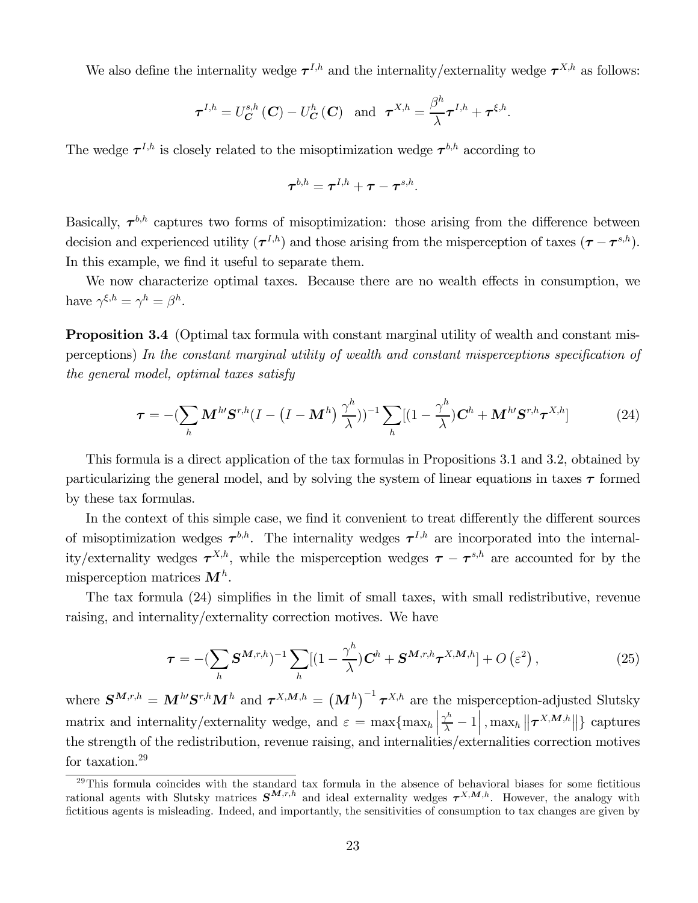We also define the internality wedge $\boldsymbol{\tau}^{I,h}$ and the internality/externality wedge $\boldsymbol{\tau}^{X,h}$ as follows:

$$\boldsymbol{\tau}^{I,h} = U^{s,h}_{\boldsymbol{C}}\left(\boldsymbol{C}\right) - U^{h}_{\boldsymbol{C}}\left(\boldsymbol{C}\right) \quad \text{and} \quad \boldsymbol{\tau}^{X,h} = \frac{\beta^h}{\lambda}\boldsymbol{\tau}^{I,h} + \boldsymbol{\tau}^{\xi,h}.$$

The wedge $\boldsymbol{\tau}^{I,h}$ is closely related to the misoptimization wedge $\boldsymbol{\tau}^{b,h}$ according to

$$\boldsymbol{\tau}^{b,h} = \boldsymbol{\tau}^{I,h} + \boldsymbol{\tau} - \boldsymbol{\tau}^{s,h}.$$

Basically, $\boldsymbol{\tau}^{b,h}$ captures two forms of misoptimization: those arising from the difference between decision and experienced utility ($\boldsymbol{\tau}^{I,h}$) and those arising from the misperception of taxes ($\boldsymbol{\tau} - \boldsymbol{\tau}^{s,h}$). In this example, we find it useful to separate them.

We now characterize optimal taxes. Because there are no wealth effects in consumption, we have $\gamma^{\xi,h} = \gamma^h = \beta^h$.

**Proposition 3.4** (Optimal tax formula with constant marginal utility of wealth and constant misperceptions) *In the constant marginal utility of wealth and constant misperceptions specification of the general model, optimal taxes satisfy*

$$\boldsymbol{\tau} = -\left(\sum_h \boldsymbol{M}^{h\prime}\boldsymbol{S}^{r,h}\left(I - \left(I - \boldsymbol{M}^h\right)\frac{\gamma^h}{\lambda}\right)\right)^{-1}\sum_h\left[\left(1 - \frac{\gamma^h}{\lambda}\right)\boldsymbol{C}^h + \boldsymbol{M}^{h\prime}\boldsymbol{S}^{r,h}\boldsymbol{\tau}^{X,h}\right] \tag{24}$$

This formula is a direct application of the tax formulas in Propositions 3.1 and 3.2, obtained by particularizing the general model, and by solving the system of linear equations in taxes $\boldsymbol{\tau}$ formed by these tax formulas.

In the context of this simple case, we find it convenient to treat differently the different sources of misoptimization wedges $\boldsymbol{\tau}^{b,h}$. The internality wedges $\boldsymbol{\tau}^{I,h}$ are incorporated into the internality/externality wedges $\boldsymbol{\tau}^{X,h}$, while the misperception wedges $\boldsymbol{\tau} - \boldsymbol{\tau}^{s,h}$ are accounted for by the misperception matrices $\boldsymbol{M}^h$.

The tax formula (24) simplifies in the limit of small taxes, with small redistributive, revenue raising, and internality/externality correction motives. We have

$$\boldsymbol{\tau} = -\left(\sum_h \boldsymbol{S}^{\boldsymbol{M},r,h}\right)^{-1}\sum_h\left[\left(1 - \frac{\gamma^h}{\lambda}\right)\boldsymbol{C}^h + \boldsymbol{S}^{\boldsymbol{M},r,h}\boldsymbol{\tau}^{X,\boldsymbol{M},h}\right] + O\left(\varepsilon^2\right), \tag{25}$$

where $\boldsymbol{S}^{\boldsymbol{M},r,h} = \boldsymbol{M}^{h\prime}\boldsymbol{S}^{r,h}\boldsymbol{M}^h$ and $\boldsymbol{\tau}^{X,\boldsymbol{M},h} = \left(\boldsymbol{M}^h\right)^{-1}\boldsymbol{\tau}^{X,h}$ are the misperception-adjusted Slutsky matrix and internality/externality wedge, and $\varepsilon = \max\{\max_h\left|\frac{\gamma^h}{\lambda} - 1\right|, \max_h\left\|\boldsymbol{\tau}^{X,\boldsymbol{M},h}\right\|\}$ captures the strength of the redistribution, revenue raising, and internalities/externalities correction motives for taxation.[29]

[29] This formula coincides with the standard tax formula in the absence of behavioral biases for some fictitious rational agents with Slutsky matrices $\boldsymbol{S}^{\boldsymbol{M},r,h}$ and ideal externality wedges $\boldsymbol{\tau}^{X,\boldsymbol{M},h}$. However, the analogy with fictitious agents is misleading. Indeed, and importantly, the sensitivities of consumption to tax changes are given by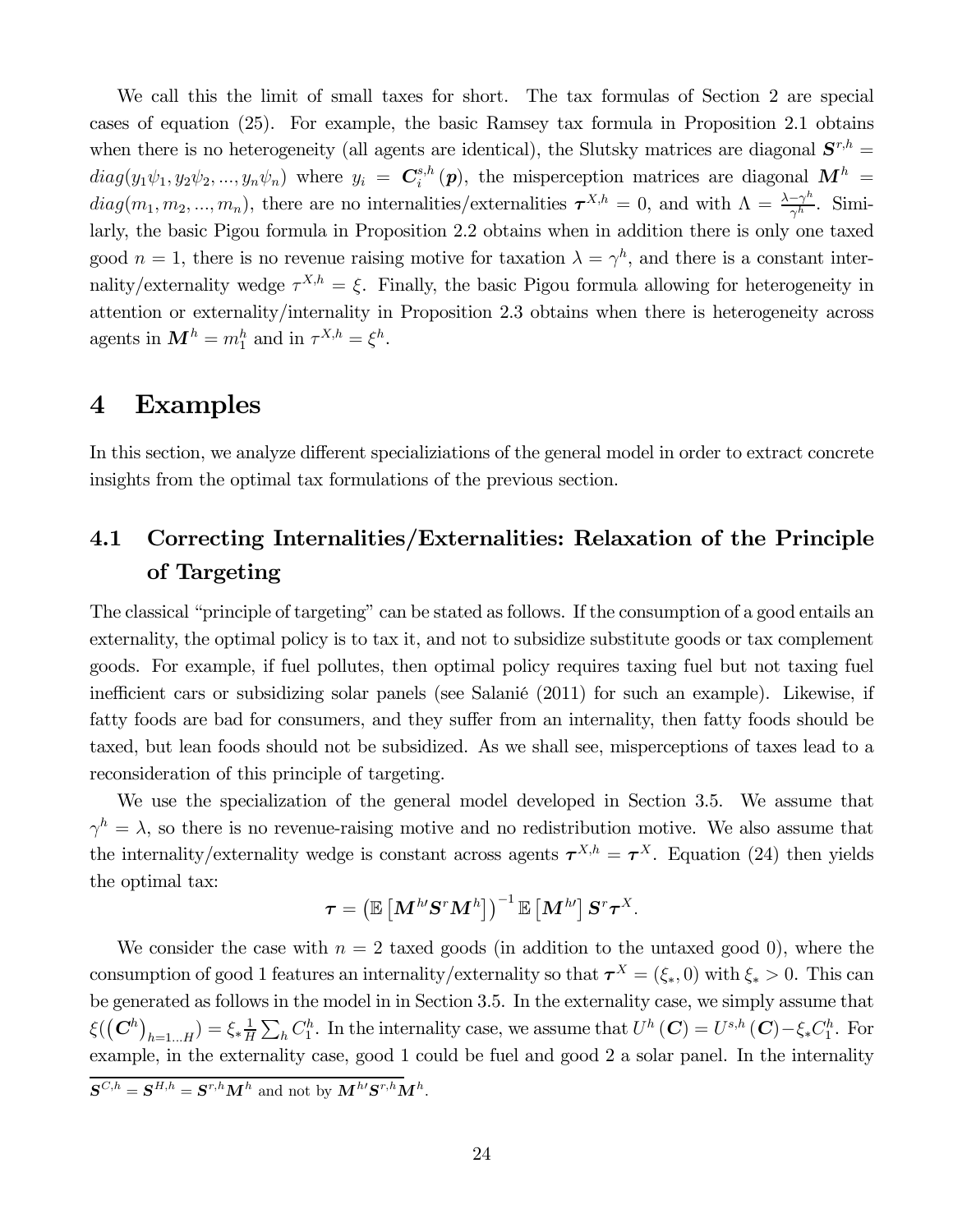We call this the limit of small taxes for short. The tax formulas of Section 2 are special cases of equation (25). For example, the basic Ramsey tax formula in Proposition 2.1 obtains when there is no heterogeneity (all agents are identical), the Slutsky matrices are diagonal $\boldsymbol{S}^{r,h} = diag(y_1\psi_1, y_2\psi_2, ..., y_n\psi_n)$ where $y_i = \boldsymbol{C}_i^{s,h}(\boldsymbol{p})$, the misperception matrices are diagonal $\boldsymbol{M}^h = diag(m_1, m_2, ..., m_n)$, there are no internalities/externalities $\boldsymbol{\tau}^{X,h} = 0$, and with $\Lambda = \frac{\lambda - \gamma^h}{\gamma^h}$. Similarly, the basic Pigou formula in Proposition 2.2 obtains when in addition there is only one taxed good $n = 1$, there is no revenue raising motive for taxation $\lambda = \gamma^h$, and there is a constant internality/externality wedge $\tau^{X,h} = \xi$. Finally, the basic Pigou formula allowing for heterogeneity in attention or externality/internality in Proposition 2.3 obtains when there is heterogeneity across agents in $\boldsymbol{M}^h = m_1^h$ and in $\tau^{X,h} = \xi^h$.

# 4 Examples

In this section, we analyze different specializiations of the general model in order to extract concrete insights from the optimal tax formulations of the previous section.

## 4.1 Correcting Internalities/Externalities: Relaxation of the Principle of Targeting

The classical "principle of targeting" can be stated as follows. If the consumption of a good entails an externality, the optimal policy is to tax it, and not to subsidize substitute goods or tax complement goods. For example, if fuel pollutes, then optimal policy requires taxing fuel but not taxing fuel inefficient cars or subsidizing solar panels (see Salanié (2011) for such an example). Likewise, if fatty foods are bad for consumers, and they suffer from an internality, then fatty foods should be taxed, but lean foods should not be subsidized. As we shall see, misperceptions of taxes lead to a reconsideration of this principle of targeting.

We use the specialization of the general model developed in Section 3.5. We assume that $\gamma^h = \lambda$, so there is no revenue-raising motive and no redistribution motive. We also assume that the internality/externality wedge is constant across agents $\boldsymbol{\tau}^{X,h} = \boldsymbol{\tau}^X$. Equation (24) then yields the optimal tax:

$$\boldsymbol{\tau} = \left(\mathbb{E}\left[\boldsymbol{M}^{h\prime}\boldsymbol{S}^r\boldsymbol{M}^h\right]\right)^{-1}\mathbb{E}\left[\boldsymbol{M}^{h\prime}\right]\boldsymbol{S}^r\boldsymbol{\tau}^X.$$

We consider the case with $n = 2$ taxed goods (in addition to the untaxed good 0), where the consumption of good 1 features an internality/externality so that $\boldsymbol{\tau}^X = (\xi_*, 0)$ with $\xi_* > 0$. This can be generated as follows in the model in in Section 3.5. In the externality case, we simply assume that $\xi((\boldsymbol{C}^h)_{h=1...H}) = \xi_* \frac{1}{H}\sum_h C_1^h$. In the internality case, we assume that $U^h(\boldsymbol{C}) = U^{s,h}(\boldsymbol{C}) - \xi_* C_1^h$. For example, in the externality case, good 1 could be fuel and good 2 a solar panel. In the internality

$\boldsymbol{S}^{C,h} = \boldsymbol{S}^{H,h} = \boldsymbol{S}^{r,h}\boldsymbol{M}^h$ and not by $\boldsymbol{M}^{h\prime}\boldsymbol{S}^{r,h}\boldsymbol{M}^h$.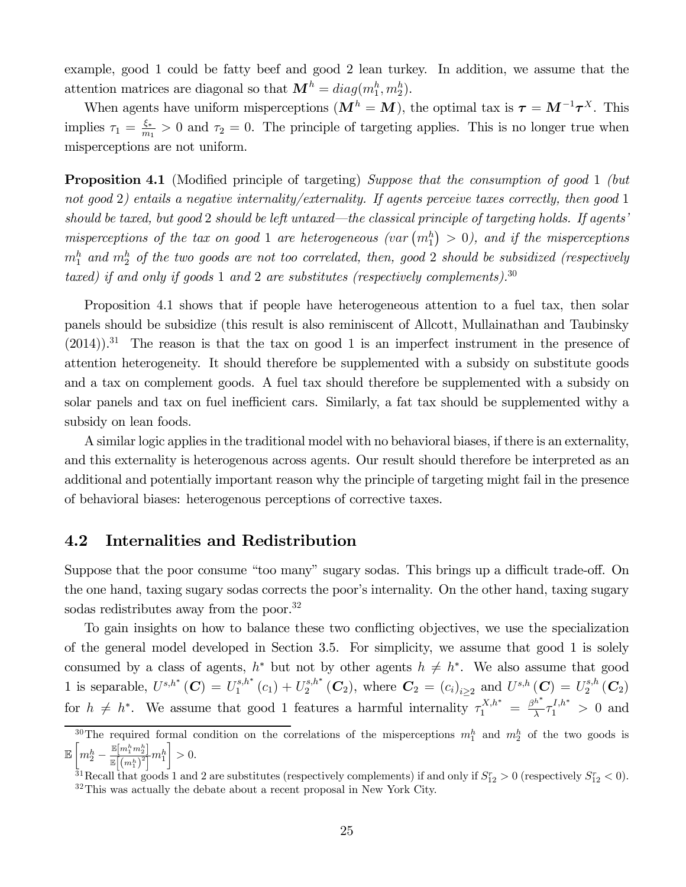example, good 1 could be fatty beef and good 2 lean turkey. In addition, we assume that the attention matrices are diagonal so that $\boldsymbol{M}^h = diag(m_1^h, m_2^h)$.

When agents have uniform misperceptions ($\boldsymbol{M}^h = \boldsymbol{M}$), the optimal tax is $\boldsymbol{\tau} = \boldsymbol{M}^{-1}\boldsymbol{\tau}^X$. This implies $\tau_1 = \frac{\xi_*}{m_1} > 0$ and $\tau_2 = 0$. The principle of targeting applies. This is no longer true when misperceptions are not uniform.

**Proposition 4.1** (Modified principle of targeting) *Suppose that the consumption of good 1 (but not good 2) entails a negative internality/externality. If agents perceive taxes correctly, then good 1 should be taxed, but good 2 should be left untaxed—the classical principle of targeting holds. If agents' misperceptions of the tax on good 1 are heterogeneous ($var\left(m_1^h\right) > 0$), and if the misperceptions $m_1^h$ and $m_2^h$ of the two goods are not too correlated, then, good 2 should be subsidized (respectively taxed) if and only if goods 1 and 2 are substitutes (respectively complements).*[30]

Proposition 4.1 shows that if people have heterogeneous attention to a fuel tax, then solar panels should be subsidize (this result is also reminiscent of Allcott, Mullainathan and Taubinsky (2014)).[31] The reason is that the tax on good 1 is an imperfect instrument in the presence of attention heterogeneity. It should therefore be supplemented with a subsidy on substitute goods and a tax on complement goods. A fuel tax should therefore be supplemented with a subsidy on solar panels and tax on fuel inefficient cars. Similarly, a fat tax should be supplemented withy a subsidy on lean foods.

A similar logic applies in the traditional model with no behavioral biases, if there is an externality, and this externality is heterogenous across agents. Our result should therefore be interpreted as an additional and potentially important reason why the principle of targeting might fail in the presence of behavioral biases: heterogenous perceptions of corrective taxes.

## 4.2 Internalities and Redistribution

Suppose that the poor consume "too many" sugary sodas. This brings up a difficult trade-off. On the one hand, taxing sugary sodas corrects the poor's internality. On the other hand, taxing sugary sodas redistributes away from the poor.[32]

To gain insights on how to balance these two conflicting objectives, we use the specialization of the general model developed in Section 3.5. For simplicity, we assume that good 1 is solely consumed by a class of agents, $h^*$ but not by other agents $h \neq h^*$. We also assume that good 1 is separable, $U^{s,h^*}(\boldsymbol{C}) = U_1^{s,h^*}(c_1) + U_2^{s,h^*}(\boldsymbol{C}_2)$, where $\boldsymbol{C}_2 = (c_i)_{i \geq 2}$ and $U^{s,h}(\boldsymbol{C}) = U_2^{s,h}(\boldsymbol{C}_2)$ for $h \neq h^*$. We assume that good 1 features a harmful internality $\tau_1^{X,h^*} = \frac{\beta^{h^*}}{\lambda}\tau_1^{I,h^*} > 0$ and

[30] The required formal condition on the correlations of the misperceptions $m_1^h$ and $m_2^h$ of the two goods is $\mathbb{E}\left[m_2^h - \frac{\mathbb{E}\left[m_1^h m_2^h\right]}{\mathbb{E}\left[\left(m_1^h\right)^2\right]} m_1^h\right] > 0$.

[31] Recall that goods 1 and 2 are substitutes (respectively complements) if and only if $S_{12}^r > 0$ (respectively $S_{12}^r < 0$).

[32] This was actually the debate about a recent proposal in New York City.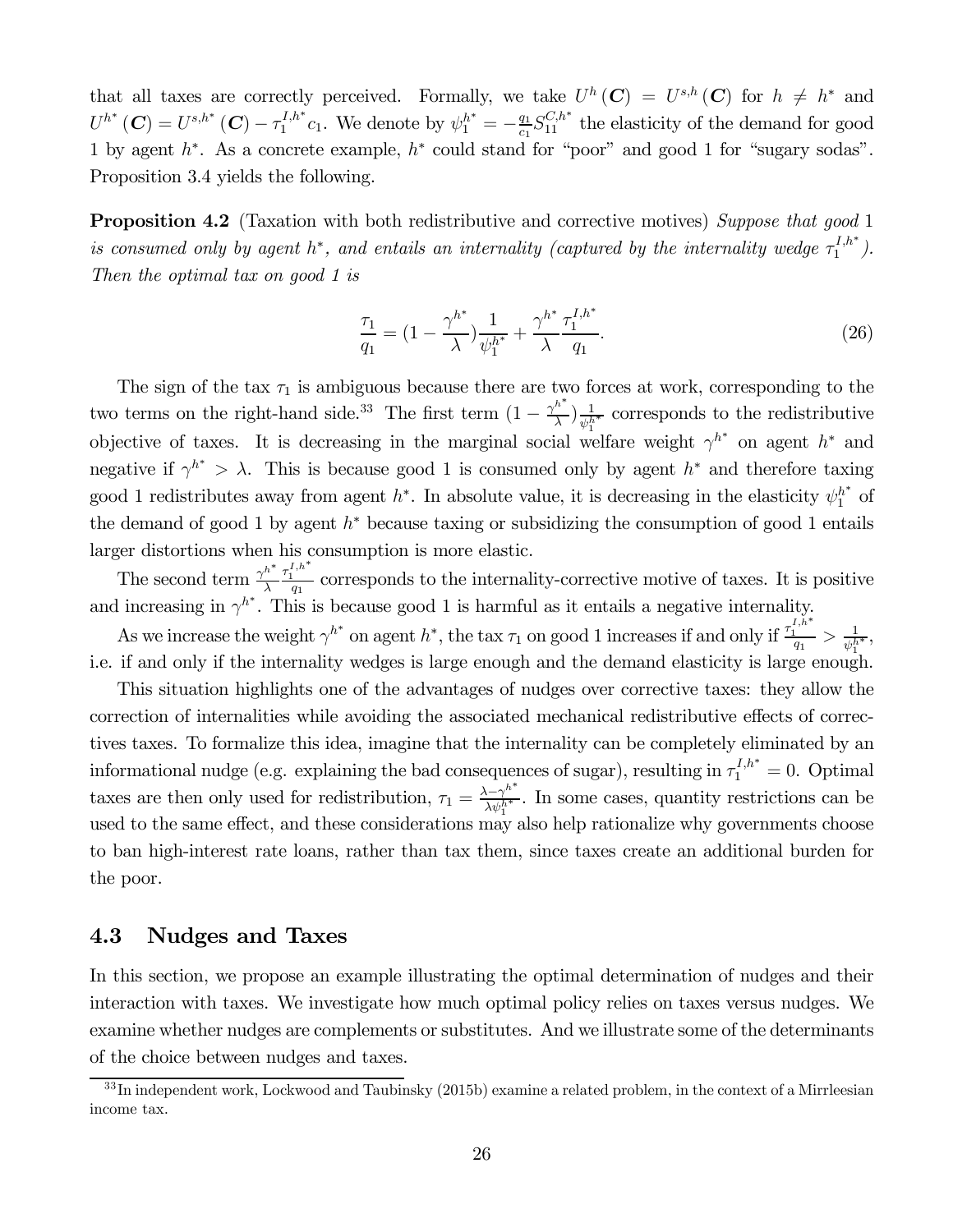that all taxes are correctly perceived. Formally, we take $U^h(\boldsymbol{C}) = U^{s,h}(\boldsymbol{C})$ for $h \neq h^*$ and $U^{h^*}(\boldsymbol{C}) = U^{s,h^*}(\boldsymbol{C}) - \tau_1^{I,h^*} c_1$. We denote by $\psi_1^{h^*} = -\frac{q_1}{c_1} S_{11}^{C,h^*}$ the elasticity of the demand for good 1 by agent $h^*$. As a concrete example, $h^*$ could stand for "poor" and good 1 for "sugary sodas". Proposition 3.4 yields the following.

**Proposition 4.2** (Taxation with both redistributive and corrective motives) *Suppose that good 1 is consumed only by agent $h^*$, and entails an internality (captured by the internality wedge $\tau_1^{I,h^*}$). Then the optimal tax on good 1 is*

$$\frac{\tau_1}{q_1} = (1 - \frac{\gamma^{h^*}}{\lambda}) \frac{1}{\psi_1^{h^*}} + \frac{\gamma^{h^*}}{\lambda} \frac{\tau_1^{I,h^*}}{q_1}. \tag{26}$$

The sign of the tax $\tau_1$ is ambiguous because there are two forces at work, corresponding to the two terms on the right-hand side.[33] The first term $(1 - \frac{\gamma^{h^*}}{\lambda}) \frac{1}{\psi_1^{h^*}}$ corresponds to the redistributive objective of taxes. It is decreasing in the marginal social welfare weight $\gamma^{h^*}$ on agent $h^*$ and negative if $\gamma^{h^*} > \lambda$. This is because good 1 is consumed only by agent $h^*$ and therefore taxing good 1 redistributes away from agent $h^*$. In absolute value, it is decreasing in the elasticity $\psi_1^{h^*}$ of the demand of good 1 by agent $h^*$ because taxing or subsidizing the consumption of good 1 entails larger distortions when his consumption is more elastic.

The second term $\frac{\gamma^{h^*}}{\lambda} \frac{\tau_1^{I,h^*}}{q_1}$ corresponds to the internality-corrective motive of taxes. It is positive and increasing in $\gamma^{h^*}$. This is because good 1 is harmful as it entails a negative internality.

As we increase the weight $\gamma^{h^*}$ on agent $h^*$, the tax $\tau_1$ on good 1 increases if and only if $\frac{\tau_1^{I,h^*}}{q_1} > \frac{1}{\psi_1^{h^*}}$, i.e. if and only if the internality wedges is large enough and the demand elasticity is large enough.

This situation highlights one of the advantages of nudges over corrective taxes: they allow the correction of internalities while avoiding the associated mechanical redistributive effects of correctives taxes. To formalize this idea, imagine that the internality can be completely eliminated by an informational nudge (e.g. explaining the bad consequences of sugar), resulting in $\tau_1^{I,h^*} = 0$. Optimal taxes are then only used for redistribution, $\tau_1 = \frac{\lambda - \gamma^{h^*}}{\lambda \psi_1^{h^*}}$. In some cases, quantity restrictions can be used to the same effect, and these considerations may also help rationalize why governments choose to ban high-interest rate loans, rather than tax them, since taxes create an additional burden for the poor.

## 4.3 Nudges and Taxes

In this section, we propose an example illustrating the optimal determination of nudges and their interaction with taxes. We investigate how much optimal policy relies on taxes versus nudges. We examine whether nudges are complements or substitutes. And we illustrate some of the determinants of the choice between nudges and taxes.

[33] In independent work, Lockwood and Taubinsky (2015b) examine a related problem, in the context of a Mirrleesian income tax.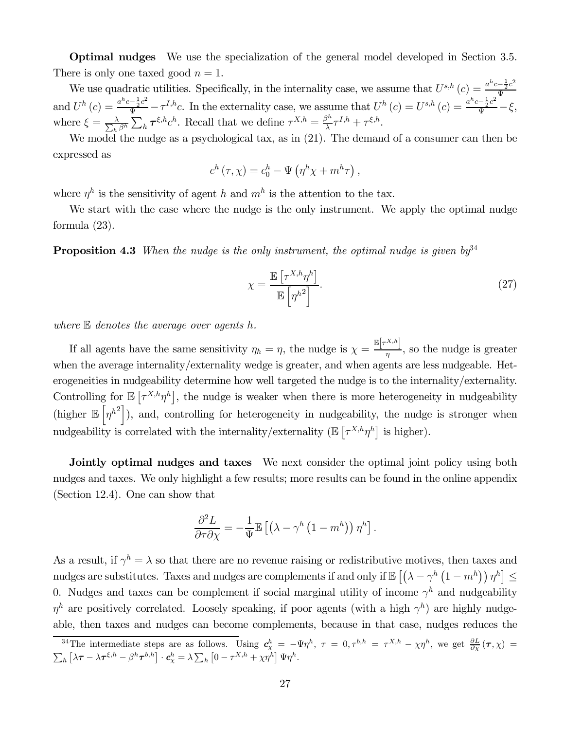**Optimal nudges** We use the specialization of the general model developed in Section 3.5. There is only one taxed good $n = 1$.

We use quadratic utilities. Specifically, in the internality case, we assume that $U^{s,h}(c) = \frac{a^h c - \frac{1}{2}c^2}{\Psi}$ and $U^h(c) = \frac{a^h c - \frac{1}{2}c^2}{\Psi} - \tau^{I,h}c$. In the externality case, we assume that $U^h(c) = U^{s,h}(c) = \frac{a^h c - \frac{1}{2}c^2}{\Psi} - \xi$, where $\xi = \frac{\lambda}{\sum_h \beta^h} \sum_h \boldsymbol{\tau}^{\xi,h} c^h$. Recall that we define $\tau^{X,h} = \frac{\beta^h}{\lambda}\tau^{I,h} + \tau^{\xi,h}$.

We model the nudge as a psychological tax, as in (21). The demand of a consumer can then be expressed as

$$c^h(\tau, \chi) = c_0^h - \Psi\left(\eta^h \chi + m^h \tau\right),$$

where $\eta^h$ is the sensitivity of agent $h$ and $m^h$ is the attention to the tax.

We start with the case where the nudge is the only instrument. We apply the optimal nudge formula (23).

**Proposition 4.3** *When the nudge is the only instrument, the optimal nudge is given by*[34]

$$\chi = \frac{\mathbb{E}\left[\tau^{X,h}\eta^h\right]}{\mathbb{E}\left[{\eta^h}^2\right]}. \tag{27}$$

*where* $\mathbb{E}$ *denotes the average over agents* $h$.

If all agents have the same sensitivity $\eta_h = \eta$, the nudge is $\chi = \frac{\mathbb{E}\left[\tau^{X,h}\right]}{\eta}$, so the nudge is greater when the average internality/externality wedge is greater, and when agents are less nudgeable. Heterogeneities in nudgeability determine how well targeted the nudge is to the internality/externality. Controlling for $\mathbb{E}\left[\tau^{X,h}\eta^h\right]$, the nudge is weaker when there is more heterogeneity in nudgeability (higher $\mathbb{E}\left[{\eta^h}^2\right]$), and, controlling for heterogeneity in nudgeability, the nudge is stronger when nudgeability is correlated with the internality/externality ($\mathbb{E}\left[\tau^{X,h}\eta^h\right]$ is higher).

**Jointly optimal nudges and taxes** We next consider the optimal joint policy using both nudges and taxes. We only highlight a few results; more results can be found in the online appendix (Section 12.4). One can show that

$$\frac{\partial^2 L}{\partial \tau \partial \chi} = -\frac{1}{\Psi}\mathbb{E}\left[\left(\lambda - \gamma^h\left(1 - m^h\right)\right)\eta^h\right].$$

As a result, if $\gamma^h = \lambda$ so that there are no revenue raising or redistributive motives, then taxes and nudges are substitutes. Taxes and nudges are complements if and only if $\mathbb{E}\left[\left(\lambda - \gamma^h\left(1 - m^h\right)\right)\eta^h\right] \leq 0$. Nudges and taxes can be complement if social marginal utility of income $\gamma^h$ and nudgeability $\eta^h$ are positively correlated. Loosely speaking, if poor agents (with a high $\gamma^h$) are highly nudgeable, then taxes and nudges can become complements, because in that case, nudges reduces the

[34] The intermediate steps are as follows. Using $\boldsymbol{c}_\chi^h = -\Psi\eta^h$, $\tau = 0, \tau^{b,h} = \tau^{X,h} - \chi\eta^h$, we get $\frac{\partial L}{\partial \chi}(\boldsymbol{\tau}, \chi) = \sum_h \left[\lambda\boldsymbol{\tau} - \lambda\boldsymbol{\tau}^{\xi,h} - \beta^h\boldsymbol{\tau}^{b,h}\right] \cdot \boldsymbol{c}_\chi^h = \lambda\sum_h\left[0 - \tau^{X,h} + \chi\eta^h\right]\Psi\eta^h$.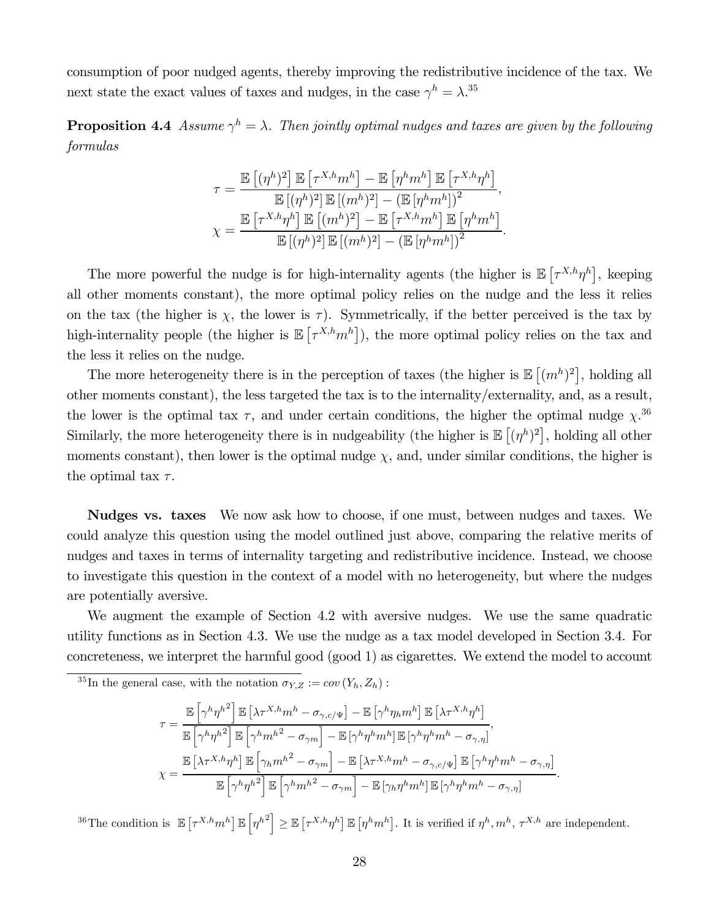consumption of poor nudged agents, thereby improving the redistributive incidence of the tax. We next state the exact values of taxes and nudges, in the case $\gamma^h = \lambda$.[35]

**Proposition 4.4** *Assume $\gamma^h = \lambda$. Then jointly optimal nudges and taxes are given by the following formulas*

$$
\tau = \frac{\mathbb{E}\left[(\eta^h)^2\right]\mathbb{E}\left[\tau^{X,h}m^h\right] - \mathbb{E}\left[\eta^h m^h\right]\mathbb{E}\left[\tau^{X,h}\eta^h\right]}{\mathbb{E}\left[(\eta^h)^2\right]\mathbb{E}\left[(m^h)^2\right] - \left(\mathbb{E}\left[\eta^h m^h\right]\right)^2},
$$

$$
\chi = \frac{\mathbb{E}\left[\tau^{X,h}\eta^h\right]\mathbb{E}\left[(m^h)^2\right] - \mathbb{E}\left[\tau^{X,h}m^h\right]\mathbb{E}\left[\eta^h m^h\right]}{\mathbb{E}\left[(\eta^h)^2\right]\mathbb{E}\left[(m^h)^2\right] - \left(\mathbb{E}\left[\eta^h m^h\right]\right)^2}.
$$

The more powerful the nudge is for high-internality agents (the higher is $\mathbb{E}\left[\tau^{X,h}\eta^h\right]$, keeping all other moments constant), the more optimal policy relies on the nudge and the less it relies on the tax (the higher is $\chi$, the lower is $\tau$). Symmetrically, if the better perceived is the tax by high-internality people (the higher is $\mathbb{E}\left[\tau^{X,h}m^h\right]$), the more optimal policy relies on the tax and the less it relies on the nudge.

The more heterogeneity there is in the perception of taxes (the higher is $\mathbb{E}\left[(m^h)^2\right]$, holding all other moments constant), the less targeted the tax is to the internality/externality, and, as a result, the lower is the optimal tax $\tau$, and under certain conditions, the higher the optimal nudge $\chi$.[36] Similarly, the more heterogeneity there is in nudgeability (the higher is $\mathbb{E}\left[(\eta^h)^2\right]$, holding all other moments constant), then lower is the optimal nudge $\chi$, and, under similar conditions, the higher is the optimal tax $\tau$.

**Nudges vs. taxes** We now ask how to choose, if one must, between nudges and taxes. We could analyze this question using the model outlined just above, comparing the relative merits of nudges and taxes in terms of internality targeting and redistributive incidence. Instead, we choose to investigate this question in the context of a model with no heterogeneity, but where the nudges are potentially aversive.

We augment the example of Section 4.2 with aversive nudges. We use the same quadratic utility functions as in Section 4.3. We use the nudge as a tax model developed in Section 3.4. For concreteness, we interpret the harmful good (good 1) as cigarettes. We extend the model to account

---

[35] In the general case, with the notation $\sigma_{Y,Z} := cov\left(Y_h, Z_h\right)$ :

$$
\tau = \frac{\mathbb{E}\left[\gamma^h {\eta^h}^2\right]\mathbb{E}\left[\lambda\tau^{X,h}m^h - \sigma_{\gamma,c/\Psi}\right] - \mathbb{E}\left[\gamma^h \eta_h m^h\right]\mathbb{E}\left[\lambda\tau^{X,h}\eta^h\right]}{\mathbb{E}\left[\gamma^h {\eta^h}^2\right]\mathbb{E}\left[\gamma^h {m^h}^2 - \sigma_{\gamma m}\right] - \mathbb{E}\left[\gamma^h \eta^h m^h\right]\mathbb{E}\left[\gamma^h \eta^h m^h - \sigma_{\gamma,\eta}\right]},
$$

$$
\chi = \frac{\mathbb{E}\left[\lambda\tau^{X,h}\eta^h\right]\mathbb{E}\left[\gamma_h {m^h}^2 - \sigma_{\gamma m}\right] - \mathbb{E}\left[\lambda\tau^{X,h}m^h - \sigma_{\gamma,c/\Psi}\right]\mathbb{E}\left[\gamma^h \eta^h m^h - \sigma_{\gamma,\eta}\right]}{\mathbb{E}\left[\gamma^h {\eta^h}^2\right]\mathbb{E}\left[\gamma^h {m^h}^2 - \sigma_{\gamma m}\right] - \mathbb{E}\left[\gamma_h \eta^h m^h\right]\mathbb{E}\left[\gamma^h \eta^h m^h - \sigma_{\gamma,\eta}\right]}.
$$

[36] The condition is $\mathbb{E}\left[\tau^{X,h}m^h\right]\mathbb{E}\left[{\eta^h}^2\right] \geq \mathbb{E}\left[\tau^{X,h}\eta^h\right]\mathbb{E}\left[\eta^h m^h\right]$. It is verified if $\eta^h, m^h, \tau^{X,h}$ are independent.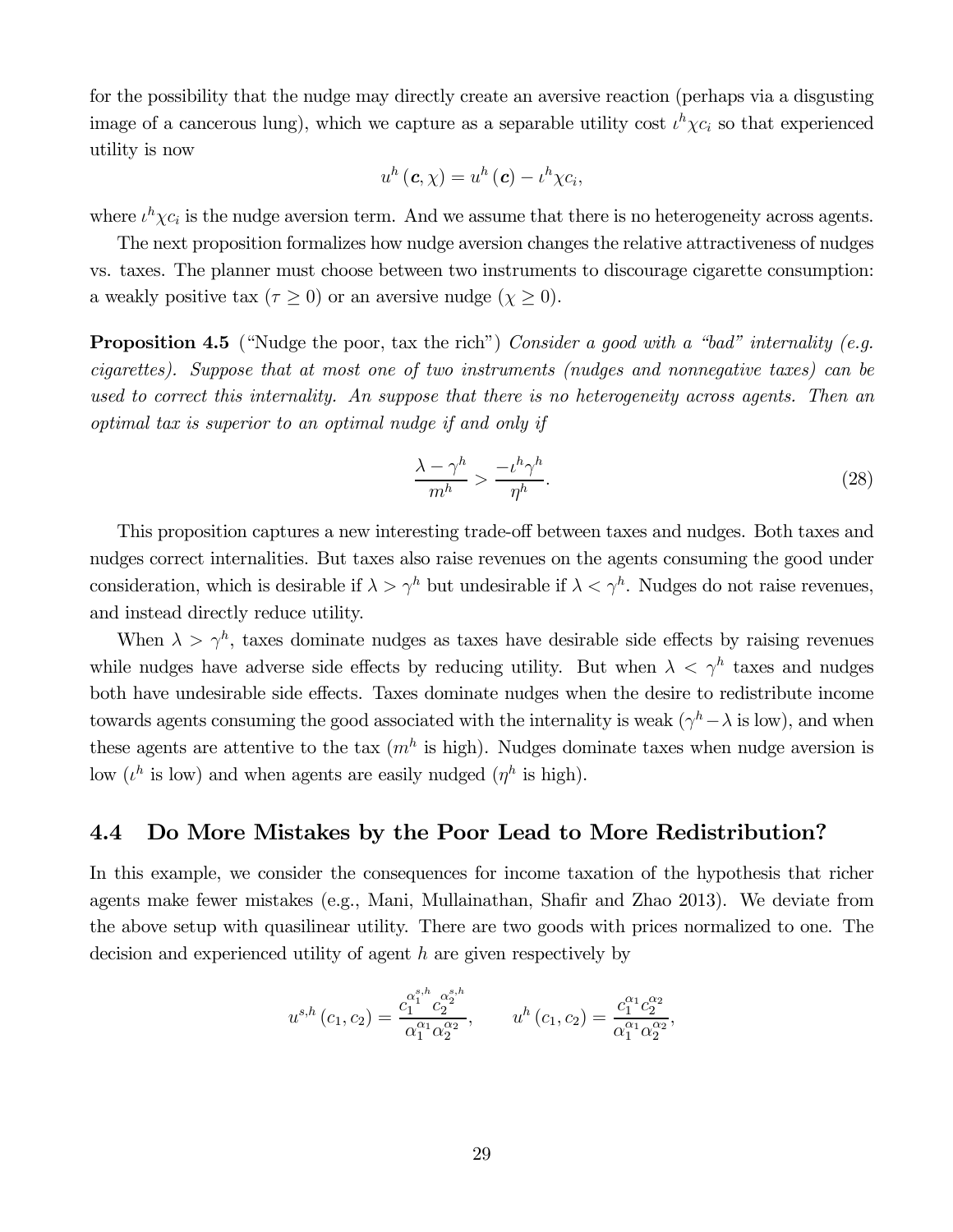for the possibility that the nudge may directly create an aversive reaction (perhaps via a disgusting image of a cancerous lung), which we capture as a separable utility cost $\iota^h \chi c_i$ so that experienced utility is now

$$u^h(\boldsymbol{c}, \chi) = u^h(\boldsymbol{c}) - \iota^h \chi c_i,$$

where $\iota^h \chi c_i$ is the nudge aversion term. And we assume that there is no heterogeneity across agents.

The next proposition formalizes how nudge aversion changes the relative attractiveness of nudges vs. taxes. The planner must choose between two instruments to discourage cigarette consumption: a weakly positive tax ($\tau \geq 0$) or an aversive nudge ($\chi \geq 0$).

**Proposition 4.5** ("Nudge the poor, tax the rich") *Consider a good with a "bad" internality (e.g. cigarettes). Suppose that at most one of two instruments (nudges and nonnegative taxes) can be used to correct this internality. An suppose that there is no heterogeneity across agents. Then an optimal tax is superior to an optimal nudge if and only if*

$$\frac{\lambda - \gamma^h}{m^h} > \frac{-\iota^h \gamma^h}{\eta^h}. \tag{28}$$

This proposition captures a new interesting trade-off between taxes and nudges. Both taxes and nudges correct internalities. But taxes also raise revenues on the agents consuming the good under consideration, which is desirable if $\lambda > \gamma^h$ but undesirable if $\lambda < \gamma^h$. Nudges do not raise revenues, and instead directly reduce utility.

When $\lambda > \gamma^h$, taxes dominate nudges as taxes have desirable side effects by raising revenues while nudges have adverse side effects by reducing utility. But when $\lambda < \gamma^h$ taxes and nudges both have undesirable side effects. Taxes dominate nudges when the desire to redistribute income towards agents consuming the good associated with the internality is weak ($\gamma^h - \lambda$ is low), and when these agents are attentive to the tax ($m^h$ is high). Nudges dominate taxes when nudge aversion is low ($\iota^h$ is low) and when agents are easily nudged ($\eta^h$ is high).

## 4.4 Do More Mistakes by the Poor Lead to More Redistribution?

In this example, we consider the consequences for income taxation of the hypothesis that richer agents make fewer mistakes (e.g., Mani, Mullainathan, Shafir and Zhao 2013). We deviate from the above setup with quasilinear utility. There are two goods with prices normalized to one. The decision and experienced utility of agent $h$ are given respectively by

$$u^{s,h}(c_1, c_2) = \frac{c_1^{\alpha_1^{s,h}} c_2^{\alpha_2^{s,h}}}{\alpha_1^{\alpha_1} \alpha_2^{\alpha_2}}, \qquad u^h(c_1, c_2) = \frac{c_1^{\alpha_1} c_2^{\alpha_2}}{\alpha_1^{\alpha_1} \alpha_2^{\alpha_2}},$$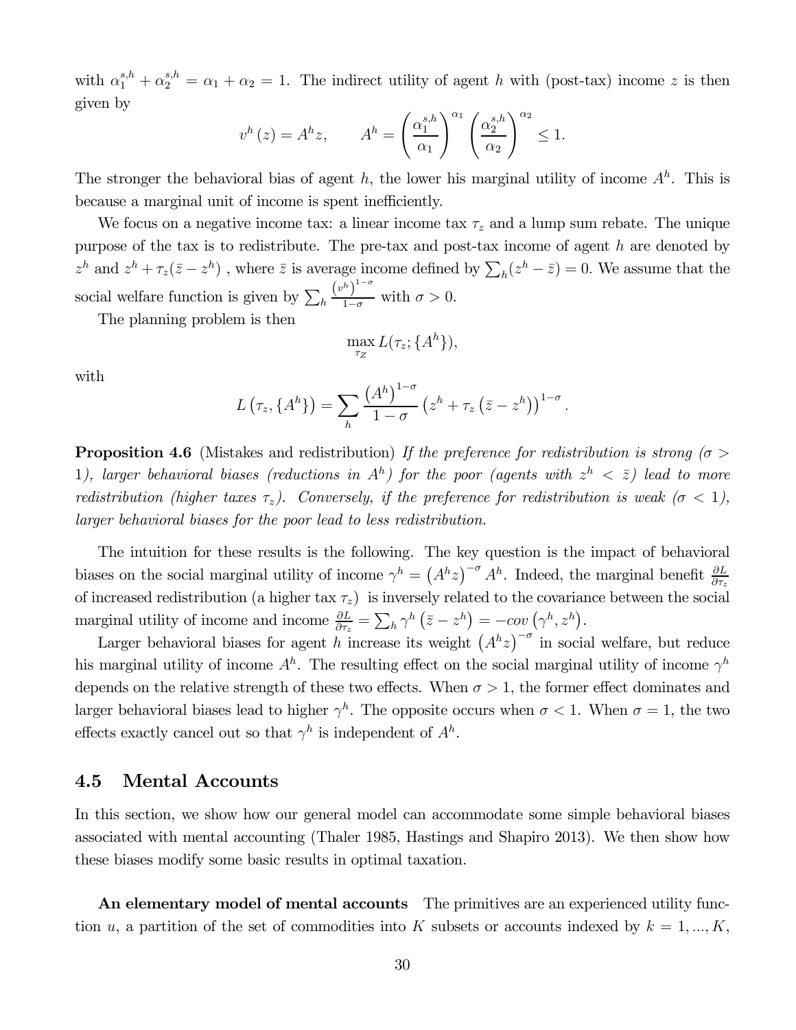with $\alpha_1^{s,h} + \alpha_2^{s,h} = \alpha_1 + \alpha_2 = 1$. The indirect utility of agent $h$ with (post-tax) income $z$ is then given by

$$v^h(z) = A^h z, \qquad A^h = \left(\frac{\alpha_1^{s,h}}{\alpha_1}\right)^{\alpha_1} \left(\frac{\alpha_2^{s,h}}{\alpha_2}\right)^{\alpha_2} \leq 1.$$

The stronger the behavioral bias of agent $h$, the lower his marginal utility of income $A^h$. This is because a marginal unit of income is spent inefficiently.

We focus on a negative income tax: a linear income tax $\tau_z$ and a lump sum rebate. The unique purpose of the tax is to redistribute. The pre-tax and post-tax income of agent $h$ are denoted by $z^h$ and $z^h + \tau_z(\bar{z} - z^h)$ , where $\bar{z}$ is average income defined by $\sum_h (z^h - \bar{z}) = 0$. We assume that the social welfare function is given by $\sum_h \frac{(v^h)^{1-\sigma}}{1-\sigma}$ with $\sigma > 0$.

The planning problem is then

$$\max_{\tau_Z} L(\tau_z; \{A^h\}),$$

with

$$L\left(\tau_z, \{A^h\}\right) = \sum_h \frac{\left(A^h\right)^{1-\sigma}}{1-\sigma} \left(z^h + \tau_z\left(\bar{z} - z^h\right)\right)^{1-\sigma}.$$

**Proposition 4.6** (Mistakes and redistribution) *If the preference for redistribution is strong ($\sigma > 1$), larger behavioral biases (reductions in $A^h$) for the poor (agents with $z^h < \bar{z}$) lead to more redistribution (higher taxes $\tau_z$). Conversely, if the preference for redistribution is weak ($\sigma < 1$), larger behavioral biases for the poor lead to less redistribution.*

The intuition for these results is the following. The key question is the impact of behavioral biases on the social marginal utility of income $\gamma^h = \left(A^h z\right)^{-\sigma} A^h$. Indeed, the marginal benefit $\frac{\partial L}{\partial \tau_z}$ of increased redistribution (a higher tax $\tau_z$) is inversely related to the covariance between the social marginal utility of income and income $\frac{\partial L}{\partial \tau_z} = \sum_h \gamma^h \left(\bar{z} - z^h\right) = -cov\left(\gamma^h, z^h\right)$.

Larger behavioral biases for agent $h$ increase its weight $\left(A^h z\right)^{-\sigma}$ in social welfare, but reduce his marginal utility of income $A^h$. The resulting effect on the social marginal utility of income $\gamma^h$ depends on the relative strength of these two effects. When $\sigma > 1$, the former effect dominates and larger behavioral biases lead to higher $\gamma^h$. The opposite occurs when $\sigma < 1$. When $\sigma = 1$, the two effects exactly cancel out so that $\gamma^h$ is independent of $A^h$.

## 4.5 Mental Accounts

In this section, we show how our general model can accommodate some simple behavioral biases associated with mental accounting (Thaler 1985, Hastings and Shapiro 2013). We then show how these biases modify some basic results in optimal taxation.

**An elementary model of mental accounts** The primitives are an experienced utility function $u$, a partition of the set of commodities into $K$ subsets or accounts indexed by $k = 1, ..., K$,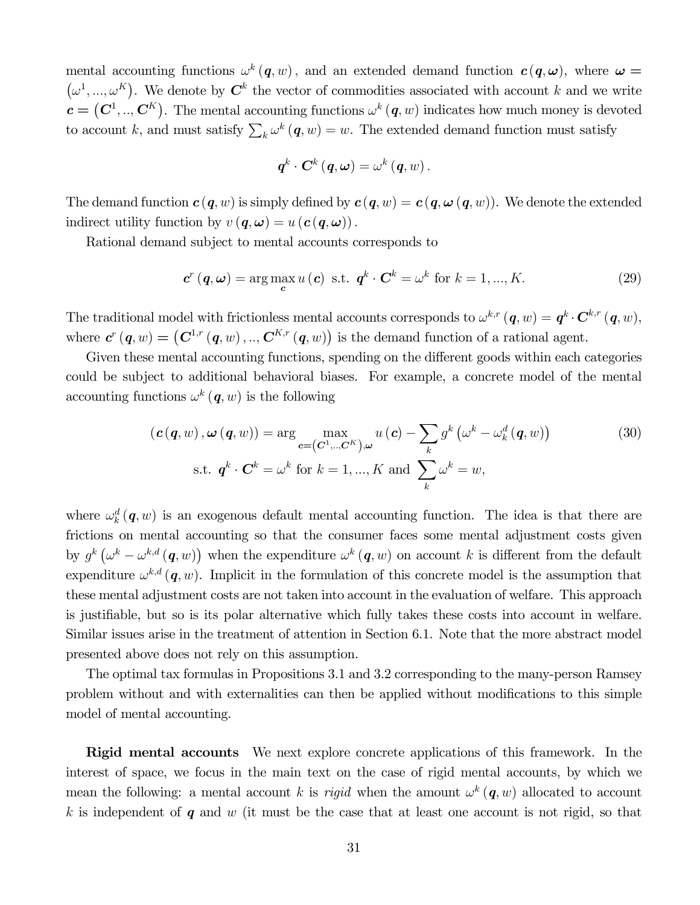mental accounting functions $\omega^k(\boldsymbol{q}, w)$, and an extended demand function $\boldsymbol{c}(\boldsymbol{q}, \boldsymbol{\omega})$, where $\boldsymbol{\omega} = (\omega^1, ..., \omega^K)$. We denote by $\boldsymbol{C}^k$ the vector of commodities associated with account $k$ and we write $\boldsymbol{c} = (\boldsymbol{C}^1, .., \boldsymbol{C}^K)$. The mental accounting functions $\omega^k(\boldsymbol{q}, w)$ indicates how much money is devoted to account $k$, and must satisfy $\sum_k \omega^k(\boldsymbol{q}, w) = w$. The extended demand function must satisfy

$$\boldsymbol{q}^k \cdot \boldsymbol{C}^k(\boldsymbol{q}, \boldsymbol{\omega}) = \omega^k(\boldsymbol{q}, w).$$

The demand function $\boldsymbol{c}(\boldsymbol{q}, w)$ is simply defined by $\boldsymbol{c}(\boldsymbol{q}, w) = \boldsymbol{c}(\boldsymbol{q}, \boldsymbol{\omega}(\boldsymbol{q}, w))$. We denote the extended indirect utility function by $v(\boldsymbol{q}, \boldsymbol{\omega}) = u(\boldsymbol{c}(\boldsymbol{q}, \boldsymbol{\omega}))$.

Rational demand subject to mental accounts corresponds to

$$\boldsymbol{c}^r(\boldsymbol{q}, \boldsymbol{\omega}) = \arg\max_{\boldsymbol{c}} u(\boldsymbol{c}) \text{ s.t. } \boldsymbol{q}^k \cdot \boldsymbol{C}^k = \omega^k \text{ for } k = 1, ..., K. \tag{29}$$

The traditional model with frictionless mental accounts corresponds to $\omega^{k,r}(\boldsymbol{q}, w) = \boldsymbol{q}^k \cdot \boldsymbol{C}^{k,r}(\boldsymbol{q}, w)$, where $\boldsymbol{c}^r(\boldsymbol{q}, w) = (\boldsymbol{C}^{1,r}(\boldsymbol{q}, w), .., \boldsymbol{C}^{K,r}(\boldsymbol{q}, w))$ is the demand function of a rational agent.

Given these mental accounting functions, spending on the different goods within each categories could be subject to additional behavioral biases. For example, a concrete model of the mental accounting functions $\omega^k(\boldsymbol{q}, w)$ is the following

$$\begin{gathered}(\boldsymbol{c}(\boldsymbol{q}, w), \boldsymbol{\omega}(\boldsymbol{q}, w)) = \arg \max_{\boldsymbol{c} = (\boldsymbol{C}^1, .., \boldsymbol{C}^K), \boldsymbol{\omega}} u(\boldsymbol{c}) - \sum_k g^k\left(\omega^k - \omega_k^d(\boldsymbol{q}, w)\right) \\ \text{s.t. } \boldsymbol{q}^k \cdot \boldsymbol{C}^k = \omega^k \text{ for } k = 1, ..., K \text{ and } \sum_k \omega^k = w,\end{gathered} \tag{30}$$

where $\omega_k^d(\boldsymbol{q}, w)$ is an exogenous default mental accounting function. The idea is that there are frictions on mental accounting so that the consumer faces some mental adjustment costs given by $g^k\left(\omega^k - \omega^{k,d}(\boldsymbol{q}, w)\right)$ when the expenditure $\omega^k(\boldsymbol{q}, w)$ on account $k$ is different from the default expenditure $\omega^{k,d}(\boldsymbol{q}, w)$. Implicit in the formulation of this concrete model is the assumption that these mental adjustment costs are not taken into account in the evaluation of welfare. This approach is justifiable, but so is its polar alternative which fully takes these costs into account in welfare. Similar issues arise in the treatment of attention in Section 6.1. Note that the more abstract model presented above does not rely on this assumption.

The optimal tax formulas in Propositions 3.1 and 3.2 corresponding to the many-person Ramsey problem without and with externalities can then be applied without modifications to this simple model of mental accounting.

**Rigid mental accounts** We next explore concrete applications of this framework. In the interest of space, we focus in the main text on the case of rigid mental accounts, by which we mean the following: a mental account $k$ is *rigid* when the amount $\omega^k(\boldsymbol{q}, w)$ allocated to account $k$ is independent of $\boldsymbol{q}$ and $w$ (it must be the case that at least one account is not rigid, so that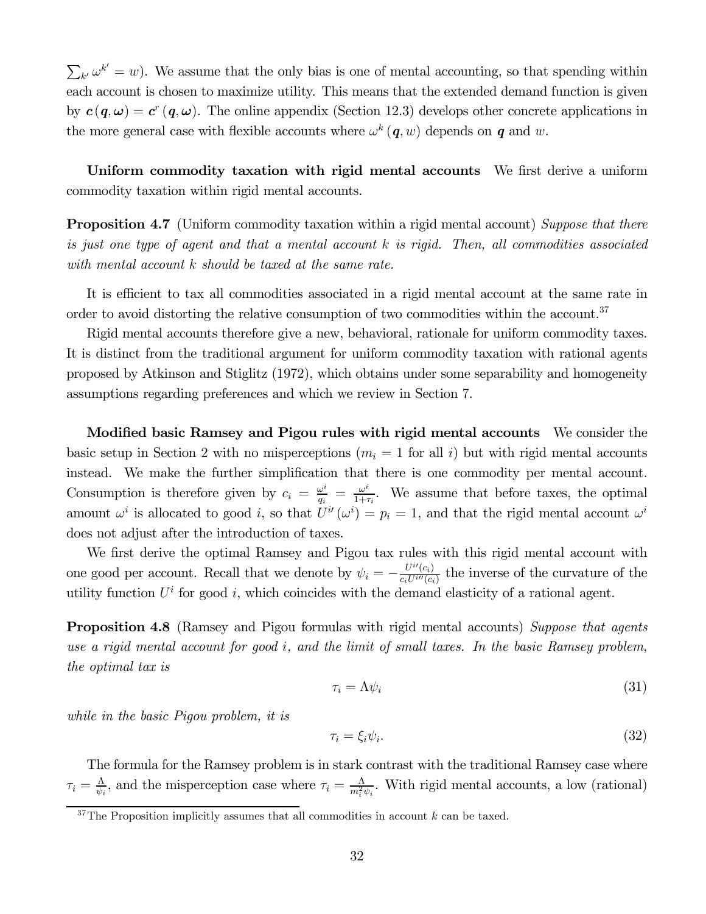$\sum_{k'} \omega^{k'} = w$). We assume that the only bias is one of mental accounting, so that spending within each account is chosen to maximize utility. This means that the extended demand function is given by $\boldsymbol{c}(\boldsymbol{q}, \boldsymbol{\omega}) = \boldsymbol{c}^r(\boldsymbol{q}, \boldsymbol{\omega})$. The online appendix (Section 12.3) develops other concrete applications in the more general case with flexible accounts where $\omega^k(\boldsymbol{q}, w)$ depends on $\boldsymbol{q}$ and $w$.

**Uniform commodity taxation with rigid mental accounts** We first derive a uniform commodity taxation within rigid mental accounts.

**Proposition 4.7** (Uniform commodity taxation within a rigid mental account) *Suppose that there is just one type of agent and that a mental account $k$ is rigid. Then, all commodities associated with mental account $k$ should be taxed at the same rate.*

It is efficient to tax all commodities associated in a rigid mental account at the same rate in order to avoid distorting the relative consumption of two commodities within the account.[37]

Rigid mental accounts therefore give a new, behavioral, rationale for uniform commodity taxes. It is distinct from the traditional argument for uniform commodity taxation with rational agents proposed by Atkinson and Stiglitz (1972), which obtains under some separability and homogeneity assumptions regarding preferences and which we review in Section 7.

**Modified basic Ramsey and Pigou rules with rigid mental accounts** We consider the basic setup in Section 2 with no misperceptions ($m_i = 1$ for all $i$) but with rigid mental accounts instead. We make the further simplification that there is one commodity per mental account. Consumption is therefore given by $c_i = \frac{\omega^i}{q_i} = \frac{\omega^i}{1+\tau_i}$. We assume that before taxes, the optimal amount $\omega^i$ is allocated to good $i$, so that $U^{i\prime}(\omega^i) = p_i = 1$, and that the rigid mental account $\omega^i$ does not adjust after the introduction of taxes.

We first derive the optimal Ramsey and Pigou tax rules with this rigid mental account with one good per account. Recall that we denote by $\psi_i = -\frac{U^{i\prime}(c_i)}{c_i U^{i\prime\prime}(c_i)}$ the inverse of the curvature of the utility function $U^i$ for good $i$, which coincides with the demand elasticity of a rational agent.

**Proposition 4.8** (Ramsey and Pigou formulas with rigid mental accounts) *Suppose that agents use a rigid mental account for good $i$, and the limit of small taxes. In the basic Ramsey problem, the optimal tax is*

$$\tau_i = \Lambda \psi_i \tag{31}$$

*while in the basic Pigou problem, it is*

$$\tau_i = \xi_i \psi_i. \tag{32}$$

The formula for the Ramsey problem is in stark contrast with the traditional Ramsey case where $\tau_i = \frac{\Lambda}{\psi_i}$, and the misperception case where $\tau_i = \frac{\Lambda}{m_i^2 \psi_i}$. With rigid mental accounts, a low (rational)

[37] The Proposition implicitly assumes that all commodities in account $k$ can be taxed.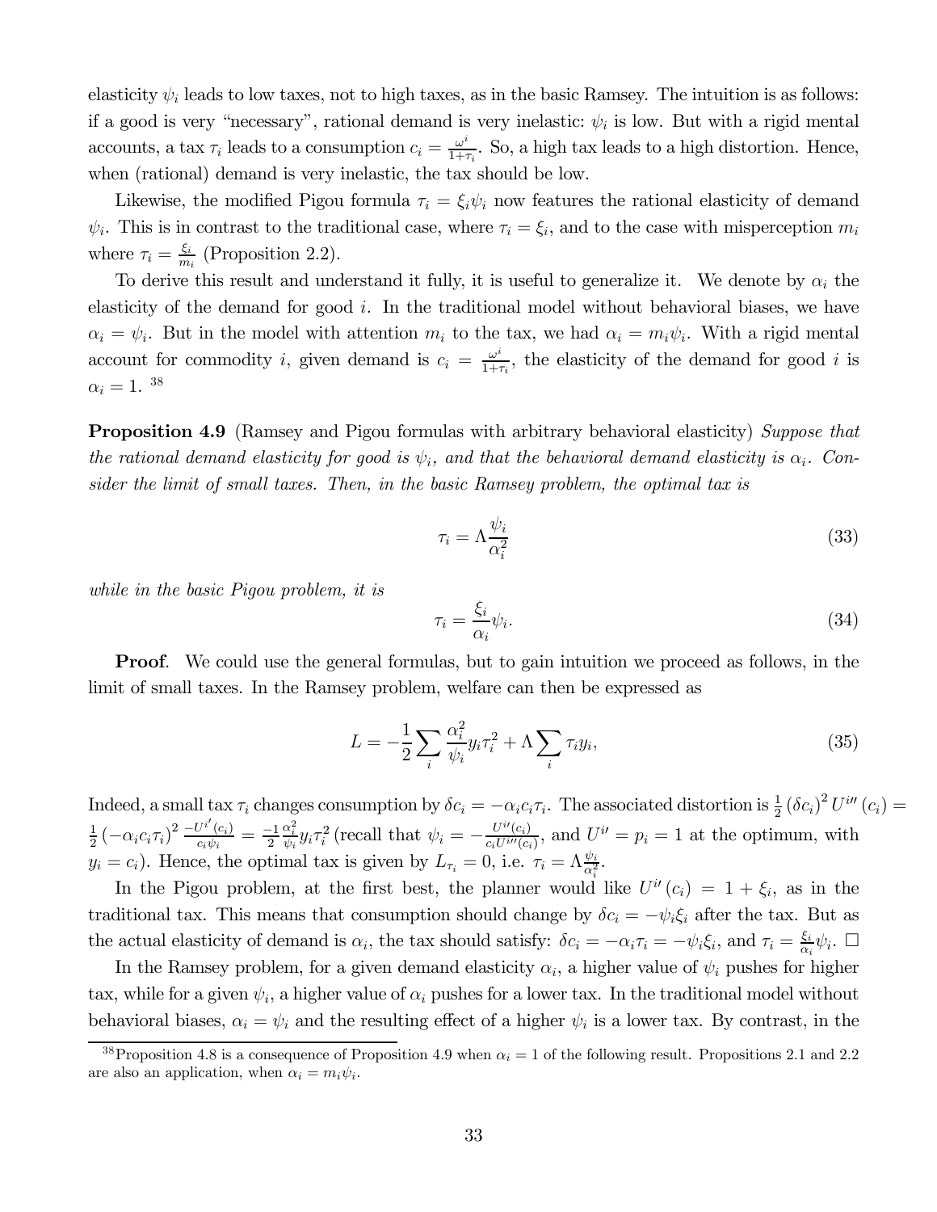elasticity $\psi_i$ leads to low taxes, not to high taxes, as in the basic Ramsey. The intuition is as follows: if a good is very "necessary", rational demand is very inelastic: $\psi_i$ is low. But with a rigid mental accounts, a tax $\tau_i$ leads to a consumption $c_i = \frac{\omega^i}{1+\tau_i}$. So, a high tax leads to a high distortion. Hence, when (rational) demand is very inelastic, the tax should be low.

Likewise, the modified Pigou formula $\tau_i = \xi_i \psi_i$ now features the rational elasticity of demand $\psi_i$. This is in contrast to the traditional case, where $\tau_i = \xi_i$, and to the case with misperception $m_i$ where $\tau_i = \frac{\xi_i}{m_i}$ (Proposition 2.2).

To derive this result and understand it fully, it is useful to generalize it. We denote by $\alpha_i$ the elasticity of the demand for good $i$. In the traditional model without behavioral biases, we have $\alpha_i = \psi_i$. But in the model with attention $m_i$ to the tax, we had $\alpha_i = m_i \psi_i$. With a rigid mental account for commodity $i$, given demand is $c_i = \frac{\omega^i}{1+\tau_i}$, the elasticity of the demand for good $i$ is $\alpha_i = 1$. [38]

**Proposition 4.9** (Ramsey and Pigou formulas with arbitrary behavioral elasticity) *Suppose that the rational demand elasticity for good is $\psi_i$, and that the behavioral demand elasticity is $\alpha_i$. Consider the limit of small taxes. Then, in the basic Ramsey problem, the optimal tax is*

$$\tau_i = \Lambda \frac{\psi_i}{\alpha_i^2} \tag{33}$$

*while in the basic Pigou problem, it is*

$$\tau_i = \frac{\xi_i}{\alpha_i} \psi_i. \tag{34}$$

**Proof**. We could use the general formulas, but to gain intuition we proceed as follows, in the limit of small taxes. In the Ramsey problem, welfare can then be expressed as

$$L = -\frac{1}{2} \sum_i \frac{\alpha_i^2}{\psi_i} y_i \tau_i^2 + \Lambda \sum_i \tau_i y_i, \tag{35}$$

Indeed, a small tax $\tau_i$ changes consumption by $\delta c_i = -\alpha_i c_i \tau_i$. The associated distortion is $\frac{1}{2} (\delta c_i)^2 U^{i\prime\prime}(c_i) = \frac{1}{2} (-\alpha_i c_i \tau_i)^2 \frac{-U^{i\prime}(c_i)}{c_i \psi_i} = \frac{-1}{2} \frac{\alpha_i^2}{\psi_i} y_i \tau_i^2$ (recall that $\psi_i = -\frac{U^{i\prime}(c_i)}{c_i U^{i\prime\prime}(c_i)}$, and $U^{i\prime} = p_i = 1$ at the optimum, with $y_i = c_i$). Hence, the optimal tax is given by $L_{\tau_i} = 0$, i.e. $\tau_i = \Lambda \frac{\psi_i}{\alpha_i^2}$.

In the Pigou problem, at the first best, the planner would like $U^{i\prime}(c_i) = 1 + \xi_i$, as in the traditional tax. This means that consumption should change by $\delta c_i = -\psi_i \xi_i$ after the tax. But as the actual elasticity of demand is $\alpha_i$, the tax should satisfy: $\delta c_i = -\alpha_i \tau_i = -\psi_i \xi_i$, and $\tau_i = \frac{\xi_i}{\alpha_i} \psi_i$. □

In the Ramsey problem, for a given demand elasticity $\alpha_i$, a higher value of $\psi_i$ pushes for higher tax, while for a given $\psi_i$, a higher value of $\alpha_i$ pushes for a lower tax. In the traditional model without behavioral biases, $\alpha_i = \psi_i$ and the resulting effect of a higher $\psi_i$ is a lower tax. By contrast, in the

[38] Proposition 4.8 is a consequence of Proposition 4.9 when $\alpha_i = 1$ of the following result. Propositions 2.1 and 2.2 are also an application, when $\alpha_i = m_i \psi_i$.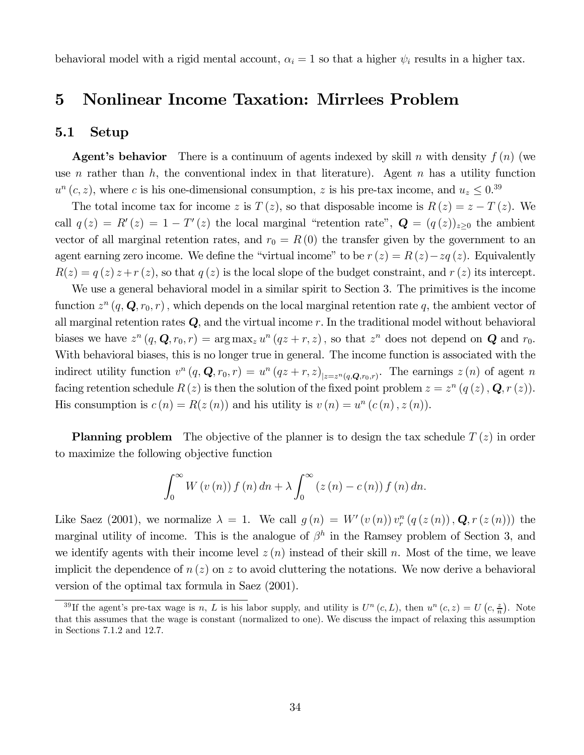behavioral model with a rigid mental account, $\alpha_i = 1$ so that a higher $\psi_i$ results in a higher tax.

# 5 Nonlinear Income Taxation: Mirrlees Problem

## 5.1 Setup

**Agent's behavior** There is a continuum of agents indexed by skill $n$ with density $f(n)$ (we use $n$ rather than $h$, the conventional index in that literature). Agent $n$ has a utility function $u^n(c,z)$, where $c$ is his one-dimensional consumption, $z$ is his pre-tax income, and $u_z \leq 0$.[39]

The total income tax for income $z$ is $T(z)$, so that disposable income is $R(z) = z - T(z)$. We call $q(z) = R'(z) = 1 - T'(z)$ the local marginal "retention rate", $\boldsymbol{Q} = (q(z))_{z \geq 0}$ the ambient vector of all marginal retention rates, and $r_0 = R(0)$ the transfer given by the government to an agent earning zero income. We define the "virtual income" to be $r(z) = R(z) - zq(z)$. Equivalently $R(z) = q(z)z + r(z)$, so that $q(z)$ is the local slope of the budget constraint, and $r(z)$ its intercept.

We use a general behavioral model in a similar spirit to Section 3. The primitives is the income function $z^n(q, \boldsymbol{Q}, r_0, r)$, which depends on the local marginal retention rate $q$, the ambient vector of all marginal retention rates $\boldsymbol{Q}$, and the virtual income $r$. In the traditional model without behavioral biases we have $z^n(q, \boldsymbol{Q}, r_0, r) = \arg\max_z u^n(qz + r, z)$, so that $z^n$ does not depend on $\boldsymbol{Q}$ and $r_0$. With behavioral biases, this is no longer true in general. The income function is associated with the indirect utility function $v^n(q, \boldsymbol{Q}, r_0, r) = u^n(qz + r, z)_{|z = z^n(q, \boldsymbol{Q}, r_0, r)}$. The earnings $z(n)$ of agent $n$ facing retention schedule $R(z)$ is then the solution of the fixed point problem $z = z^n(q(z), \boldsymbol{Q}, r(z))$. His consumption is $c(n) = R(z(n))$ and his utility is $v(n) = u^n(c(n), z(n))$.

**Planning problem** The objective of the planner is to design the tax schedule $T(z)$ in order to maximize the following objective function

$$\int_0^\infty W(v(n)) f(n)\, dn + \lambda \int_0^\infty (z(n) - c(n)) f(n)\, dn.$$

Like Saez (2001), we normalize $\lambda = 1$. We call $g(n) = W'(v(n))\, v_r^n(q(z(n)), \boldsymbol{Q}, r(z(n)))$ the marginal utility of income. This is the analogue of $\beta^h$ in the Ramsey problem of Section 3, and we identify agents with their income level $z(n)$ instead of their skill $n$. Most of the time, we leave implicit the dependence of $n(z)$ on $z$ to avoid cluttering the notations. We now derive a behavioral version of the optimal tax formula in Saez (2001).

[39] If the agent's pre-tax wage is $n$, $L$ is his labor supply, and utility is $U^n(c,L)$, then $u^n(c,z) = U\left(c, \frac{z}{n}\right)$. Note that this assumes that the wage is constant (normalized to one). We discuss the impact of relaxing this assumption in Sections 7.1.2 and 12.7.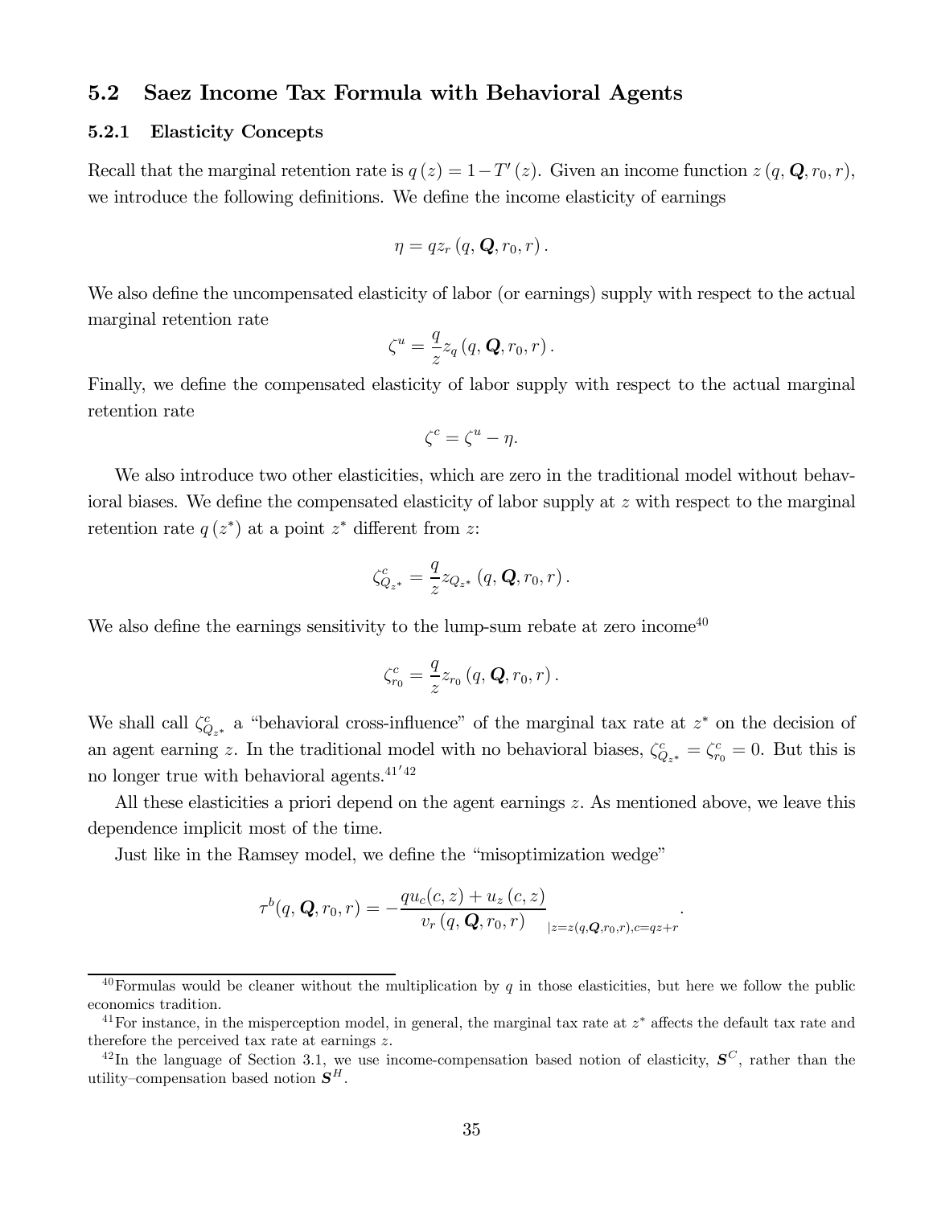## 5.2 Saez Income Tax Formula with Behavioral Agents

### 5.2.1 Elasticity Concepts

Recall that the marginal retention rate is $q(z) = 1 - T'(z)$. Given an income function $z(q, \boldsymbol{Q}, r_0, r)$, we introduce the following definitions. We define the income elasticity of earnings

$$\eta = q z_r(q, \boldsymbol{Q}, r_0, r).$$

We also define the uncompensated elasticity of labor (or earnings) supply with respect to the actual marginal retention rate

$$\zeta^u = \frac{q}{z} z_q(q, \boldsymbol{Q}, r_0, r).$$

Finally, we define the compensated elasticity of labor supply with respect to the actual marginal retention rate

$$\zeta^c = \zeta^u - \eta.$$

We also introduce two other elasticities, which are zero in the traditional model without behavioral biases. We define the compensated elasticity of labor supply at $z$ with respect to the marginal retention rate $q(z^*)$ at a point $z^*$ different from $z$:

$$\zeta^c_{Q_{z^*}} = \frac{q}{z} z_{Q_{z^*}}(q, \boldsymbol{Q}, r_0, r).$$

We also define the earnings sensitivity to the lump-sum rebate at zero income[40]

$$\zeta^c_{r_0} = \frac{q}{z} z_{r_0}(q, \boldsymbol{Q}, r_0, r).$$

We shall call $\zeta^c_{Q_{z^*}}$ a "behavioral cross-influence" of the marginal tax rate at $z^*$ on the decision of an agent earning $z$. In the traditional model with no behavioral biases, $\zeta^c_{Q_{z^*}} = \zeta^c_{r_0} = 0$. But this is no longer true with behavioral agents.[41][42]

All these elasticities a priori depend on the agent earnings $z$. As mentioned above, we leave this dependence implicit most of the time.

Just like in the Ramsey model, we define the "misoptimization wedge"

$$\tau^b(q, \boldsymbol{Q}, r_0, r) = -\frac{q u_c(c, z) + u_z(c, z)}{v_r(q, \boldsymbol{Q}, r_0, r)}_{|z = z(q, \boldsymbol{Q}, r_0, r), c = qz + r}.$$

[40] Formulas would be cleaner without the multiplication by $q$ in those elasticities, but here we follow the public economics tradition.

[41] For instance, in the misperception model, in general, the marginal tax rate at $z^*$ affects the default tax rate and therefore the perceived tax rate at earnings $z$.

[42] In the language of Section 3.1, we use income-compensation based notion of elasticity, $\boldsymbol{S}^C$, rather than the utility–compensation based notion $\boldsymbol{S}^H$.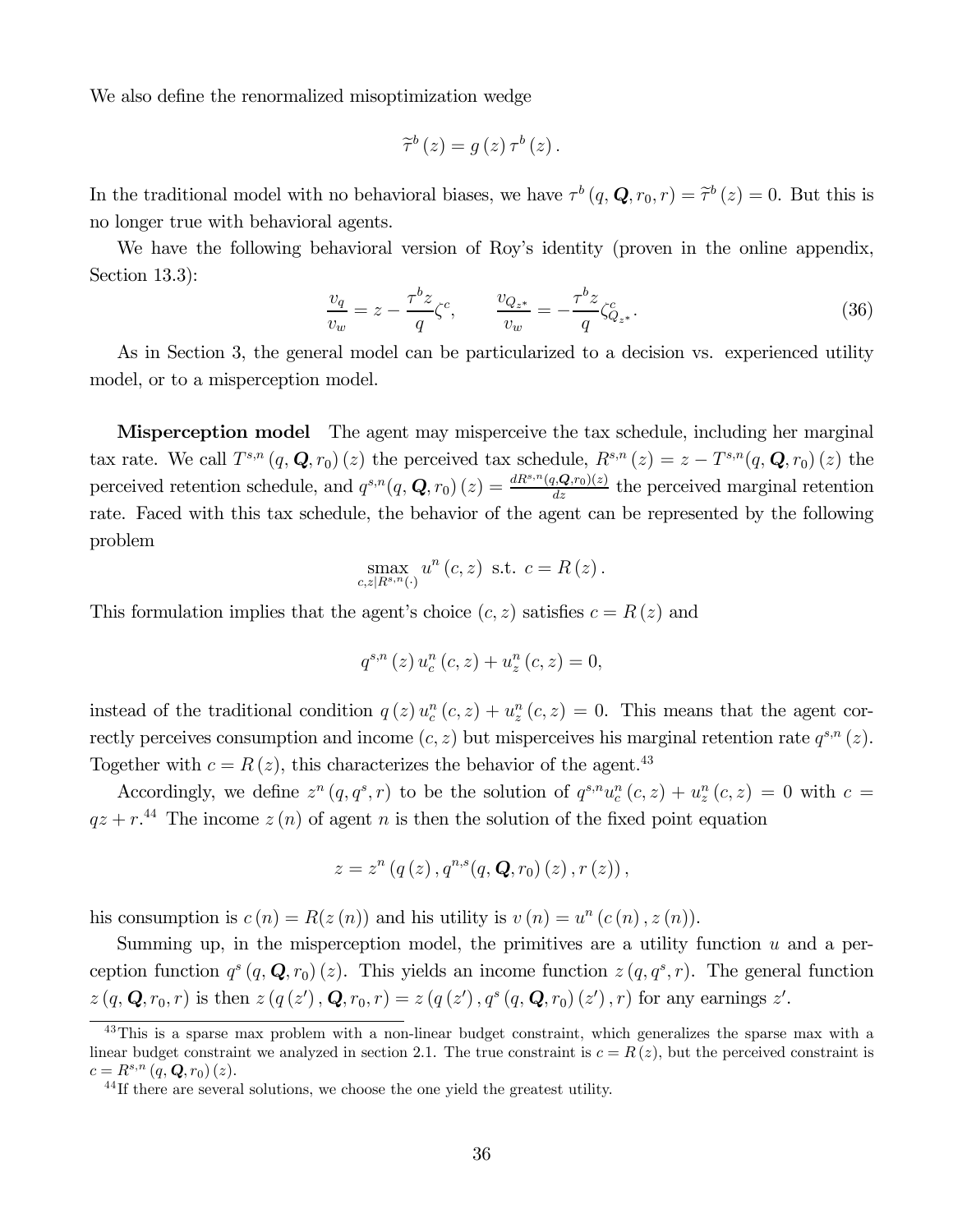We also define the renormalized misoptimization wedge

$$\widetilde{\tau}^b(z) = g(z)\,\tau^b(z).$$

In the traditional model with no behavioral biases, we have $\tau^b(q, \boldsymbol{Q}, r_0, r) = \widetilde{\tau}^b(z) = 0$. But this is no longer true with behavioral agents.

We have the following behavioral version of Roy's identity (proven in the online appendix, Section 13.3):

$$\frac{v_q}{v_w} = z - \frac{\tau^b z}{q}\zeta^c, \qquad \frac{v_{Q_{z^*}}}{v_w} = -\frac{\tau^b z}{q}\zeta^c_{Q_{z^*}}. \tag{36}$$

As in Section 3, the general model can be particularized to a decision vs. experienced utility model, or to a misperception model.

**Misperception model** The agent may misperceive the tax schedule, including her marginal tax rate. We call $T^{s,n}(q, \boldsymbol{Q}, r_0)(z)$ the perceived tax schedule, $R^{s,n}(z) = z - T^{s,n}(q, \boldsymbol{Q}, r_0)(z)$ the perceived retention schedule, and $q^{s,n}(q, \boldsymbol{Q}, r_0)(z) = \frac{dR^{s,n}(q,\boldsymbol{Q},r_0)(z)}{dz}$ the perceived marginal retention rate. Faced with this tax schedule, the behavior of the agent can be represented by the following problem

$$\operatorname*{smax}_{c,z|R^{s,n}(\cdot)} u^n(c,z) \text{ s.t. } c = R(z).$$

This formulation implies that the agent's choice $(c, z)$ satisfies $c = R(z)$ and

$$q^{s,n}(z)\,u^n_c(c,z) + u^n_z(c,z) = 0,$$

instead of the traditional condition $q(z)\,u^n_c(c,z) + u^n_z(c,z) = 0$. This means that the agent correctly perceives consumption and income $(c, z)$ but misperceives his marginal retention rate $q^{s,n}(z)$. Together with $c = R(z)$, this characterizes the behavior of the agent.[43]

Accordingly, we define $z^n(q, q^s, r)$ to be the solution of $q^{s,n}u^n_c(c,z) + u^n_z(c,z) = 0$ with $c = qz + r$.[44] The income $z(n)$ of agent $n$ is then the solution of the fixed point equation

$$z = z^n\left(q(z), q^{n,s}(q, \boldsymbol{Q}, r_0)(z), r(z)\right),$$

his consumption is $c(n) = R(z(n))$ and his utility is $v(n) = u^n(c(n), z(n))$.

Summing up, in the misperception model, the primitives are a utility function $u$ and a perception function $q^s(q, \boldsymbol{Q}, r_0)(z)$. This yields an income function $z(q, q^s, r)$. The general function $z(q, \boldsymbol{Q}, r_0, r)$ is then $z(q(z'), \boldsymbol{Q}, r_0, r) = z(q(z'), q^s(q, \boldsymbol{Q}, r_0)(z'), r)$ for any earnings $z'$.

---

[43] This is a sparse max problem with a non-linear budget constraint, which generalizes the sparse max with a linear budget constraint we analyzed in section 2.1. The true constraint is $c = R(z)$, but the perceived constraint is $c = R^{s,n}(q, \boldsymbol{Q}, r_0)(z)$.

[44] If there are several solutions, we choose the one yield the greatest utility.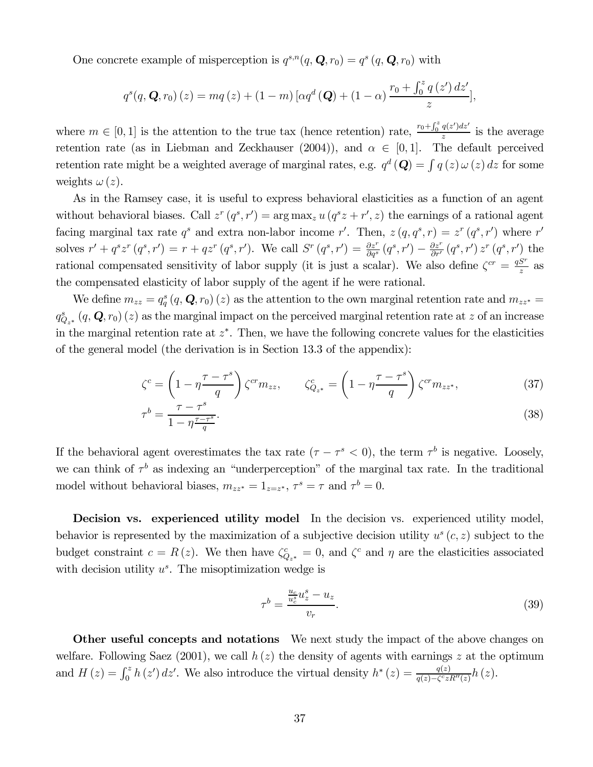One concrete example of misperception is $q^{s,n}(q, \boldsymbol{Q}, r_0) = q^s(q, \boldsymbol{Q}, r_0)$ with

$$q^s(q, \boldsymbol{Q}, r_0)(z) = mq(z) + (1-m)\left[\alpha q^d(\boldsymbol{Q}) + (1-\alpha)\frac{r_0 + \int_0^z q(z')\,dz'}{z}\right],$$

where $m \in [0,1]$ is the attention to the true tax (hence retention) rate, $\frac{r_0 + \int_0^z q(z')dz'}{z}$ is the average retention rate (as in Liebman and Zeckhauser (2004)), and $\alpha \in [0,1]$. The default perceived retention rate might be a weighted average of marginal rates, e.g. $q^d(\boldsymbol{Q}) = \int q(z)\,\omega(z)\,dz$ for some weights $\omega(z)$.

As in the Ramsey case, it is useful to express behavioral elasticities as a function of an agent without behavioral biases. Call $z^r(q^s, r') = \arg\max_z u(q^s z + r', z)$ the earnings of a rational agent facing marginal tax rate $q^s$ and extra non-labor income $r'$. Then, $z(q, q^s, r) = z^r(q^s, r')$ where $r'$ solves $r' + q^s z^r(q^s, r') = r + qz^r(q^s, r')$. We call $S^r(q^s, r') = \frac{\partial z^r}{\partial q^s}(q^s, r') - \frac{\partial z^r}{\partial r'}(q^s, r')\,z^r(q^s, r')$ the rational compensated sensitivity of labor supply (it is just a scalar). We also define $\zeta^{cr} = \frac{qS^r}{z}$ as the compensated elasticity of labor supply of the agent if he were rational.

We define $m_{zz} = q^s_q(q, \boldsymbol{Q}, r_0)(z)$ as the attention to the own marginal retention rate and $m_{zz^*} = q^s_{Q_{z^*}}(q, \boldsymbol{Q}, r_0)(z)$ as the marginal impact on the perceived marginal retention rate at $z$ of an increase in the marginal retention rate at $z^*$. Then, we have the following concrete values for the elasticities of the general model (the derivation is in Section 13.3 of the appendix):

$$\zeta^c = \left(1 - \eta\frac{\tau - \tau^s}{q}\right)\zeta^{cr} m_{zz}, \qquad \zeta^c_{Q_{z^*}} = \left(1 - \eta\frac{\tau - \tau^s}{q}\right)\zeta^{cr} m_{zz^*}, \tag{37}$$

$$\tau^b = \frac{\tau - \tau^s}{1 - \eta\frac{\tau - \tau^s}{q}}. \tag{38}$$

If the behavioral agent overestimates the tax rate ($\tau - \tau^s < 0$), the term $\tau^b$ is negative. Loosely, we can think of $\tau^b$ as indexing an "underperception" of the marginal tax rate. In the traditional model without behavioral biases, $m_{zz^*} = 1_{z=z^*}$, $\tau^s = \tau$ and $\tau^b = 0$.

**Decision vs. experienced utility model** In the decision vs. experienced utility model, behavior is represented by the maximization of a subjective decision utility $u^s(c,z)$ subject to the budget constraint $c = R(z)$. We then have $\zeta^c_{Q_{z^*}} = 0$, and $\zeta^c$ and $\eta$ are the elasticities associated with decision utility $u^s$. The misoptimization wedge is

$$\tau^b = \frac{\frac{u_c}{u_c^s}u_z^s - u_z}{v_r}. \tag{39}$$

**Other useful concepts and notations** We next study the impact of the above changes on welfare. Following Saez (2001), we call $h(z)$ the density of agents with earnings $z$ at the optimum and $H(z) = \int_0^z h(z')\,dz'$. We also introduce the virtual density $h^*(z) = \frac{q(z)}{q(z) - \zeta^c z R''(z)}h(z)$.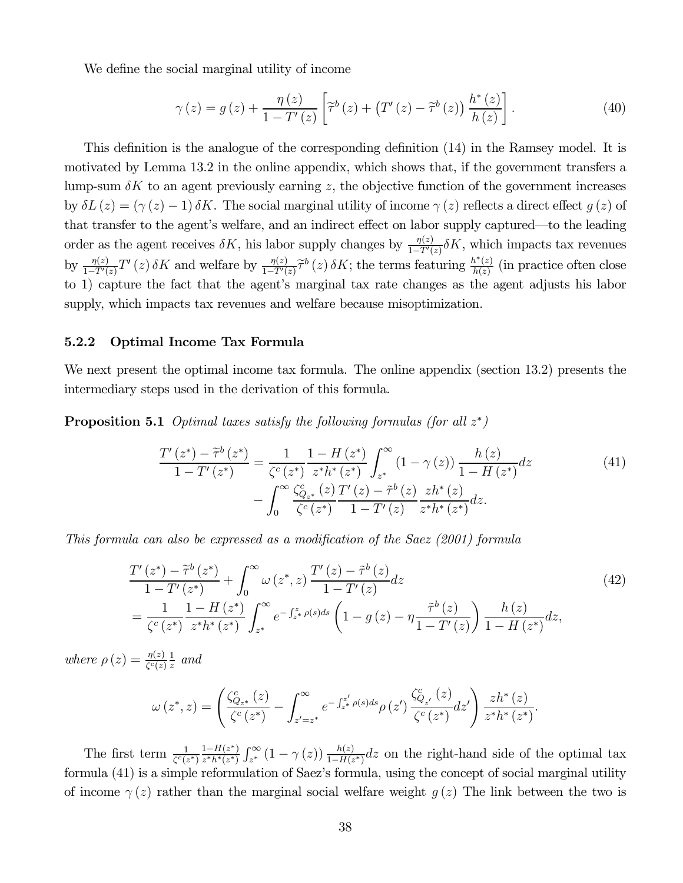We define the social marginal utility of income

$$\gamma(z) = g(z) + \frac{\eta(z)}{1 - T'(z)} \left[ \widetilde{\tau}^b(z) + \left( T'(z) - \widetilde{\tau}^b(z) \right) \frac{h^*(z)}{h(z)} \right]. \tag{40}$$

This definition is the analogue of the corresponding definition (14) in the Ramsey model. It is motivated by Lemma 13.2 in the online appendix, which shows that, if the government transfers a lump-sum $\delta K$ to an agent previously earning $z$, the objective function of the government increases by $\delta L(z) = (\gamma(z) - 1)\,\delta K$. The social marginal utility of income $\gamma(z)$ reflects a direct effect $g(z)$ of that transfer to the agent's welfare, and an indirect effect on labor supply captured—to the leading order as the agent receives $\delta K$, his labor supply changes by $\frac{\eta(z)}{1-T'(z)}\delta K$, which impacts tax revenues by $\frac{\eta(z)}{1-T'(z)} T'(z)\,\delta K$ and welfare by $\frac{\eta(z)}{1-T'(z)} \widetilde{\tau}^b(z)\,\delta K$; the terms featuring $\frac{h^*(z)}{h(z)}$ (in practice often close to 1) capture the fact that the agent's marginal tax rate changes as the agent adjusts his labor supply, which impacts tax revenues and welfare because misoptimization.

### 5.2.2 Optimal Income Tax Formula

We next present the optimal income tax formula. The online appendix (section 13.2) presents the intermediary steps used in the derivation of this formula.

**Proposition 5.1** *Optimal taxes satisfy the following formulas (for all $z^*$)*

$$\begin{aligned} \frac{T'(z^*) - \widetilde{\tau}^b(z^*)}{1 - T'(z^*)} &= \frac{1}{\zeta^c(z^*)} \frac{1 - H(z^*)}{z^* h^*(z^*)} \int_{z^*}^{\infty} (1 - \gamma(z)) \frac{h(z)}{1 - H(z^*)} dz \\ &\quad - \int_0^{\infty} \frac{\zeta^c_{Q_{z^*}}(z)}{\zeta^c(z^*)} \frac{T'(z) - \widetilde{\tau}^b(z)}{1 - T'(z)} \frac{z h^*(z)}{z^* h^*(z^*)} dz. \end{aligned} \tag{41}$$

*This formula can also be expressed as a modification of the Saez (2001) formula*

$$\begin{aligned} &\frac{T'(z^*) - \widetilde{\tau}^b(z^*)}{1 - T'(z^*)} + \int_0^{\infty} \omega(z^*, z) \frac{T'(z) - \tilde{\tau}^b(z)}{1 - T'(z)} dz \\ &= \frac{1}{\zeta^c(z^*)} \frac{1 - H(z^*)}{z^* h^*(z^*)} \int_{z^*}^{\infty} e^{-\int_{z^*}^{z} \rho(s) ds} \left( 1 - g(z) - \eta \frac{\tilde{\tau}^b(z)}{1 - T'(z)} \right) \frac{h(z)}{1 - H(z^*)} dz, \end{aligned} \tag{42}$$

*where $\rho(z) = \frac{\eta(z)}{\zeta^c(z)} \frac{1}{z}$ and*

$$\omega(z^*, z) = \left( \frac{\zeta^c_{Q_{z^*}}(z)}{\zeta^c(z^*)} - \int_{z'=z^*}^{\infty} e^{-\int_{z^*}^{z'} \rho(s) ds} \rho(z') \frac{\zeta^c_{Q_{z'}}(z)}{\zeta^c(z^*)} dz' \right) \frac{z h^*(z)}{z^* h^*(z^*)}.$$

The first term $\frac{1}{\zeta^c(z^*)} \frac{1-H(z^*)}{z^* h^*(z^*)} \int_{z^*}^{\infty} (1 - \gamma(z)) \frac{h(z)}{1-H(z^*)} dz$ on the right-hand side of the optimal tax formula (41) is a simple reformulation of Saez's formula, using the concept of social marginal utility of income $\gamma(z)$ rather than the marginal social welfare weight $g(z)$ The link between the two is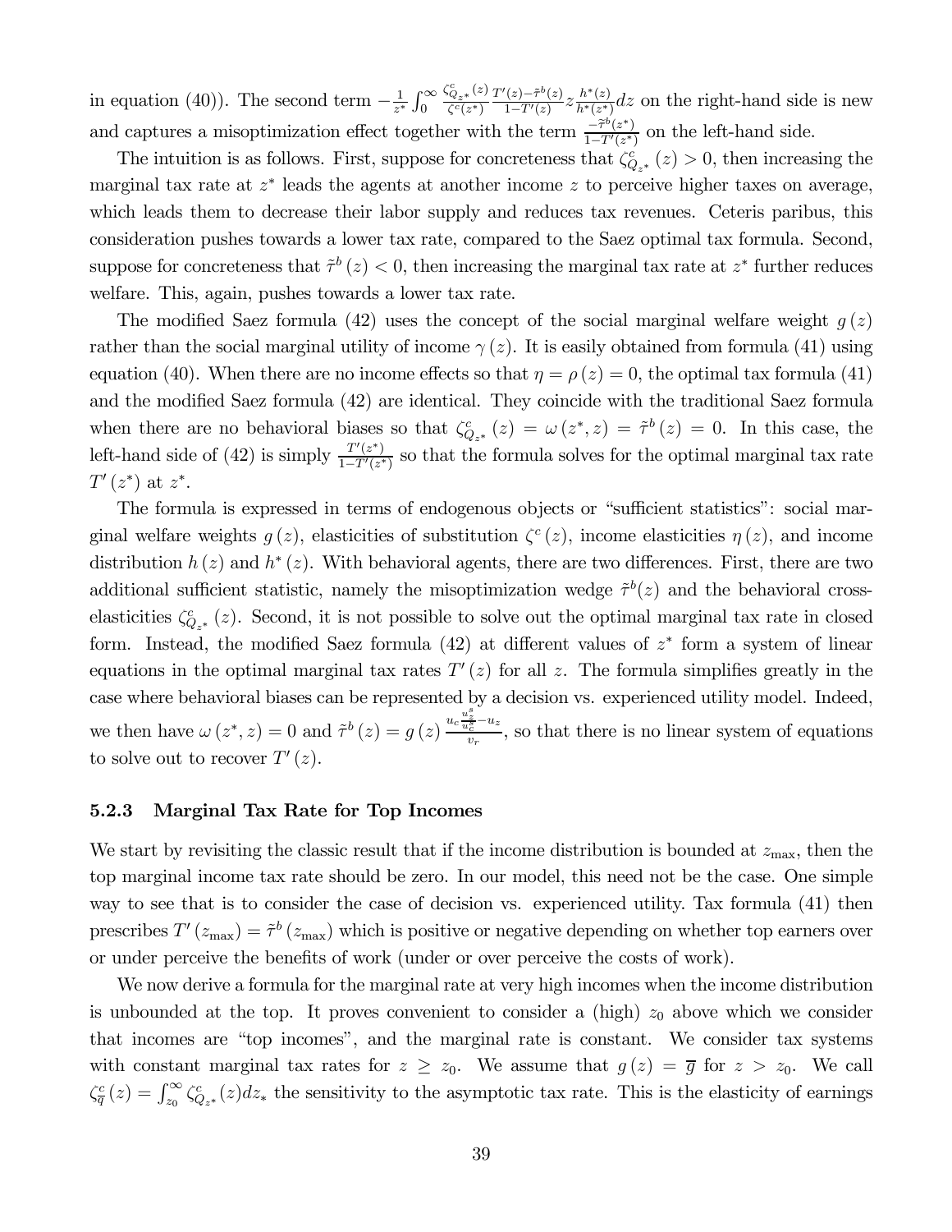in equation (40)). The second term $-\frac{1}{z^*}\int_0^\infty \frac{\zeta^c_{Q_{z^*}}(z)}{\zeta^c(z^*)}\frac{T'(z)-\tilde{\tau}^b(z)}{1-T'(z)} z \frac{h^*(z)}{h^*(z^*)}dz$ on the right-hand side is new and captures a misoptimization effect together with the term $\frac{-\tilde{\tau}^b(z^*)}{1-T'(z^*)}$ on the left-hand side.

The intuition is as follows. First, suppose for concreteness that $\zeta^c_{Q_{z^*}}(z) > 0$, then increasing the marginal tax rate at $z^*$ leads the agents at another income $z$ to perceive higher taxes on average, which leads them to decrease their labor supply and reduces tax revenues. Ceteris paribus, this consideration pushes towards a lower tax rate, compared to the Saez optimal tax formula. Second, suppose for concreteness that $\tilde{\tau}^b(z) < 0$, then increasing the marginal tax rate at $z^*$ further reduces welfare. This, again, pushes towards a lower tax rate.

The modified Saez formula (42) uses the concept of the social marginal welfare weight $g(z)$ rather than the social marginal utility of income $\gamma(z)$. It is easily obtained from formula (41) using equation (40). When there are no income effects so that $\eta = \rho(z) = 0$, the optimal tax formula (41) and the modified Saez formula (42) are identical. They coincide with the traditional Saez formula when there are no behavioral biases so that $\zeta^c_{Q_{z^*}}(z) = \omega(z^*, z) = \tilde{\tau}^b(z) = 0$. In this case, the left-hand side of (42) is simply $\frac{T'(z^*)}{1-T'(z^*)}$ so that the formula solves for the optimal marginal tax rate $T'(z^*)$ at $z^*$.

The formula is expressed in terms of endogenous objects or "sufficient statistics": social marginal welfare weights $g(z)$, elasticities of substitution $\zeta^c(z)$, income elasticities $\eta(z)$, and income distribution $h(z)$ and $h^*(z)$. With behavioral agents, there are two differences. First, there are two additional sufficient statistic, namely the misoptimization wedge $\tilde{\tau}^b(z)$ and the behavioral cross-elasticities $\zeta^c_{Q_{z^*}}(z)$. Second, it is not possible to solve out the optimal marginal tax rate in closed form. Instead, the modified Saez formula (42) at different values of $z^*$ form a system of linear equations in the optimal marginal tax rates $T'(z)$ for all $z$. The formula simplifies greatly in the case where behavioral biases can be represented by a decision vs. experienced utility model. Indeed, we then have $\omega(z^*, z) = 0$ and $\tilde{\tau}^b(z) = g(z)\frac{u_c \frac{u^s_z}{u^s_c} - u_z}{v_r}$, so that there is no linear system of equations to solve out to recover $T'(z)$.

### 5.2.3 Marginal Tax Rate for Top Incomes

We start by revisiting the classic result that if the income distribution is bounded at $z_{\max}$, then the top marginal income tax rate should be zero. In our model, this need not be the case. One simple way to see that is to consider the case of decision vs. experienced utility. Tax formula (41) then prescribes $T'(z_{\max}) = \tilde{\tau}^b(z_{\max})$ which is positive or negative depending on whether top earners over or under perceive the benefits of work (under or over perceive the costs of work).

We now derive a formula for the marginal rate at very high incomes when the income distribution is unbounded at the top. It proves convenient to consider a (high) $z_0$ above which we consider that incomes are "top incomes", and the marginal rate is constant. We consider tax systems with constant marginal tax rates for $z \geq z_0$. We assume that $g(z) = \overline{g}$ for $z > z_0$. We call $\zeta^c_{\overline{q}}(z) = \int_{z_0}^\infty \zeta^c_{Q_{z^*}}(z)dz_*$ the sensitivity to the asymptotic tax rate. This is the elasticity of earnings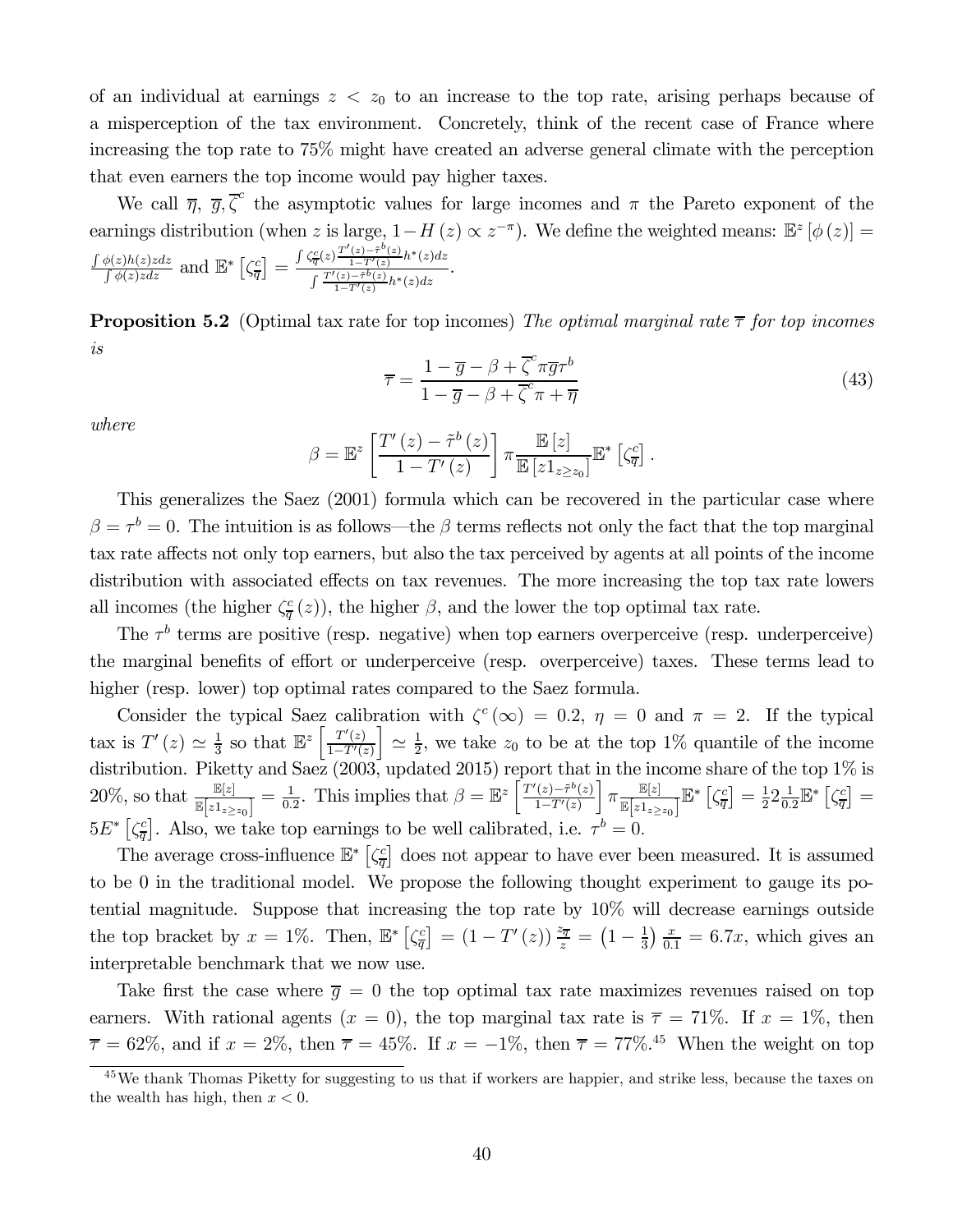of an individual at earnings $z < z_0$ to an increase to the top rate, arising perhaps because of a misperception of the tax environment. Concretely, think of the recent case of France where increasing the top rate to 75% might have created an adverse general climate with the perception that even earners the top income would pay higher taxes.

We call $\overline{\eta}$, $\overline{g}, \overline{\zeta}^c$ the asymptotic values for large incomes and $\pi$ the Pareto exponent of the earnings distribution (when $z$ is large, $1 - H(z) \propto z^{-\pi}$). We define the weighted means: $\mathbb{E}^z[\phi(z)] = \frac{\int \phi(z)h(z)zdz}{\int \phi(z)zdz}$ and $\mathbb{E}^*\left[\zeta^c_{\overline{q}}\right] = \frac{\int \zeta^c_{\overline{q}}(z)\frac{T'(z)-\tilde{\tau}^b(z)}{1-T'(z)}h^*(z)dz}{\int \frac{T'(z)-\tilde{\tau}^b(z)}{1-T'(z)}h^*(z)dz}$.

**Proposition 5.2** (Optimal tax rate for top incomes) *The optimal marginal rate $\overline{\tau}$ for top incomes is*

$$\overline{\tau} = \frac{1 - \overline{g} - \beta + \overline{\zeta}^c \pi \overline{g} \tau^b}{1 - \overline{g} - \beta + \overline{\zeta}^c \pi + \overline{\eta}} \tag{43}$$

*where*

$$\beta = \mathbb{E}^z\left[\frac{T'(z) - \tilde{\tau}^b(z)}{1 - T'(z)}\right]\pi\frac{\mathbb{E}[z]}{\mathbb{E}[z 1_{z \geq z_0}]}\mathbb{E}^*\left[\zeta^c_{\overline{q}}\right].$$

This generalizes the Saez (2001) formula which can be recovered in the particular case where $\beta = \tau^b = 0$. The intuition is as follows—the $\beta$ terms reflects not only the fact that the top marginal tax rate affects not only top earners, but also the tax perceived by agents at all points of the income distribution with associated effects on tax revenues. The more increasing the top tax rate lowers all incomes (the higher $\zeta^c_{\overline{q}}(z)$), the higher $\beta$, and the lower the top optimal tax rate.

The $\tau^b$ terms are positive (resp. negative) when top earners overperceive (resp. underperceive) the marginal benefits of effort or underperceive (resp. overperceive) taxes. These terms lead to higher (resp. lower) top optimal rates compared to the Saez formula.

Consider the typical Saez calibration with $\zeta^c(\infty) = 0.2$, $\eta = 0$ and $\pi = 2$. If the typical tax is $T'(z) \simeq \frac{1}{3}$ so that $\mathbb{E}^z\left[\frac{T'(z)}{1-T'(z)}\right] \simeq \frac{1}{2}$, we take $z_0$ to be at the top 1% quantile of the income distribution. Piketty and Saez (2003, updated 2015) report that in the income share of the top 1% is 20%, so that $\frac{\mathbb{E}[z]}{\mathbb{E}[z1_{z\geq z_0}]} = \frac{1}{0.2}$. This implies that $\beta = \mathbb{E}^z\left[\frac{T'(z)-\tilde{\tau}^b(z)}{1-T'(z)}\right]\pi\frac{\mathbb{E}[z]}{\mathbb{E}[z1_{z\geq z_0}]}\mathbb{E}^*\left[\zeta^c_{\overline{q}}\right] = \frac{1}{2}2\frac{1}{0.2}\mathbb{E}^*\left[\zeta^c_{\overline{q}}\right] = 5E^*\left[\zeta^c_{\overline{q}}\right]$. Also, we take top earnings to be well calibrated, i.e. $\tau^b = 0$.

The average cross-influence $\mathbb{E}^*\left[\zeta^c_{\overline{q}}\right]$ does not appear to have ever been measured. It is assumed to be 0 in the traditional model. We propose the following thought experiment to gauge its potential magnitude. Suppose that increasing the top rate by 10% will decrease earnings outside the top bracket by $x = 1\%$. Then, $\mathbb{E}^*\left[\zeta^c_{\overline{q}}\right] = (1 - T'(z))\frac{z_{\overline{q}}}{z} = \left(1 - \frac{1}{3}\right)\frac{x}{0.1} = 6.7x$, which gives an interpretable benchmark that we now use.

Take first the case where $\overline{g} = 0$ the top optimal tax rate maximizes revenues raised on top earners. With rational agents ($x = 0$), the top marginal tax rate is $\overline{\tau} = 71\%$. If $x = 1\%$, then $\overline{\tau} = 62\%$, and if $x = 2\%$, then $\overline{\tau} = 45\%$. If $x = -1\%$, then $\overline{\tau} = 77\%$.[45] When the weight on top

[45] We thank Thomas Piketty for suggesting to us that if workers are happier, and strike less, because the taxes on the wealth has high, then $x < 0$.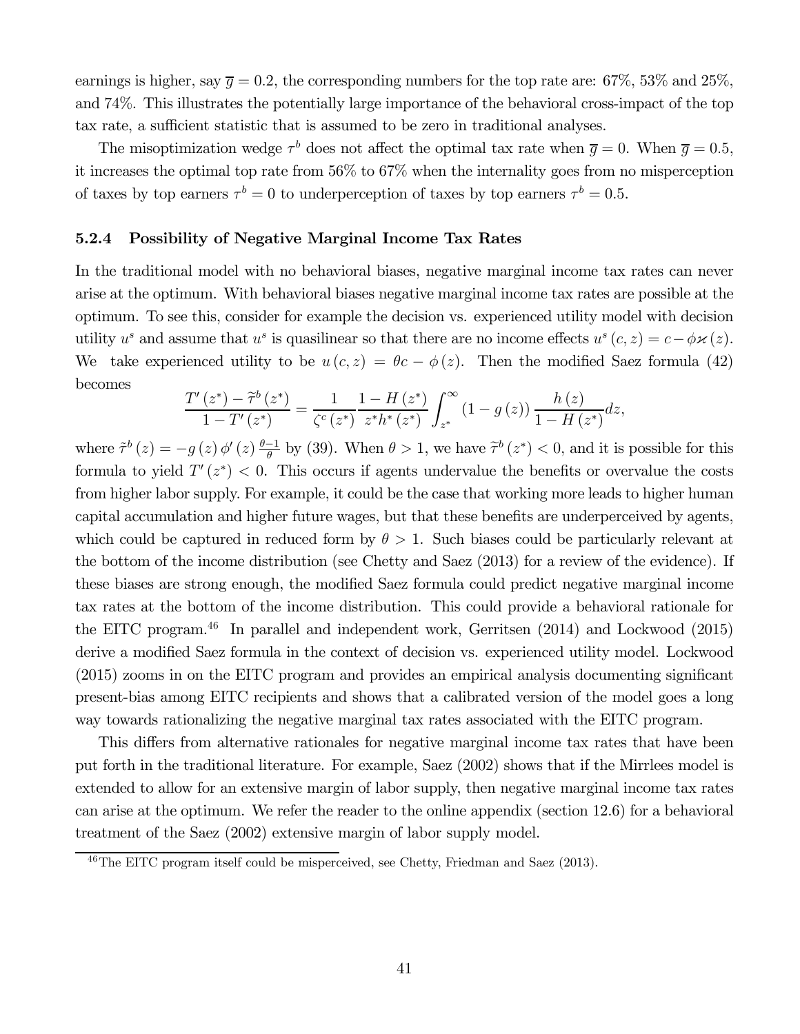earnings is higher, say $\overline{g} = 0.2$, the corresponding numbers for the top rate are: 67%, 53% and 25%, and 74%. This illustrates the potentially large importance of the behavioral cross-impact of the top tax rate, a sufficient statistic that is assumed to be zero in traditional analyses.

The misoptimization wedge $\tau^b$ does not affect the optimal tax rate when $\overline{g} = 0$. When $\overline{g} = 0.5$, it increases the optimal top rate from 56% to 67% when the internality goes from no misperception of taxes by top earners $\tau^b = 0$ to underperception of taxes by top earners $\tau^b = 0.5$.

### 5.2.4 Possibility of Negative Marginal Income Tax Rates

In the traditional model with no behavioral biases, negative marginal income tax rates can never arise at the optimum. With behavioral biases negative marginal income tax rates are possible at the optimum. To see this, consider for example the decision vs. experienced utility model with decision utility $u^s$ and assume that $u^s$ is quasilinear so that there are no income effects $u^s(c, z) = c - \phi\varkappa(z)$. We take experienced utility to be $u(c, z) = \theta c - \phi(z)$. Then the modified Saez formula (42) becomes

$$\frac{T'(z^*) - \widetilde{\tau}^b(z^*)}{1 - T'(z^*)} = \frac{1}{\zeta^c(z^*)} \frac{1 - H(z^*)}{z^* h^*(z^*)} \int_{z^*}^{\infty} (1 - g(z)) \frac{h(z)}{1 - H(z^*)} dz,$$

where $\tilde{\tau}^b(z) = -g(z)\phi'(z)\frac{\theta - 1}{\theta}$ by (39). When $\theta > 1$, we have $\widetilde{\tau}^b(z^*) < 0$, and it is possible for this formula to yield $T'(z^*) < 0$. This occurs if agents undervalue the benefits or overvalue the costs from higher labor supply. For example, it could be the case that working more leads to higher human capital accumulation and higher future wages, but that these benefits are underperceived by agents, which could be captured in reduced form by $\theta > 1$. Such biases could be particularly relevant at the bottom of the income distribution (see Chetty and Saez (2013) for a review of the evidence). If these biases are strong enough, the modified Saez formula could predict negative marginal income tax rates at the bottom of the income distribution. This could provide a behavioral rationale for the EITC program.[46] In parallel and independent work, Gerritsen (2014) and Lockwood (2015) derive a modified Saez formula in the context of decision vs. experienced utility model. Lockwood (2015) zooms in on the EITC program and provides an empirical analysis documenting significant present-bias among EITC recipients and shows that a calibrated version of the model goes a long way towards rationalizing the negative marginal tax rates associated with the EITC program.

This differs from alternative rationales for negative marginal income tax rates that have been put forth in the traditional literature. For example, Saez (2002) shows that if the Mirrlees model is extended to allow for an extensive margin of labor supply, then negative marginal income tax rates can arise at the optimum. We refer the reader to the online appendix (section 12.6) for a behavioral treatment of the Saez (2002) extensive margin of labor supply model.

[46] The EITC program itself could be misperceived, see Chetty, Friedman and Saez (2013).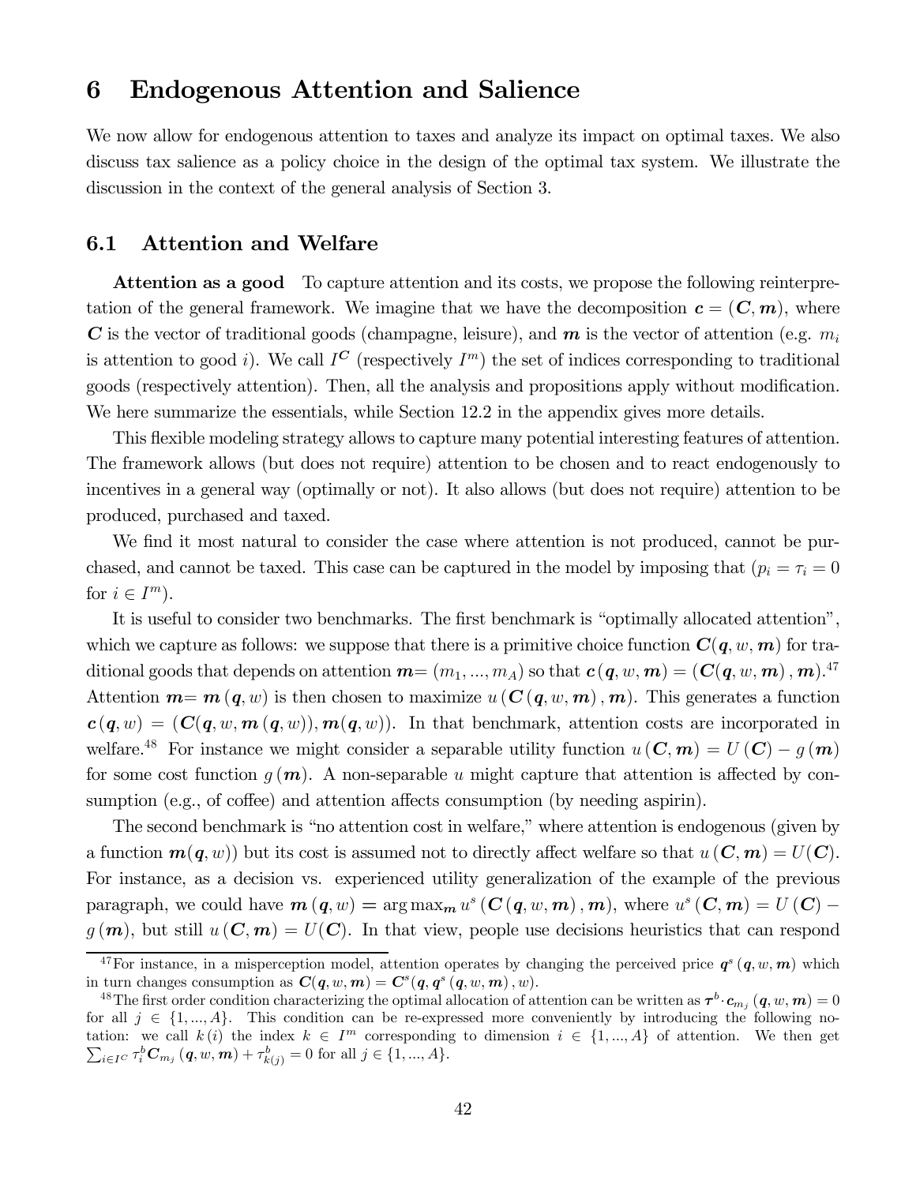# 6 Endogenous Attention and Salience

We now allow for endogenous attention to taxes and analyze its impact on optimal taxes. We also discuss tax salience as a policy choice in the design of the optimal tax system. We illustrate the discussion in the context of the general analysis of Section 3.

## 6.1 Attention and Welfare

**Attention as a good** To capture attention and its costs, we propose the following reinterpretation of the general framework. We imagine that we have the decomposition $\boldsymbol{c} = (\boldsymbol{C}, \boldsymbol{m})$, where $\boldsymbol{C}$ is the vector of traditional goods (champagne, leisure), and $\boldsymbol{m}$ is the vector of attention (e.g. $m_i$ is attention to good $i$). We call $I^{\boldsymbol{C}}$ (respectively $I^m$) the set of indices corresponding to traditional goods (respectively attention). Then, all the analysis and propositions apply without modification. We here summarize the essentials, while Section 12.2 in the appendix gives more details.

This flexible modeling strategy allows to capture many potential interesting features of attention. The framework allows (but does not require) attention to be chosen and to react endogenously to incentives in a general way (optimally or not). It also allows (but does not require) attention to be produced, purchased and taxed.

We find it most natural to consider the case where attention is not produced, cannot be purchased, and cannot be taxed. This case can be captured in the model by imposing that ($p_i = \tau_i = 0$ for $i \in I^m$).

It is useful to consider two benchmarks. The first benchmark is "optimally allocated attention", which we capture as follows: we suppose that there is a primitive choice function $\boldsymbol{C}(\boldsymbol{q}, w, \boldsymbol{m})$ for traditional goods that depends on attention $\boldsymbol{m}= (m_1, ..., m_A)$ so that $\boldsymbol{c}(\boldsymbol{q}, w, \boldsymbol{m}) = (\boldsymbol{C}(\boldsymbol{q}, w, \boldsymbol{m}), \boldsymbol{m})$.[47] Attention $\boldsymbol{m}= \boldsymbol{m}(\boldsymbol{q}, w)$ is then chosen to maximize $u(\boldsymbol{C}(\boldsymbol{q}, w, \boldsymbol{m}), \boldsymbol{m})$. This generates a function $\boldsymbol{c}(\boldsymbol{q}, w) = (\boldsymbol{C}(\boldsymbol{q}, w, \boldsymbol{m}(\boldsymbol{q}, w)), \boldsymbol{m}(\boldsymbol{q}, w))$. In that benchmark, attention costs are incorporated in welfare.[48] For instance we might consider a separable utility function $u(\boldsymbol{C}, \boldsymbol{m}) = U(\boldsymbol{C}) - g(\boldsymbol{m})$ for some cost function $g(\boldsymbol{m})$. A non-separable $u$ might capture that attention is affected by consumption (e.g., of coffee) and attention affects consumption (by needing aspirin).

The second benchmark is "no attention cost in welfare," where attention is endogenous (given by a function $\boldsymbol{m}(\boldsymbol{q}, w)$) but its cost is assumed not to directly affect welfare so that $u(\boldsymbol{C}, \boldsymbol{m}) = U(\boldsymbol{C})$. For instance, as a decision vs. experienced utility generalization of the example of the previous paragraph, we could have $\boldsymbol{m}(\boldsymbol{q}, w) = \arg\max_{\boldsymbol{m}} u^s(\boldsymbol{C}(\boldsymbol{q}, w, \boldsymbol{m}), \boldsymbol{m})$, where $u^s(\boldsymbol{C}, \boldsymbol{m}) = U(\boldsymbol{C}) - g(\boldsymbol{m})$, but still $u(\boldsymbol{C}, \boldsymbol{m}) = U(\boldsymbol{C})$. In that view, people use decisions heuristics that can respond

[47] For instance, in a misperception model, attention operates by changing the perceived price $\boldsymbol{q}^s(\boldsymbol{q}, w, \boldsymbol{m})$ which in turn changes consumption as $\boldsymbol{C}(\boldsymbol{q}, w, \boldsymbol{m}) = \boldsymbol{C}^s(\boldsymbol{q}, \boldsymbol{q}^s(\boldsymbol{q}, w, \boldsymbol{m}), w)$.

[48] The first order condition characterizing the optimal allocation of attention can be written as $\boldsymbol{\tau}^b \cdot \boldsymbol{c}_{m_j}(\boldsymbol{q}, w, \boldsymbol{m}) = 0$ for all $j \in \{1, ..., A\}$. This condition can be re-expressed more conveniently by introducing the following notation: we call $k(i)$ the index $k \in I^m$ corresponding to dimension $i \in \{1, ..., A\}$ of attention. We then get $\sum_{i \in I^C} \tau_i^b \boldsymbol{C}_{m_j}(\boldsymbol{q}, w, \boldsymbol{m}) + \tau_{k(j)}^b = 0$ for all $j \in \{1, ..., A\}$.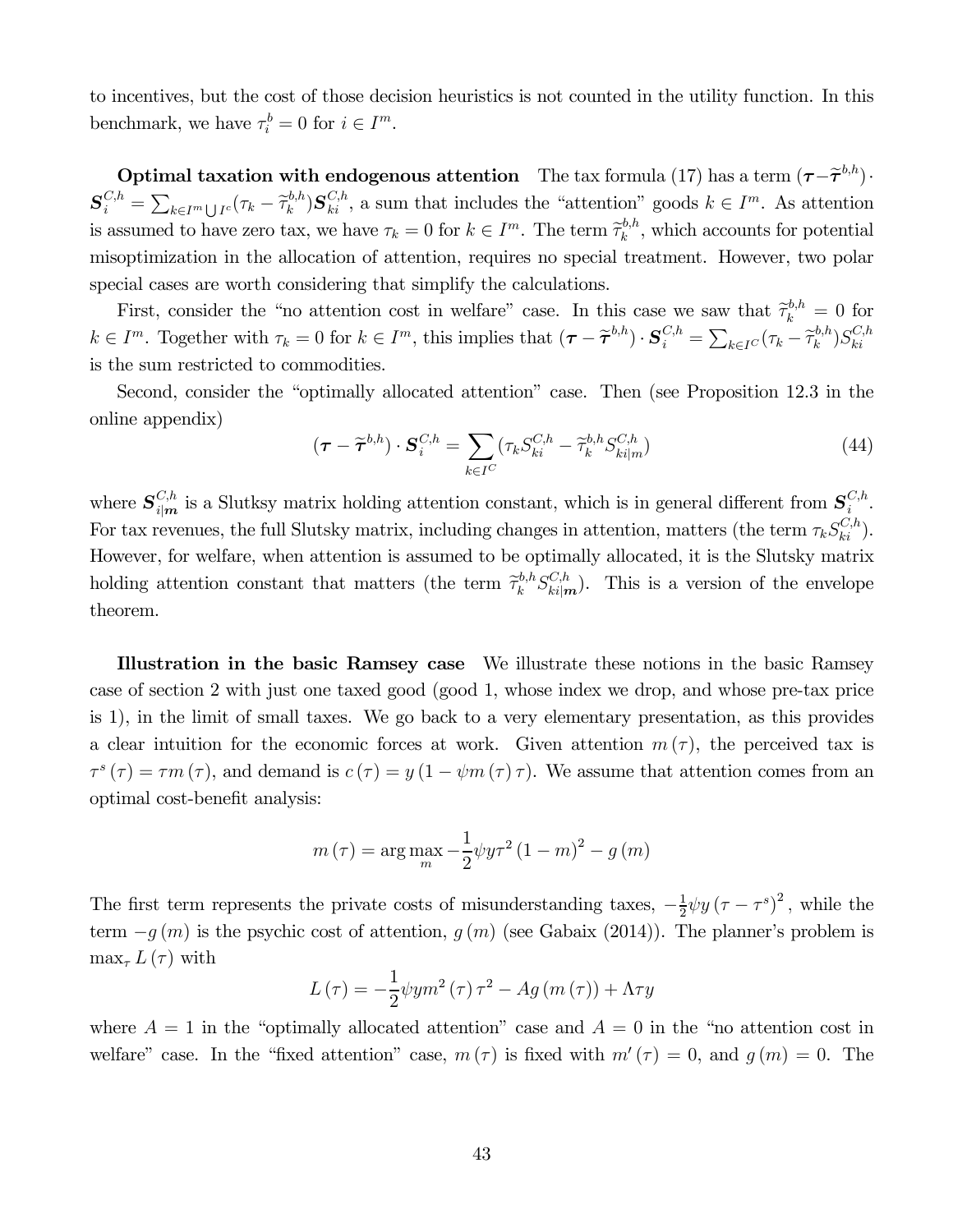to incentives, but the cost of those decision heuristics is not counted in the utility function. In this benchmark, we have $\tau_i^b = 0$ for $i \in I^m$.

**Optimal taxation with endogenous attention** The tax formula (17) has a term $(\boldsymbol{\tau} - \widetilde{\boldsymbol{\tau}}^{b,h}) \cdot \boldsymbol{S}_i^{C,h} = \sum_{k \in I^m \bigcup I^c} (\tau_k - \widetilde{\tau}_k^{b,h}) \boldsymbol{S}_{ki}^{C,h}$, a sum that includes the "attention" goods $k \in I^m$. As attention is assumed to have zero tax, we have $\tau_k = 0$ for $k \in I^m$. The term $\widetilde{\tau}_k^{b,h}$, which accounts for potential misoptimization in the allocation of attention, requires no special treatment. However, two polar special cases are worth considering that simplify the calculations.

First, consider the "no attention cost in welfare" case. In this case we saw that $\widetilde{\tau}_k^{b,h} = 0$ for $k \in I^m$. Together with $\tau_k = 0$ for $k \in I^m$, this implies that $(\boldsymbol{\tau} - \widetilde{\boldsymbol{\tau}}^{b,h}) \cdot \boldsymbol{S}_i^{C,h} = \sum_{k \in I^C} (\tau_k - \widetilde{\tau}_k^{b,h}) S_{ki}^{C,h}$ is the sum restricted to commodities.

Second, consider the "optimally allocated attention" case. Then (see Proposition 12.3 in the online appendix)

$$(\boldsymbol{\tau} - \widetilde{\boldsymbol{\tau}}^{b,h}) \cdot \boldsymbol{S}_i^{C,h} = \sum_{k \in I^C} (\tau_k S_{ki}^{C,h} - \widetilde{\tau}_k^{b,h} S_{ki|m}^{C,h}) \tag{44}$$

where $\boldsymbol{S}_{i|\boldsymbol{m}}^{C,h}$ is a Slutksy matrix holding attention constant, which is in general different from $\boldsymbol{S}_i^{C,h}$. For tax revenues, the full Slutsky matrix, including changes in attention, matters (the term $\tau_k S_{ki}^{C,h}$). However, for welfare, when attention is assumed to be optimally allocated, it is the Slutsky matrix holding attention constant that matters (the term $\widetilde{\tau}_k^{b,h} S_{ki|\boldsymbol{m}}^{C,h}$). This is a version of the envelope theorem.

**Illustration in the basic Ramsey case** We illustrate these notions in the basic Ramsey case of section 2 with just one taxed good (good 1, whose index we drop, and whose pre-tax price is 1), in the limit of small taxes. We go back to a very elementary presentation, as this provides a clear intuition for the economic forces at work. Given attention $m(\tau)$, the perceived tax is $\tau^s(\tau) = \tau m(\tau)$, and demand is $c(\tau) = y(1 - \psi m(\tau)\tau)$. We assume that attention comes from an optimal cost-benefit analysis:

$$m(\tau) = \arg\max_m -\frac{1}{2}\psi y \tau^2 (1-m)^2 - g(m)$$

The first term represents the private costs of misunderstanding taxes, $-\frac{1}{2}\psi y (\tau - \tau^s)^2$, while the term $-g(m)$ is the psychic cost of attention, $g(m)$ (see Gabaix (2014)). The planner's problem is $\max_\tau L(\tau)$ with

$$L(\tau) = -\frac{1}{2}\psi y m^2(\tau)\tau^2 - Ag(m(\tau)) + \Lambda \tau y$$

where $A = 1$ in the "optimally allocated attention" case and $A = 0$ in the "no attention cost in welfare" case. In the "fixed attention" case, $m(\tau)$ is fixed with $m'(\tau) = 0$, and $g(m) = 0$. The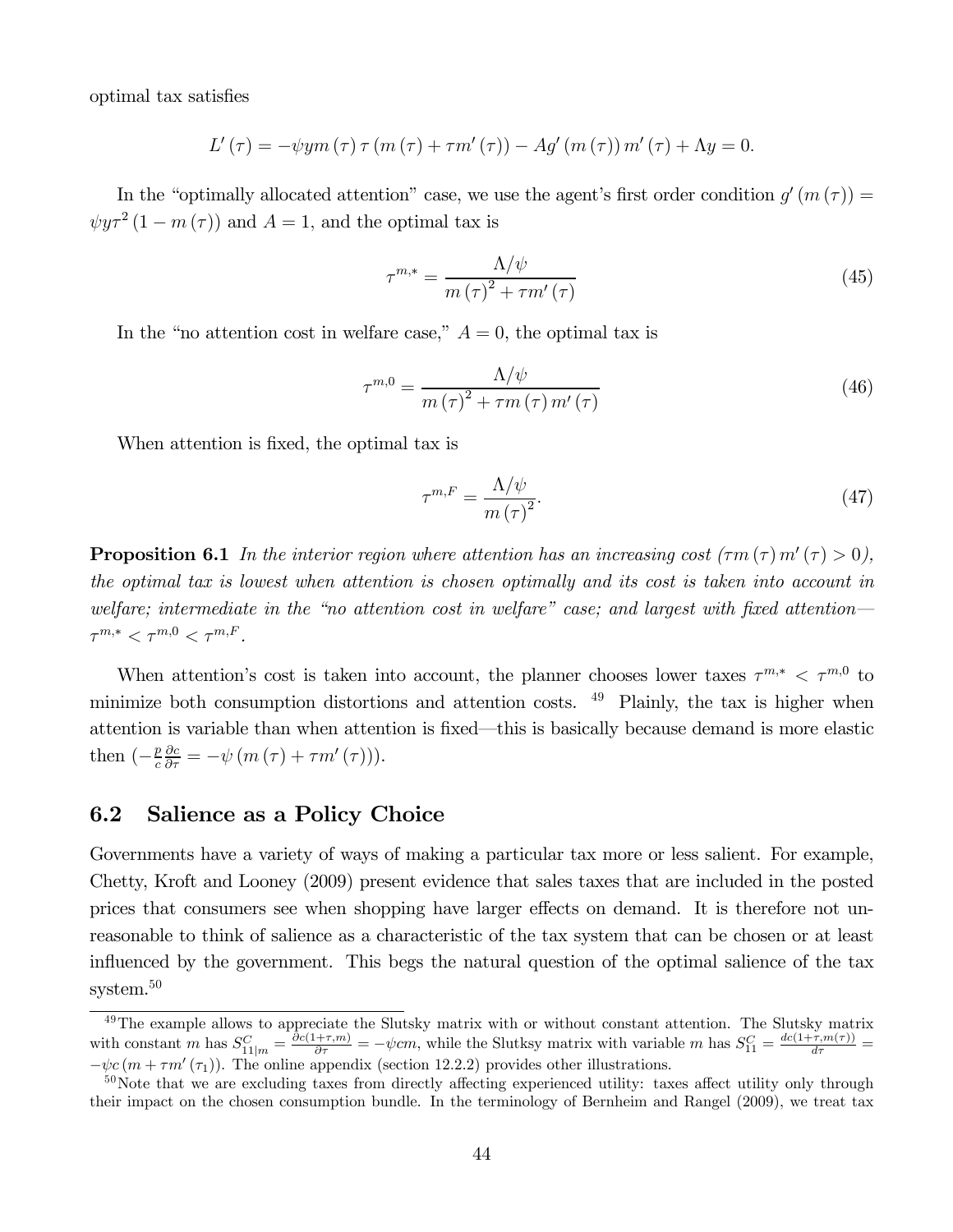optimal tax satisfies

$$L'(\tau) = -\psi y m(\tau) \tau (m(\tau) + \tau m'(\tau)) - A g'(m(\tau)) m'(\tau) + \Lambda y = 0.$$

In the "optimally allocated attention" case, we use the agent's first order condition $g'(m(\tau)) = \psi y \tau^2 (1 - m(\tau))$ and $A = 1$, and the optimal tax is

$$\tau^{m,*} = \frac{\Lambda/\psi}{m(\tau)^2 + \tau m'(\tau)} \tag{45}$$

In the "no attention cost in welfare case," $A = 0$, the optimal tax is

$$\tau^{m,0} = \frac{\Lambda/\psi}{m(\tau)^2 + \tau m(\tau) m'(\tau)} \tag{46}$$

When attention is fixed, the optimal tax is

$$\tau^{m,F} = \frac{\Lambda/\psi}{m(\tau)^2}. \tag{47}$$

**Proposition 6.1** *In the interior region where attention has an increasing cost ($\tau m(\tau) m'(\tau) > 0$), the optimal tax is lowest when attention is chosen optimally and its cost is taken into account in welfare; intermediate in the "no attention cost in welfare" case; and largest with fixed attention— $\tau^{m,*} < \tau^{m,0} < \tau^{m,F}$.*

When attention's cost is taken into account, the planner chooses lower taxes $\tau^{m,*} < \tau^{m,0}$ to minimize both consumption distortions and attention costs. [49] Plainly, the tax is higher when attention is variable than when attention is fixed—this is basically because demand is more elastic then ($-\frac{p}{c}\frac{\partial c}{\partial \tau} = -\psi (m(\tau) + \tau m'(\tau))$).

## 6.2 Salience as a Policy Choice

Governments have a variety of ways of making a particular tax more or less salient. For example, Chetty, Kroft and Looney (2009) present evidence that sales taxes that are included in the posted prices that consumers see when shopping have larger effects on demand. It is therefore not unreasonable to think of salience as a characteristic of the tax system that can be chosen or at least influenced by the government. This begs the natural question of the optimal salience of the tax system.[50]

[49] The example allows to appreciate the Slutsky matrix with or without constant attention. The Slutsky matrix with constant $m$ has $S^C_{11|m} = \frac{\partial c(1+\tau,m)}{\partial \tau} = -\psi c m$, while the Slutksy matrix with variable $m$ has $S^C_{11} = \frac{dc(1+\tau,m(\tau))}{d\tau} = -\psi c (m + \tau m'(\tau_1))$. The online appendix (section 12.2.2) provides other illustrations.

[50] Note that we are excluding taxes from directly affecting experienced utility: taxes affect utility only through their impact on the chosen consumption bundle. In the terminology of Bernheim and Rangel (2009), we treat tax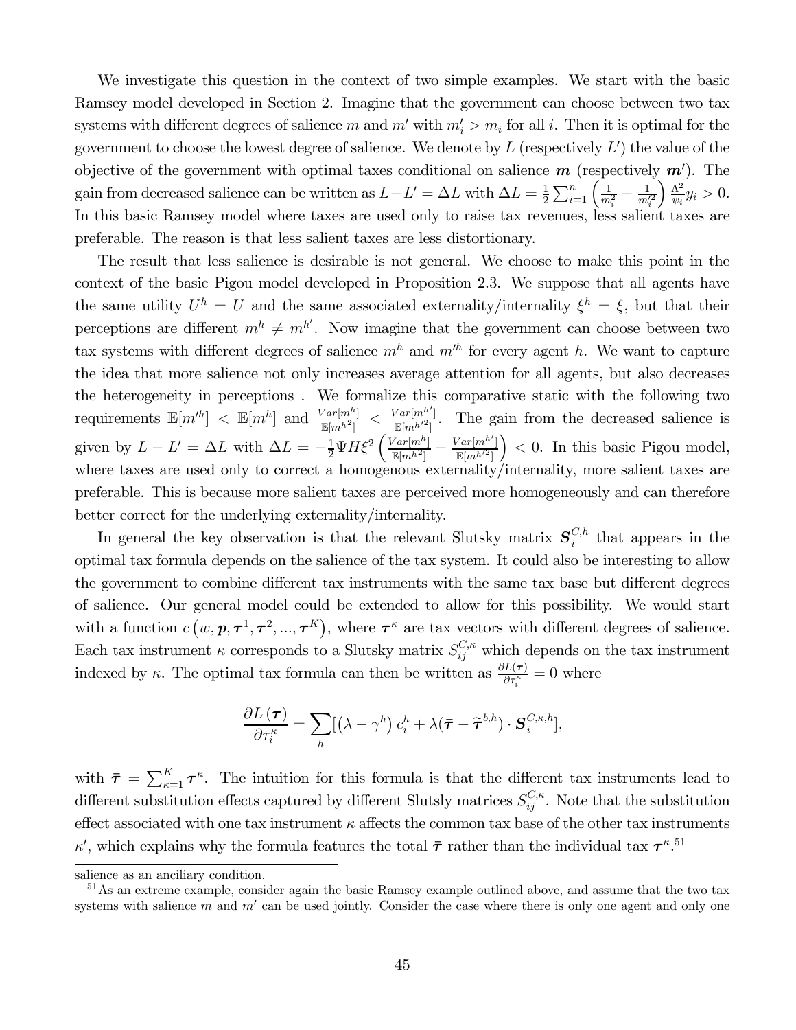We investigate this question in the context of two simple examples. We start with the basic Ramsey model developed in Section 2. Imagine that the government can choose between two tax systems with different degrees of salience $m$ and $m'$ with $m'_i > m_i$ for all $i$. Then it is optimal for the government to choose the lowest degree of salience. We denote by $L$ (respectively $L'$) the value of the objective of the government with optimal taxes conditional on salience $\boldsymbol{m}$ (respectively $\boldsymbol{m}'$). The gain from decreased salience can be written as $L - L' = \Delta L$ with $\Delta L = \frac{1}{2}\sum_{i=1}^{n}\left(\frac{1}{m_i^2} - \frac{1}{m_i'^2}\right)\frac{\Lambda^2}{\psi_i}y_i > 0$. In this basic Ramsey model where taxes are used only to raise tax revenues, less salient taxes are preferable. The reason is that less salient taxes are less distortionary.

The result that less salience is desirable is not general. We choose to make this point in the context of the basic Pigou model developed in Proposition 2.3. We suppose that all agents have the same utility $U^h = U$ and the same associated externality/internality $\xi^h = \xi$, but that their perceptions are different $m^h \neq m^{h'}$. Now imagine that the government can choose between two tax systems with different degrees of salience $m^h$ and $m'^h$ for every agent $h$. We want to capture the idea that more salience not only increases average attention for all agents, but also decreases the heterogeneity in perceptions . We formalize this comparative static with the following two requirements $\mathbb{E}[m'^h] < \mathbb{E}[m^h]$ and $\frac{Var[m^h]}{\mathbb{E}[m^{h^2}]} < \frac{Var[m^{h'}]}{\mathbb{E}[m^{h'^2}]}$. The gain from the decreased salience is given by $L - L' = \Delta L$ with $\Delta L = -\frac{1}{2}\Psi H \xi^2\left(\frac{Var[m^h]}{\mathbb{E}[m^{h^2}]} - \frac{Var[m^{h'}]}{\mathbb{E}[m^{h'^2}]}\right) < 0$. In this basic Pigou model, where taxes are used only to correct a homogenous externality/internality, more salient taxes are preferable. This is because more salient taxes are perceived more homogeneously and can therefore better correct for the underlying externality/internality.

In general the key observation is that the relevant Slutsky matrix $\boldsymbol{S}_i^{C,h}$ that appears in the optimal tax formula depends on the salience of the tax system. It could also be interesting to allow the government to combine different tax instruments with the same tax base but different degrees of salience. Our general model could be extended to allow for this possibility. We would start with a function $c\left(w, \boldsymbol{p}, \boldsymbol{\tau}^1, \boldsymbol{\tau}^2, ..., \boldsymbol{\tau}^K\right)$, where $\boldsymbol{\tau}^\kappa$ are tax vectors with different degrees of salience. Each tax instrument $\kappa$ corresponds to a Slutsky matrix $S_{ij}^{C,\kappa}$ which depends on the tax instrument indexed by $\kappa$. The optimal tax formula can then be written as $\frac{\partial L(\boldsymbol{\tau})}{\partial \tau_i^\kappa} = 0$ where

$$\frac{\partial L\left(\boldsymbol{\tau}\right)}{\partial \tau_i^\kappa} = \sum_h [\left(\lambda - \gamma^h\right) c_i^h + \lambda(\bar{\boldsymbol{\tau}} - \widetilde{\boldsymbol{\tau}}^{b,h}) \cdot \boldsymbol{S}_i^{C,\kappa,h}],$$

with $\bar{\boldsymbol{\tau}} = \sum_{\kappa=1}^{K} \boldsymbol{\tau}^\kappa$. The intuition for this formula is that the different tax instruments lead to different substitution effects captured by different Slutsly matrices $S_{ij}^{C,\kappa}$. Note that the substitution effect associated with one tax instrument $\kappa$ affects the common tax base of the other tax instruments $\kappa'$, which explains why the formula features the total $\bar{\boldsymbol{\tau}}$ rather than the individual tax $\boldsymbol{\tau}^\kappa$.[51]

---

salience as an anciliary condition.

[51] As an extreme example, consider again the basic Ramsey example outlined above, and assume that the two tax systems with salience $m$ and $m'$ can be used jointly. Consider the case where there is only one agent and only one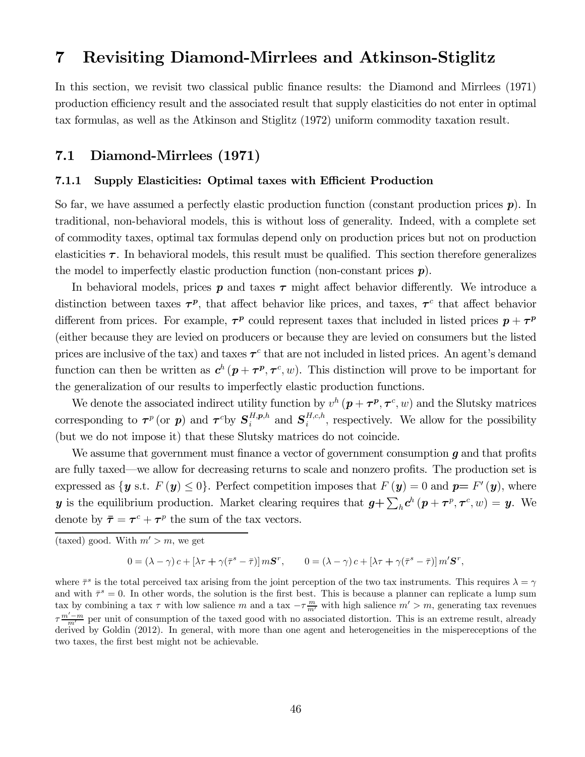# 7 Revisiting Diamond-Mirrlees and Atkinson-Stiglitz

In this section, we revisit two classical public finance results: the Diamond and Mirrlees (1971) production efficiency result and the associated result that supply elasticities do not enter in optimal tax formulas, as well as the Atkinson and Stiglitz (1972) uniform commodity taxation result.

## 7.1 Diamond-Mirrlees (1971)

### 7.1.1 Supply Elasticities: Optimal taxes with Efficient Production

So far, we have assumed a perfectly elastic production function (constant production prices $\boldsymbol{p}$). In traditional, non-behavioral models, this is without loss of generality. Indeed, with a complete set of commodity taxes, optimal tax formulas depend only on production prices but not on production elasticities $\boldsymbol{\tau}$. In behavioral models, this result must be qualified. This section therefore generalizes the model to imperfectly elastic production function (non-constant prices $\boldsymbol{p}$).

In behavioral models, prices $\boldsymbol{p}$ and taxes $\boldsymbol{\tau}$ might affect behavior differently. We introduce a distinction between taxes $\boldsymbol{\tau^p}$, that affect behavior like prices, and taxes, $\boldsymbol{\tau}^c$ that affect behavior different from prices. For example, $\boldsymbol{\tau^p}$ could represent taxes that included in listed prices $\boldsymbol{p}+\boldsymbol{\tau^p}$ (either because they are levied on producers or because they are levied on consumers but the listed prices are inclusive of the tax) and taxes $\boldsymbol{\tau}^c$ that are not included in listed prices. An agent's demand function can then be written as $\boldsymbol{c}^h\left(\boldsymbol{p}+\boldsymbol{\tau^p},\boldsymbol{\tau}^c,w\right)$. This distinction will prove to be important for the generalization of our results to imperfectly elastic production functions.

We denote the associated indirect utility function by $v^h\left(\boldsymbol{p}+\boldsymbol{\tau^p},\boldsymbol{\tau}^c,w\right)$ and the Slutsky matrices corresponding to $\boldsymbol{\tau}^p$ (or $\boldsymbol{p}$) and $\boldsymbol{\tau}^c$by $\boldsymbol{S}_i^{H,\boldsymbol{p},h}$ and $\boldsymbol{S}_i^{H,c,h}$, respectively. We allow for the possibility (but we do not impose it) that these Slutsky matrices do not coincide.

We assume that government must finance a vector of government consumption $\boldsymbol{g}$ and that profits are fully taxed—we allow for decreasing returns to scale and nonzero profits. The production set is expressed as $\{\boldsymbol{y} \text{ s.t. } F\left(\boldsymbol{y}\right)\leq 0\}$. Perfect competition imposes that $F\left(\boldsymbol{y}\right)=0$ and $\boldsymbol{p}=F'\left(\boldsymbol{y}\right)$, where $\boldsymbol{y}$ is the equilibrium production. Market clearing requires that $\boldsymbol{g}+\sum_h \boldsymbol{c}^h\left(\boldsymbol{p}+\boldsymbol{\tau}^p,\boldsymbol{\tau}^c,w\right)=\boldsymbol{y}$. We denote by $\bar{\boldsymbol{\tau}}=\boldsymbol{\tau}^c+\boldsymbol{\tau}^p$ the sum of the tax vectors.

---

(taxed) good. With $m'>m$, we get

$$0=\left(\lambda-\gamma\right)c+\left[\lambda\tau+\gamma(\bar{\tau}^s-\bar{\tau})\right]m\boldsymbol{S}^r,\qquad 0=\left(\lambda-\gamma\right)c+\left[\lambda\tau+\gamma(\bar{\tau}^s-\bar{\tau})\right]m'\boldsymbol{S}^r,$$

where $\bar{\tau}^s$ is the total perceived tax arising from the joint perception of the two tax instruments. This requires $\lambda=\gamma$ and with $\bar{\tau}^s=0$. In other words, the solution is the first best. This is because a planner can replicate a lump sum tax by combining a tax $\tau$ with low salience $m$ and a tax $-\tau\frac{m}{m'}$ with high salience $m'>m$, generating tax revenues $\tau\frac{m'-m}{m'}$ per unit of consumption of the taxed good with no associated distortion. This is an extreme result, already derived by Goldin (2012). In general, with more than one agent and heterogeneities in the mispereceptions of the two taxes, the first best might not be achievable.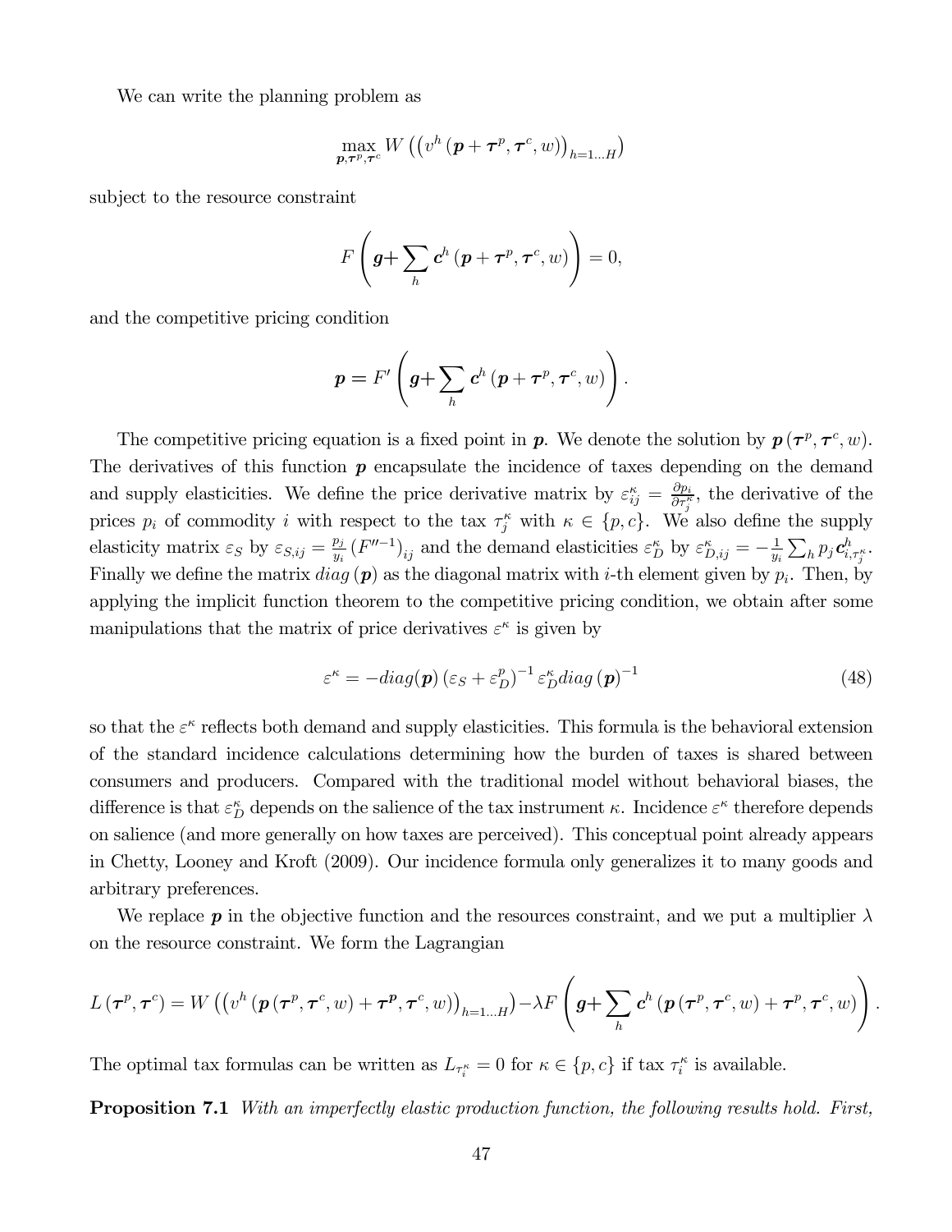We can write the planning problem as

$$\max_{\boldsymbol{p},\boldsymbol{\tau}^p,\boldsymbol{\tau}^c} W\left(\left(v^h\left(\boldsymbol{p}+\boldsymbol{\tau}^p,\boldsymbol{\tau}^c,w\right)\right)_{h=1\ldots H}\right)$$

subject to the resource constraint

$$F\left(\boldsymbol{g}+\sum_h \boldsymbol{c}^h\left(\boldsymbol{p}+\boldsymbol{\tau}^p,\boldsymbol{\tau}^c,w\right)\right)=0,$$

and the competitive pricing condition

$$\boldsymbol{p}=F'\left(\boldsymbol{g}+\sum_h \boldsymbol{c}^h\left(\boldsymbol{p}+\boldsymbol{\tau}^p,\boldsymbol{\tau}^c,w\right)\right).$$

The competitive pricing equation is a fixed point in $\boldsymbol{p}$. We denote the solution by $\boldsymbol{p}\left(\boldsymbol{\tau}^p,\boldsymbol{\tau}^c,w\right)$. The derivatives of this function $\boldsymbol{p}$ encapsulate the incidence of taxes depending on the demand and supply elasticities. We define the price derivative matrix by $\varepsilon_{ij}^{\kappa}=\frac{\partial p_i}{\partial \tau_j^{\kappa}}$, the derivative of the prices $p_i$ of commodity $i$ with respect to the tax $\tau_j^{\kappa}$ with $\kappa\in\{p,c\}$. We also define the supply elasticity matrix $\varepsilon_S$ by $\varepsilon_{S,ij}=\frac{p_j}{y_i}\left(F''^{-1}\right)_{ij}$ and the demand elasticities $\varepsilon_D^{\kappa}$ by $\varepsilon_{D,ij}^{\kappa}=-\frac{1}{y_i}\sum_h p_j \boldsymbol{c}_{i,\tau_j^{\kappa}}^h$. Finally we define the matrix $diag\left(\boldsymbol{p}\right)$ as the diagonal matrix with $i$-th element given by $p_i$. Then, by applying the implicit function theorem to the competitive pricing condition, we obtain after some manipulations that the matrix of price derivatives $\varepsilon^{\kappa}$ is given by

$$\varepsilon^{\kappa}=-diag(\boldsymbol{p})\left(\varepsilon_S+\varepsilon_D^p\right)^{-1}\varepsilon_D^{\kappa}diag\left(\boldsymbol{p}\right)^{-1} \tag{48}$$

so that the $\varepsilon^{\kappa}$ reflects both demand and supply elasticities. This formula is the behavioral extension of the standard incidence calculations determining how the burden of taxes is shared between consumers and producers. Compared with the traditional model without behavioral biases, the difference is that $\varepsilon_D^{\kappa}$ depends on the salience of the tax instrument $\kappa$. Incidence $\varepsilon^{\kappa}$ therefore depends on salience (and more generally on how taxes are perceived). This conceptual point already appears in Chetty, Looney and Kroft (2009). Our incidence formula only generalizes it to many goods and arbitrary preferences.

We replace $\boldsymbol{p}$ in the objective function and the resources constraint, and we put a multiplier $\lambda$ on the resource constraint. We form the Lagrangian

$$L\left(\boldsymbol{\tau}^p,\boldsymbol{\tau}^c\right)=W\left(\left(v^h\left(\boldsymbol{p}\left(\boldsymbol{\tau}^p,\boldsymbol{\tau}^c,w\right)+\boldsymbol{\tau}^{\boldsymbol{p}},\boldsymbol{\tau}^c,w\right)\right)_{h=1\ldots H}\right)-\lambda F\left(\boldsymbol{g}+\sum_h \boldsymbol{c}^h\left(\boldsymbol{p}\left(\boldsymbol{\tau}^p,\boldsymbol{\tau}^c,w\right)+\boldsymbol{\tau}^p,\boldsymbol{\tau}^c,w\right)\right).$$

The optimal tax formulas can be written as $L_{\tau_i^{\kappa}}=0$ for $\kappa\in\{p,c\}$ if tax $\tau_i^{\kappa}$ is available.

**Proposition 7.1** *With an imperfectly elastic production function, the following results hold. First,*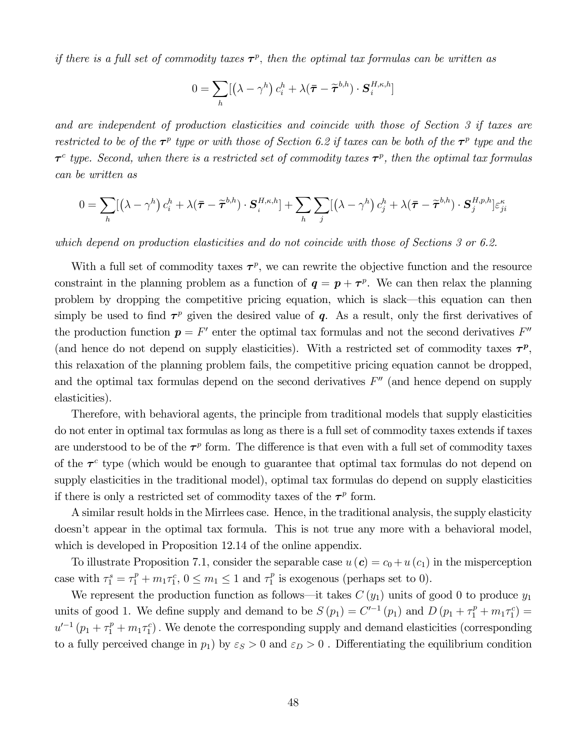*if there is a full set of commodity taxes $\boldsymbol{\tau}^p$, then the optimal tax formulas can be written as*

$$0 = \sum_h [\left(\lambda - \gamma^h\right) c_i^h + \lambda(\bar{\boldsymbol{\tau}} - \widetilde{\boldsymbol{\tau}}^{b,h}) \cdot \boldsymbol{S}_i^{H,\kappa,h}]$$

*and are independent of production elasticities and coincide with those of Section 3 if taxes are restricted to be of the $\boldsymbol{\tau}^p$ type or with those of Section 6.2 if taxes can be both of the $\boldsymbol{\tau}^p$ type and the $\boldsymbol{\tau}^c$ type. Second, when there is a restricted set of commodity taxes $\boldsymbol{\tau}^p$, then the optimal tax formulas can be written as*

$$0 = \sum_h [\left(\lambda - \gamma^h\right) c_i^h + \lambda(\bar{\boldsymbol{\tau}} - \widetilde{\boldsymbol{\tau}}^{b,h}) \cdot \boldsymbol{S}_i^{H,\kappa,h}] + \sum_h \sum_j [\left(\lambda - \gamma^h\right) c_j^h + \lambda(\bar{\boldsymbol{\tau}} - \widetilde{\boldsymbol{\tau}}^{b,h}) \cdot \boldsymbol{S}_j^{H,p,h}] \varepsilon_{ji}^{\kappa}$$

*which depend on production elasticities and do not coincide with those of Sections 3 or 6.2.*

With a full set of commodity taxes $\boldsymbol{\tau}^p$, we can rewrite the objective function and the resource constraint in the planning problem as a function of $\boldsymbol{q} = \boldsymbol{p} + \boldsymbol{\tau}^p$. We can then relax the planning problem by dropping the competitive pricing equation, which is slack—this equation can then simply be used to find $\boldsymbol{\tau}^p$ given the desired value of $\boldsymbol{q}$. As a result, only the first derivatives of the production function $\boldsymbol{p} = F'$ enter the optimal tax formulas and not the second derivatives $F''$ (and hence do not depend on supply elasticities). With a restricted set of commodity taxes $\boldsymbol{\tau}^{\boldsymbol{p}}$, this relaxation of the planning problem fails, the competitive pricing equation cannot be dropped, and the optimal tax formulas depend on the second derivatives $F''$ (and hence depend on supply elasticities).

Therefore, with behavioral agents, the principle from traditional models that supply elasticities do not enter in optimal tax formulas as long as there is a full set of commodity taxes extends if taxes are understood to be of the $\boldsymbol{\tau}^p$ form. The difference is that even with a full set of commodity taxes of the $\boldsymbol{\tau}^c$ type (which would be enough to guarantee that optimal tax formulas do not depend on supply elasticities in the traditional model), optimal tax formulas do depend on supply elasticities if there is only a restricted set of commodity taxes of the $\boldsymbol{\tau}^p$ form.

A similar result holds in the Mirrlees case. Hence, in the traditional analysis, the supply elasticity doesn't appear in the optimal tax formula. This is not true any more with a behavioral model, which is developed in Proposition 12.14 of the online appendix.

To illustrate Proposition 7.1, consider the separable case $u(\boldsymbol{c}) = c_0 + u(c_1)$ in the misperception case with $\tau_1^s = \tau_1^p + m_1 \tau_1^c$, $0 \leq m_1 \leq 1$ and $\tau_1^p$ is exogenous (perhaps set to 0).

We represent the production function as follows—it takes $C(y_1)$ units of good 0 to produce $y_1$ units of good 1. We define supply and demand to be $S(p_1) = C'^{-1}(p_1)$ and $D(p_1 + \tau_1^p + m_1 \tau_1^c) = u'^{-1}(p_1 + \tau_1^p + m_1 \tau_1^c)$. We denote the corresponding supply and demand elasticities (corresponding to a fully perceived change in $p_1$) by $\varepsilon_S > 0$ and $\varepsilon_D > 0$ . Differentiating the equilibrium condition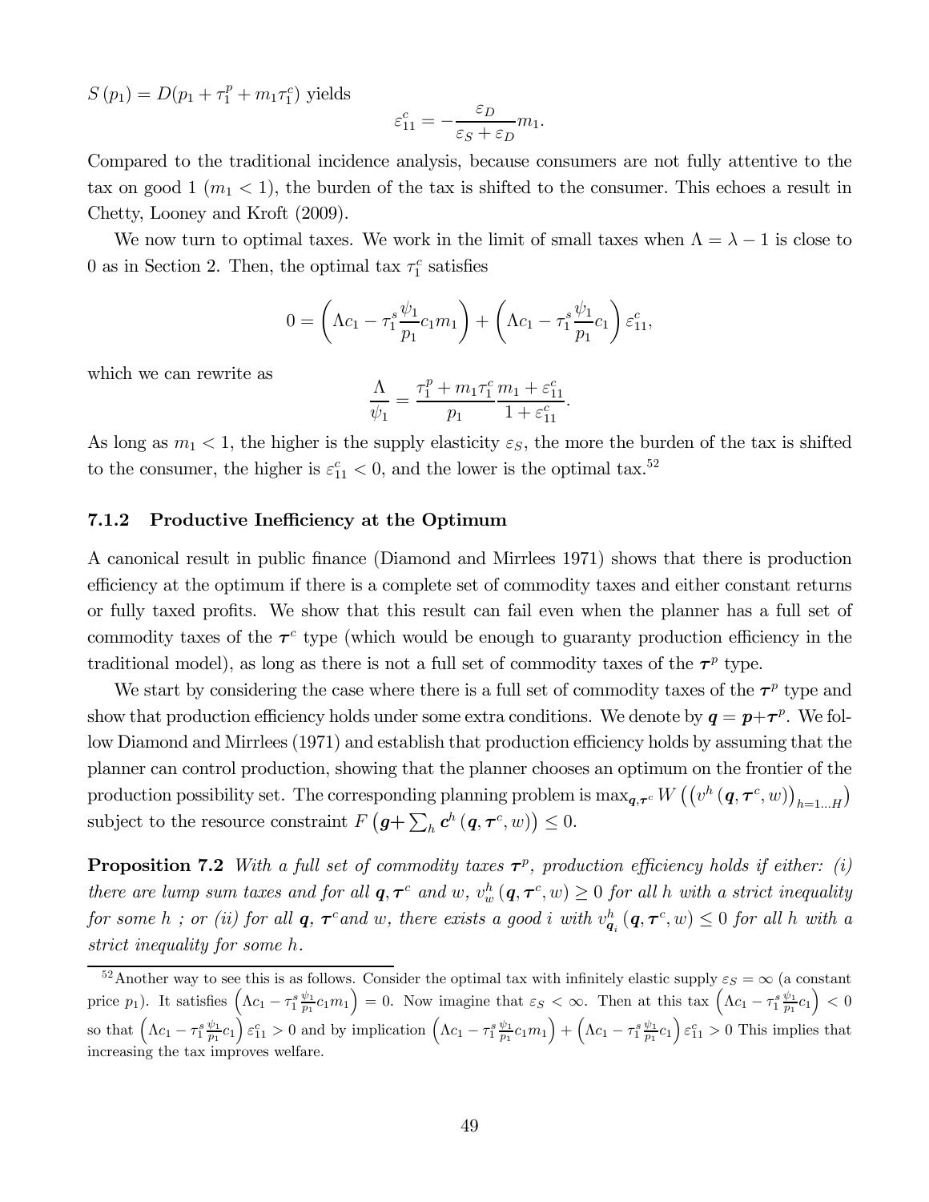$S(p_1) = D(p_1 + \tau_1^p + m_1 \tau_1^c)$ yields

$$\varepsilon_{11}^c = -\frac{\varepsilon_D}{\varepsilon_S + \varepsilon_D} m_1.$$

Compared to the traditional incidence analysis, because consumers are not fully attentive to the tax on good 1 ($m_1 < 1$), the burden of the tax is shifted to the consumer. This echoes a result in Chetty, Looney and Kroft (2009).

We now turn to optimal taxes. We work in the limit of small taxes when $\Lambda = \lambda - 1$ is close to 0 as in Section 2. Then, the optimal tax $\tau_1^c$ satisfies

$$0 = \left(\Lambda c_1 - \tau_1^s \frac{\psi_1}{p_1} c_1 m_1\right) + \left(\Lambda c_1 - \tau_1^s \frac{\psi_1}{p_1} c_1\right) \varepsilon_{11}^c,$$

which we can rewrite as

$$\frac{\Lambda}{\psi_1} = \frac{\tau_1^p + m_1 \tau_1^c}{p_1} \frac{m_1 + \varepsilon_{11}^c}{1 + \varepsilon_{11}^c}.$$

As long as $m_1 < 1$, the higher is the supply elasticity $\varepsilon_S$, the more the burden of the tax is shifted to the consumer, the higher is $\varepsilon_{11}^c < 0$, and the lower is the optimal tax.[52]

### 7.1.2 Productive Inefficiency at the Optimum

A canonical result in public finance (Diamond and Mirrlees 1971) shows that there is production efficiency at the optimum if there is a complete set of commodity taxes and either constant returns or fully taxed profits. We show that this result can fail even when the planner has a full set of commodity taxes of the $\boldsymbol{\tau}^c$ type (which would be enough to guaranty production efficiency in the traditional model), as long as there is not a full set of commodity taxes of the $\boldsymbol{\tau}^p$ type.

We start by considering the case where there is a full set of commodity taxes of the $\boldsymbol{\tau}^p$ type and show that production efficiency holds under some extra conditions. We denote by $\boldsymbol{q} = \boldsymbol{p} + \boldsymbol{\tau}^p$. We follow Diamond and Mirrlees (1971) and establish that production efficiency holds by assuming that the planner can control production, showing that the planner chooses an optimum on the frontier of the production possibility set. The corresponding planning problem is $\max_{\boldsymbol{q}, \boldsymbol{\tau}^c} W\left(\left(v^h\left(\boldsymbol{q}, \boldsymbol{\tau}^c, w\right)\right)_{h=1\ldots H}\right)$ subject to the resource constraint $F\left(\boldsymbol{g} + \sum_h \boldsymbol{c}^h\left(\boldsymbol{q}, \boldsymbol{\tau}^c, w\right)\right) \leq 0$.

**Proposition 7.2** *With a full set of commodity taxes $\boldsymbol{\tau}^p$, production efficiency holds if either: (i) there are lump sum taxes and for all $\boldsymbol{q}, \boldsymbol{\tau}^c$ and $w$, $v_w^h\left(\boldsymbol{q}, \boldsymbol{\tau}^c, w\right) \geq 0$ for all $h$ with a strict inequality for some $h$ ; or (ii) for all $\boldsymbol{q}$, $\boldsymbol{\tau}^c$ and $w$, there exists a good $i$ with $v_{\boldsymbol{q}_i}^h\left(\boldsymbol{q}, \boldsymbol{\tau}^c, w\right) \leq 0$ for all $h$ with a strict inequality for some $h$.*

---

[52] Another way to see this is as follows. Consider the optimal tax with infinitely elastic supply $\varepsilon_S = \infty$ (a constant price $p_1$). It satisfies $\left(\Lambda c_1 - \tau_1^s \frac{\psi_1}{p_1} c_1 m_1\right) = 0$. Now imagine that $\varepsilon_S < \infty$. Then at this tax $\left(\Lambda c_1 - \tau_1^s \frac{\psi_1}{p_1} c_1\right) < 0$ so that $\left(\Lambda c_1 - \tau_1^s \frac{\psi_1}{p_1} c_1\right) \varepsilon_{11}^c > 0$ and by implication $\left(\Lambda c_1 - \tau_1^s \frac{\psi_1}{p_1} c_1 m_1\right) + \left(\Lambda c_1 - \tau_1^s \frac{\psi_1}{p_1} c_1\right) \varepsilon_{11}^c > 0$ This implies that increasing the tax improves welfare.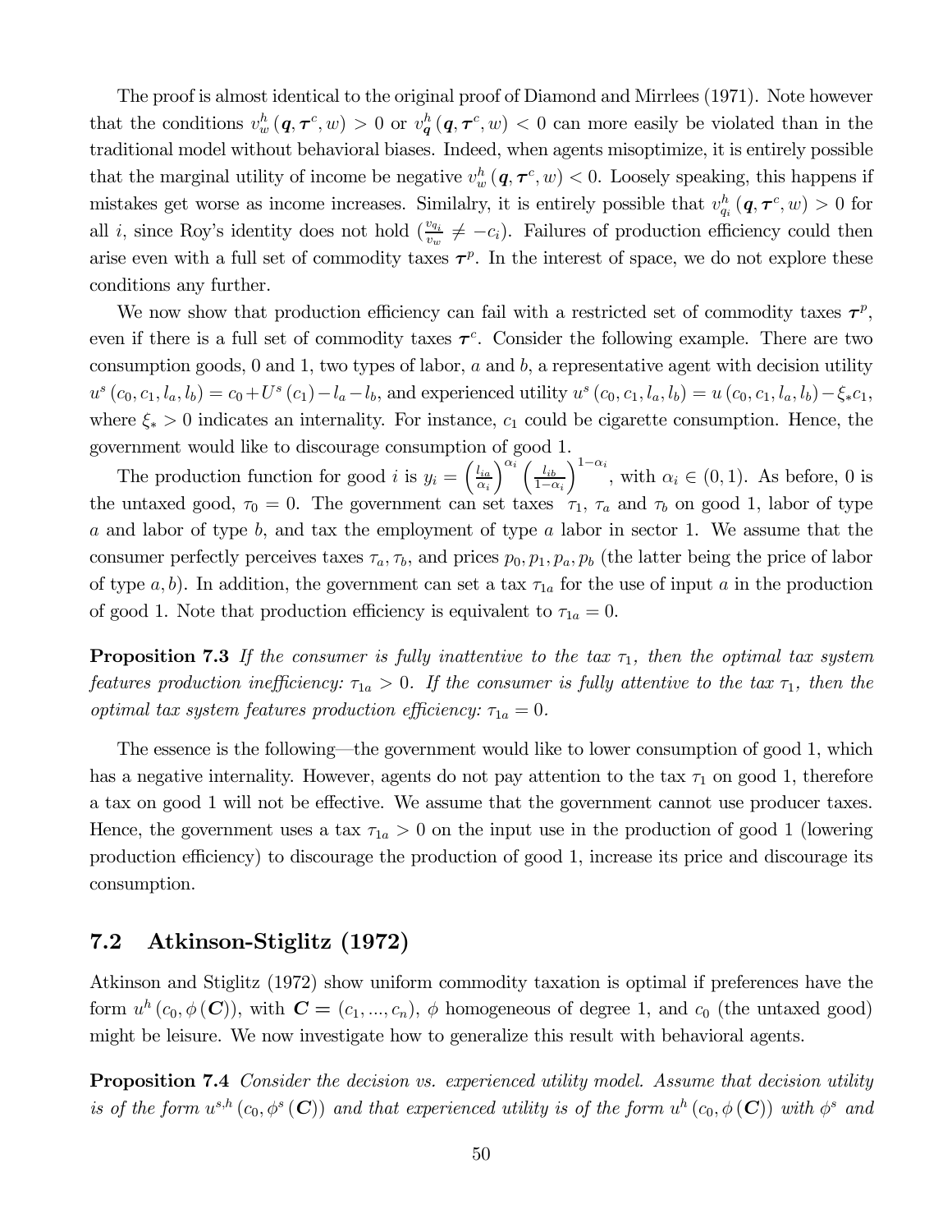The proof is almost identical to the original proof of Diamond and Mirrlees (1971). Note however that the conditions $v_w^h(\boldsymbol{q}, \boldsymbol{\tau}^c, w) > 0$ or $v_{\boldsymbol{q}}^h(\boldsymbol{q}, \boldsymbol{\tau}^c, w) < 0$ can more easily be violated than in the traditional model without behavioral biases. Indeed, when agents misoptimize, it is entirely possible that the marginal utility of income be negative $v_w^h(\boldsymbol{q}, \boldsymbol{\tau}^c, w) < 0$. Loosely speaking, this happens if mistakes get worse as income increases. Similalry, it is entirely possible that $v_{q_i}^h(\boldsymbol{q}, \boldsymbol{\tau}^c, w) > 0$ for all $i$, since Roy's identity does not hold ($\frac{v_{q_i}}{v_w} \neq -c_i$). Failures of production efficiency could then arise even with a full set of commodity taxes $\boldsymbol{\tau}^p$. In the interest of space, we do not explore these conditions any further.

We now show that production efficiency can fail with a restricted set of commodity taxes $\boldsymbol{\tau}^p$, even if there is a full set of commodity taxes $\boldsymbol{\tau}^c$. Consider the following example. There are two consumption goods, 0 and 1, two types of labor, $a$ and $b$, a representative agent with decision utility $u^s(c_0, c_1, l_a, l_b) = c_0 + U^s(c_1) - l_a - l_b$, and experienced utility $u^s(c_0, c_1, l_a, l_b) = u(c_0, c_1, l_a, l_b) - \xi_* c_1$, where $\xi_* > 0$ indicates an internality. For instance, $c_1$ could be cigarette consumption. Hence, the government would like to discourage consumption of good 1.

The production function for good $i$ is $y_i = \left(\frac{l_{ia}}{\alpha_i}\right)^{\alpha_i} \left(\frac{l_{ib}}{1-\alpha_i}\right)^{1-\alpha_i}$, with $\alpha_i \in (0,1)$. As before, 0 is the untaxed good, $\tau_0 = 0$. The government can set taxes $\tau_1$, $\tau_a$ and $\tau_b$ on good 1, labor of type $a$ and labor of type $b$, and tax the employment of type $a$ labor in sector 1. We assume that the consumer perfectly perceives taxes $\tau_a, \tau_b$, and prices $p_0, p_1, p_a, p_b$ (the latter being the price of labor of type $a, b$). In addition, the government can set a tax $\tau_{1a}$ for the use of input $a$ in the production of good 1. Note that production efficiency is equivalent to $\tau_{1a} = 0$.

**Proposition 7.3** *If the consumer is fully inattentive to the tax $\tau_1$, then the optimal tax system features production inefficiency: $\tau_{1a} > 0$. If the consumer is fully attentive to the tax $\tau_1$, then the optimal tax system features production efficiency: $\tau_{1a} = 0$.*

The essence is the following—the government would like to lower consumption of good 1, which has a negative internality. However, agents do not pay attention to the tax $\tau_1$ on good 1, therefore a tax on good 1 will not be effective. We assume that the government cannot use producer taxes. Hence, the government uses a tax $\tau_{1a} > 0$ on the input use in the production of good 1 (lowering production efficiency) to discourage the production of good 1, increase its price and discourage its consumption.

## 7.2 Atkinson-Stiglitz (1972)

Atkinson and Stiglitz (1972) show uniform commodity taxation is optimal if preferences have the form $u^h(c_0, \phi(\boldsymbol{C}))$, with $\boldsymbol{C} = (c_1, ..., c_n)$, $\phi$ homogeneous of degree 1, and $c_0$ (the untaxed good) might be leisure. We now investigate how to generalize this result with behavioral agents.

**Proposition 7.4** *Consider the decision vs. experienced utility model. Assume that decision utility is of the form $u^{s,h}(c_0, \phi^s(\boldsymbol{C}))$ and that experienced utility is of the form $u^h(c_0, \phi(\boldsymbol{C}))$ with $\phi^s$ and*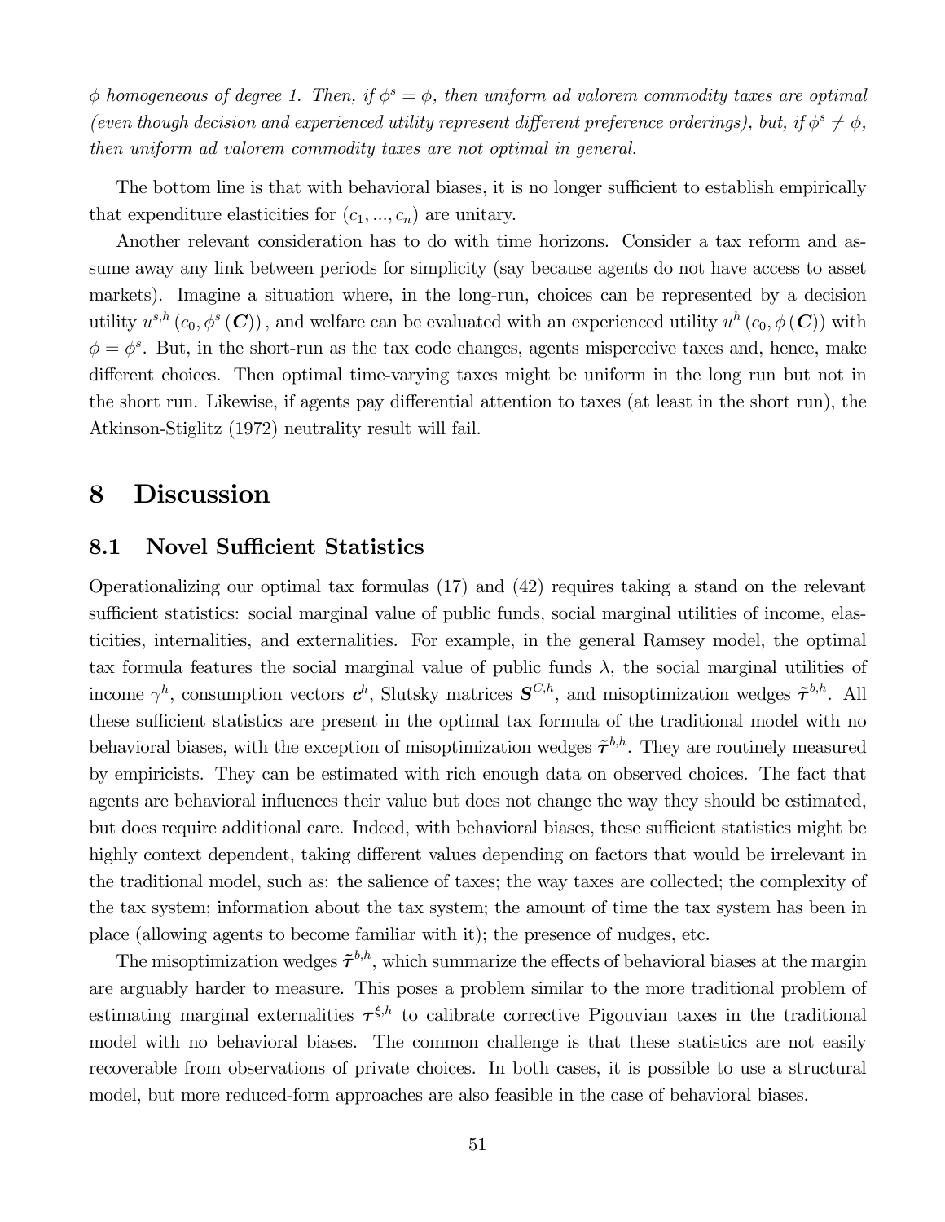*$\phi$ homogeneous of degree 1. Then, if $\phi^s = \phi$, then uniform ad valorem commodity taxes are optimal (even though decision and experienced utility represent different preference orderings), but, if $\phi^s \neq \phi$, then uniform ad valorem commodity taxes are not optimal in general.*

The bottom line is that with behavioral biases, it is no longer sufficient to establish empirically that expenditure elasticities for $(c_1, ..., c_n)$ are unitary.

Another relevant consideration has to do with time horizons. Consider a tax reform and assume away any link between periods for simplicity (say because agents do not have access to asset markets). Imagine a situation where, in the long-run, choices can be represented by a decision utility $u^{s,h}(c_0, \phi^s(\boldsymbol{C}))$, and welfare can be evaluated with an experienced utility $u^h(c_0, \phi(\boldsymbol{C}))$ with $\phi = \phi^s$. But, in the short-run as the tax code changes, agents misperceive taxes and, hence, make different choices. Then optimal time-varying taxes might be uniform in the long run but not in the short run. Likewise, if agents pay differential attention to taxes (at least in the short run), the Atkinson-Stiglitz (1972) neutrality result will fail.

# 8 Discussion

## 8.1 Novel Sufficient Statistics

Operationalizing our optimal tax formulas (17) and (42) requires taking a stand on the relevant sufficient statistics: social marginal value of public funds, social marginal utilities of income, elasticities, internalities, and externalities. For example, in the general Ramsey model, the optimal tax formula features the social marginal value of public funds $\lambda$, the social marginal utilities of income $\gamma^h$, consumption vectors $\boldsymbol{c}^h$, Slutsky matrices $\boldsymbol{S}^{C,h}$, and misoptimization wedges $\tilde{\boldsymbol{\tau}}^{b,h}$. All these sufficient statistics are present in the optimal tax formula of the traditional model with no behavioral biases, with the exception of misoptimization wedges $\tilde{\boldsymbol{\tau}}^{b,h}$. They are routinely measured by empiricists. They can be estimated with rich enough data on observed choices. The fact that agents are behavioral influences their value but does not change the way they should be estimated, but does require additional care. Indeed, with behavioral biases, these sufficient statistics might be highly context dependent, taking different values depending on factors that would be irrelevant in the traditional model, such as: the salience of taxes; the way taxes are collected; the complexity of the tax system; information about the tax system; the amount of time the tax system has been in place (allowing agents to become familiar with it); the presence of nudges, etc.

The misoptimization wedges $\tilde{\boldsymbol{\tau}}^{b,h}$, which summarize the effects of behavioral biases at the margin are arguably harder to measure. This poses a problem similar to the more traditional problem of estimating marginal externalities $\boldsymbol{\tau}^{\xi,h}$ to calibrate corrective Pigouvian taxes in the traditional model with no behavioral biases. The common challenge is that these statistics are not easily recoverable from observations of private choices. In both cases, it is possible to use a structural model, but more reduced-form approaches are also feasible in the case of behavioral biases.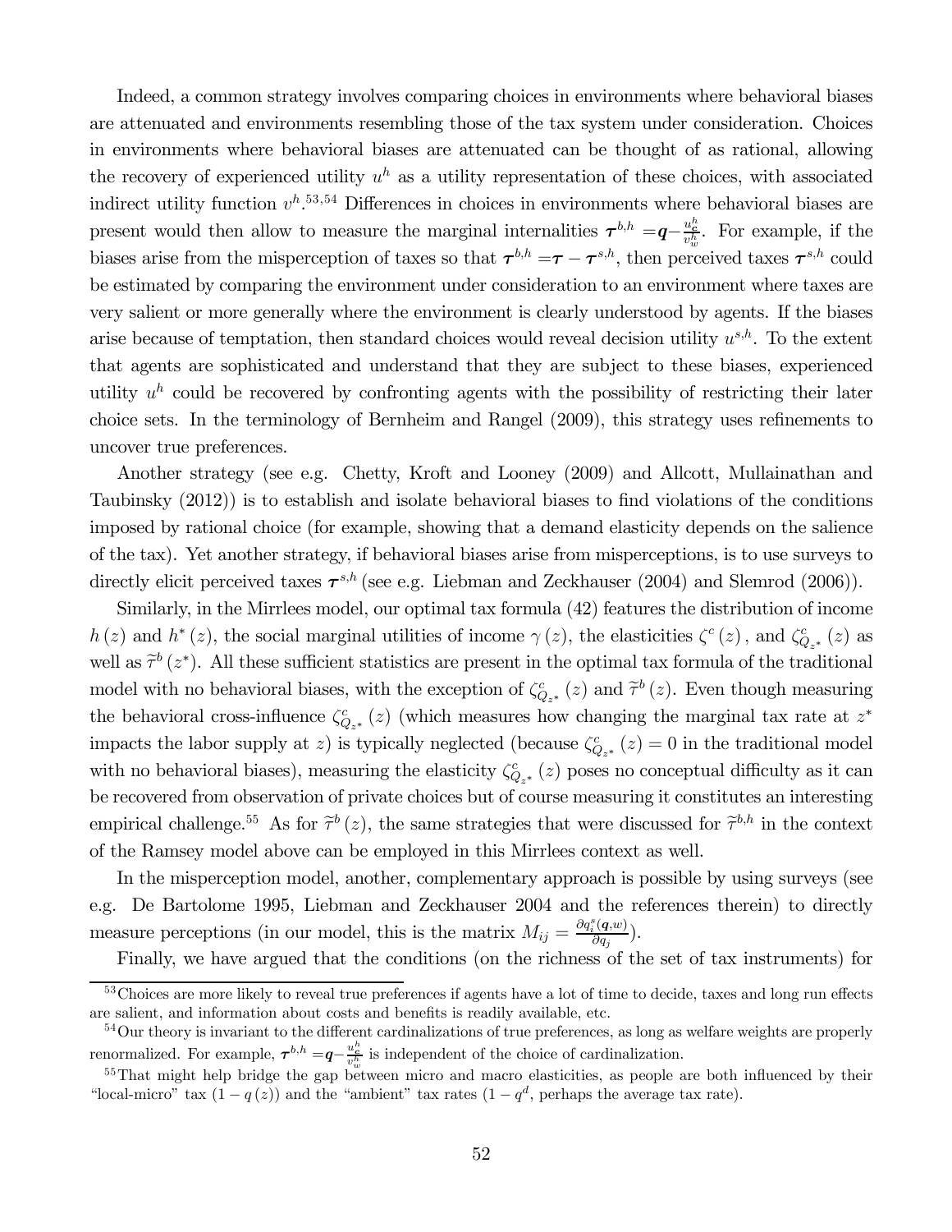Indeed, a common strategy involves comparing choices in environments where behavioral biases are attenuated and environments resembling those of the tax system under consideration. Choices in environments where behavioral biases are attenuated can be thought of as rational, allowing the recovery of experienced utility $u^h$ as a utility representation of these choices, with associated indirect utility function $v^h$.[53,54] Differences in choices in environments where behavioral biases are present would then allow to measure the marginal internalities $\boldsymbol{\tau}^{b,h} = \boldsymbol{q} - \frac{u^h_{\boldsymbol{c}}}{v^h_w}$. For example, if the biases arise from the misperception of taxes so that $\boldsymbol{\tau}^{b,h} = \boldsymbol{\tau} - \boldsymbol{\tau}^{s,h}$, then perceived taxes $\boldsymbol{\tau}^{s,h}$ could be estimated by comparing the environment under consideration to an environment where taxes are very salient or more generally where the environment is clearly understood by agents. If the biases arise because of temptation, then standard choices would reveal decision utility $u^{s,h}$. To the extent that agents are sophisticated and understand that they are subject to these biases, experienced utility $u^h$ could be recovered by confronting agents with the possibility of restricting their later choice sets. In the terminology of Bernheim and Rangel (2009), this strategy uses refinements to uncover true preferences.

Another strategy (see e.g. Chetty, Kroft and Looney (2009) and Allcott, Mullainathan and Taubinsky (2012)) is to establish and isolate behavioral biases to find violations of the conditions imposed by rational choice (for example, showing that a demand elasticity depends on the salience of the tax). Yet another strategy, if behavioral biases arise from misperceptions, is to use surveys to directly elicit perceived taxes $\boldsymbol{\tau}^{s,h}$ (see e.g. Liebman and Zeckhauser (2004) and Slemrod (2006)).

Similarly, in the Mirrlees model, our optimal tax formula (42) features the distribution of income $h(z)$ and $h^*(z)$, the social marginal utilities of income $\gamma(z)$, the elasticities $\zeta^c(z)$, and $\zeta^c_{Q_{z^*}}(z)$ as well as $\widetilde{\tau}^b(z^*)$. All these sufficient statistics are present in the optimal tax formula of the traditional model with no behavioral biases, with the exception of $\zeta^c_{Q_{z^*}}(z)$ and $\widetilde{\tau}^b(z)$. Even though measuring the behavioral cross-influence $\zeta^c_{Q_{z^*}}(z)$ (which measures how changing the marginal tax rate at $z^*$ impacts the labor supply at $z$) is typically neglected (because $\zeta^c_{Q_{z^*}}(z) = 0$ in the traditional model with no behavioral biases), measuring the elasticity $\zeta^c_{Q_{z^*}}(z)$ poses no conceptual difficulty as it can be recovered from observation of private choices but of course measuring it constitutes an interesting empirical challenge.[55] As for $\widetilde{\tau}^b(z)$, the same strategies that were discussed for $\widetilde{\tau}^{b,h}$ in the context of the Ramsey model above can be employed in this Mirrlees context as well.

In the misperception model, another, complementary approach is possible by using surveys (see e.g. De Bartolome 1995, Liebman and Zeckhauser 2004 and the references therein) to directly measure perceptions (in our model, this is the matrix $M_{ij} = \frac{\partial q^s_i(\boldsymbol{q},w)}{\partial q_j}$).

Finally, we have argued that the conditions (on the richness of the set of tax instruments) for

---

[53] Choices are more likely to reveal true preferences if agents have a lot of time to decide, taxes and long run effects are salient, and information about costs and benefits is readily available, etc.

[54] Our theory is invariant to the different cardinalizations of true preferences, as long as welfare weights are properly renormalized. For example, $\boldsymbol{\tau}^{b,h} = \boldsymbol{q} - \frac{u^h_{\boldsymbol{c}}}{v^h_w}$ is independent of the choice of cardinalization.

[55] That might help bridge the gap between micro and macro elasticities, as people are both influenced by their "local-micro" tax $(1 - q(z))$ and the "ambient" tax rates $(1 - q^d$, perhaps the average tax rate).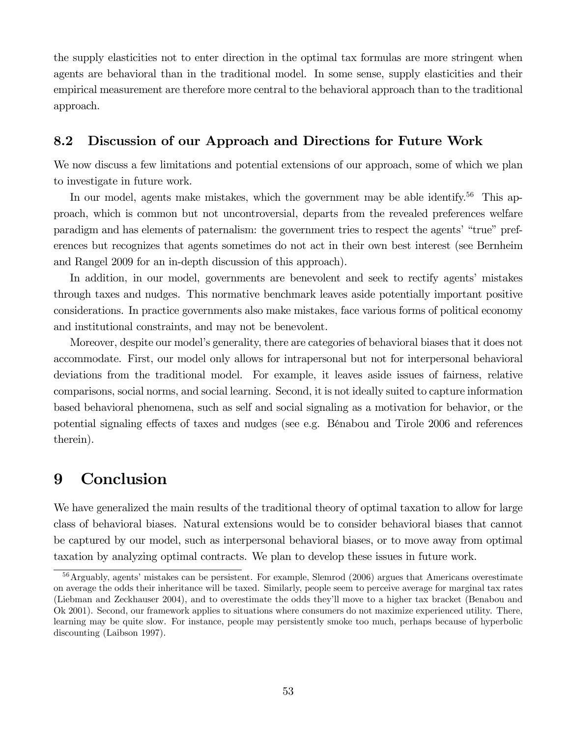the supply elasticities not to enter direction in the optimal tax formulas are more stringent when agents are behavioral than in the traditional model. In some sense, supply elasticities and their empirical measurement are therefore more central to the behavioral approach than to the traditional approach.

### 8.2 Discussion of our Approach and Directions for Future Work

We now discuss a few limitations and potential extensions of our approach, some of which we plan to investigate in future work.

In our model, agents make mistakes, which the government may be able identify.[56] This approach, which is common but not uncontroversial, departs from the revealed preferences welfare paradigm and has elements of paternalism: the government tries to respect the agents' "true" preferences but recognizes that agents sometimes do not act in their own best interest (see Bernheim and Rangel 2009 for an in-depth discussion of this approach).

In addition, in our model, governments are benevolent and seek to rectify agents' mistakes through taxes and nudges. This normative benchmark leaves aside potentially important positive considerations. In practice governments also make mistakes, face various forms of political economy and institutional constraints, and may not be benevolent.

Moreover, despite our model's generality, there are categories of behavioral biases that it does not accommodate. First, our model only allows for intrapersonal but not for interpersonal behavioral deviations from the traditional model. For example, it leaves aside issues of fairness, relative comparisons, social norms, and social learning. Second, it is not ideally suited to capture information based behavioral phenomena, such as self and social signaling as a motivation for behavior, or the potential signaling effects of taxes and nudges (see e.g. Bénabou and Tirole 2006 and references therein).

## 9 Conclusion

We have generalized the main results of the traditional theory of optimal taxation to allow for large class of behavioral biases. Natural extensions would be to consider behavioral biases that cannot be captured by our model, such as interpersonal behavioral biases, or to move away from optimal taxation by analyzing optimal contracts. We plan to develop these issues in future work.

---

[56] Arguably, agents' mistakes can be persistent. For example, Slemrod (2006) argues that Americans overestimate on average the odds their inheritance will be taxed. Similarly, people seem to perceive average for marginal tax rates (Liebman and Zeckhauser 2004), and to overestimate the odds they'll move to a higher tax bracket (Benabou and Ok 2001). Second, our framework applies to situations where consumers do not maximize experienced utility. There, learning may be quite slow. For instance, people may persistently smoke too much, perhaps because of hyperbolic discounting (Laibson 1997).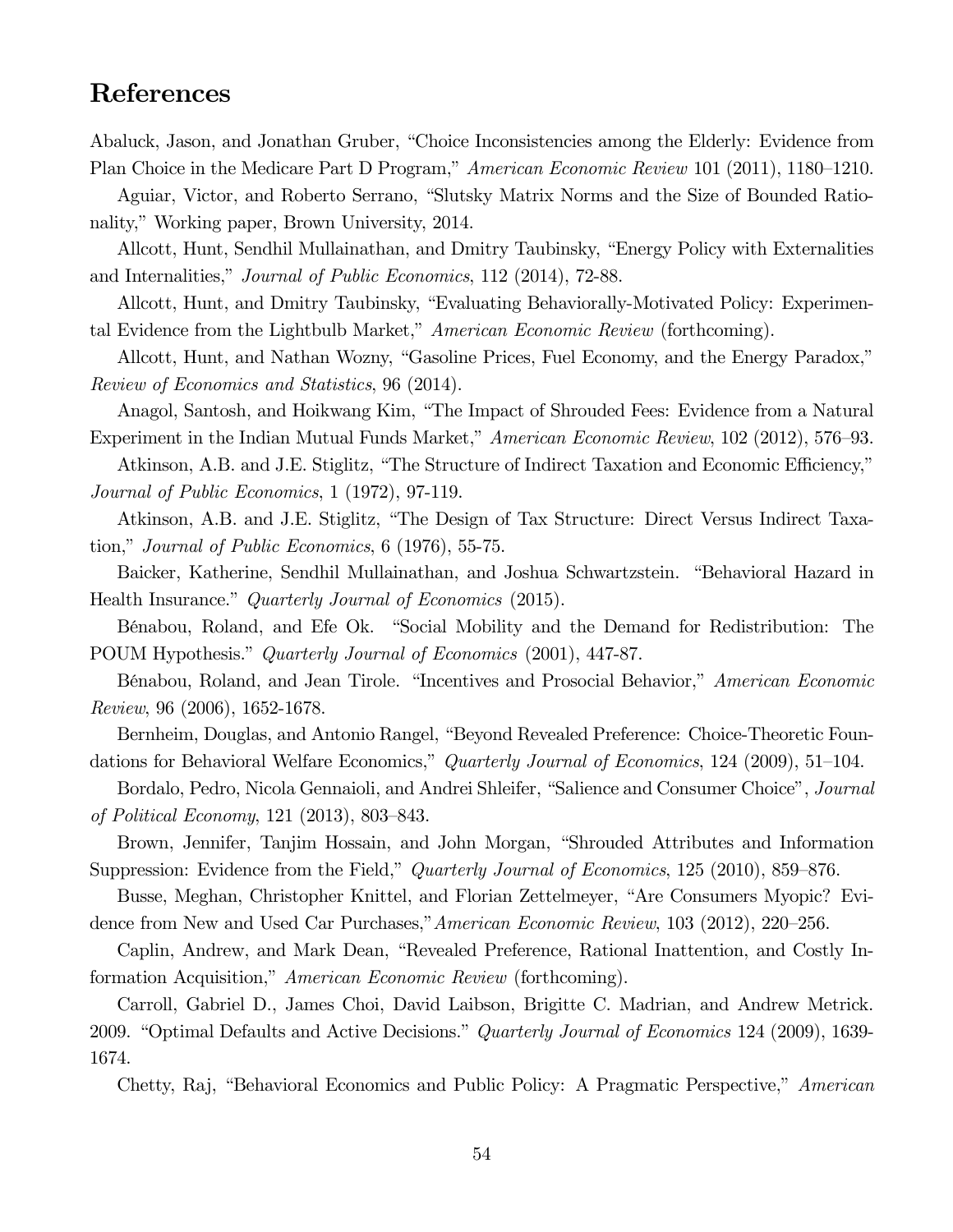## References

Abaluck, Jason, and Jonathan Gruber, "Choice Inconsistencies among the Elderly: Evidence from Plan Choice in the Medicare Part D Program," *American Economic Review* 101 (2011), 1180–1210.

Aguiar, Victor, and Roberto Serrano, "Slutsky Matrix Norms and the Size of Bounded Rationality," Working paper, Brown University, 2014.

Allcott, Hunt, Sendhil Mullainathan, and Dmitry Taubinsky, "Energy Policy with Externalities and Internalities," *Journal of Public Economics*, 112 (2014), 72-88.

Allcott, Hunt, and Dmitry Taubinsky, "Evaluating Behaviorally-Motivated Policy: Experimental Evidence from the Lightbulb Market," *American Economic Review* (forthcoming).

Allcott, Hunt, and Nathan Wozny, "Gasoline Prices, Fuel Economy, and the Energy Paradox," *Review of Economics and Statistics*, 96 (2014).

Anagol, Santosh, and Hoikwang Kim, "The Impact of Shrouded Fees: Evidence from a Natural Experiment in the Indian Mutual Funds Market," *American Economic Review*, 102 (2012), 576–93.

Atkinson, A.B. and J.E. Stiglitz, "The Structure of Indirect Taxation and Economic Efficiency," *Journal of Public Economics*, 1 (1972), 97-119.

Atkinson, A.B. and J.E. Stiglitz, "The Design of Tax Structure: Direct Versus Indirect Taxation," *Journal of Public Economics*, 6 (1976), 55-75.

Baicker, Katherine, Sendhil Mullainathan, and Joshua Schwartzstein. "Behavioral Hazard in Health Insurance." *Quarterly Journal of Economics* (2015).

Bénabou, Roland, and Efe Ok. "Social Mobility and the Demand for Redistribution: The POUM Hypothesis." *Quarterly Journal of Economics* (2001), 447-87.

Bénabou, Roland, and Jean Tirole. "Incentives and Prosocial Behavior," *American Economic Review*, 96 (2006), 1652-1678.

Bernheim, Douglas, and Antonio Rangel, "Beyond Revealed Preference: Choice-Theoretic Foundations for Behavioral Welfare Economics," *Quarterly Journal of Economics*, 124 (2009), 51–104.

Bordalo, Pedro, Nicola Gennaioli, and Andrei Shleifer, "Salience and Consumer Choice", *Journal of Political Economy*, 121 (2013), 803–843.

Brown, Jennifer, Tanjim Hossain, and John Morgan, "Shrouded Attributes and Information Suppression: Evidence from the Field," *Quarterly Journal of Economics*, 125 (2010), 859–876.

Busse, Meghan, Christopher Knittel, and Florian Zettelmeyer, "Are Consumers Myopic? Evidence from New and Used Car Purchases,"*American Economic Review*, 103 (2012), 220–256.

Caplin, Andrew, and Mark Dean, "Revealed Preference, Rational Inattention, and Costly Information Acquisition," *American Economic Review* (forthcoming).

Carroll, Gabriel D., James Choi, David Laibson, Brigitte C. Madrian, and Andrew Metrick. 2009. "Optimal Defaults and Active Decisions." *Quarterly Journal of Economics* 124 (2009), 1639-1674.

Chetty, Raj, "Behavioral Economics and Public Policy: A Pragmatic Perspective," *American*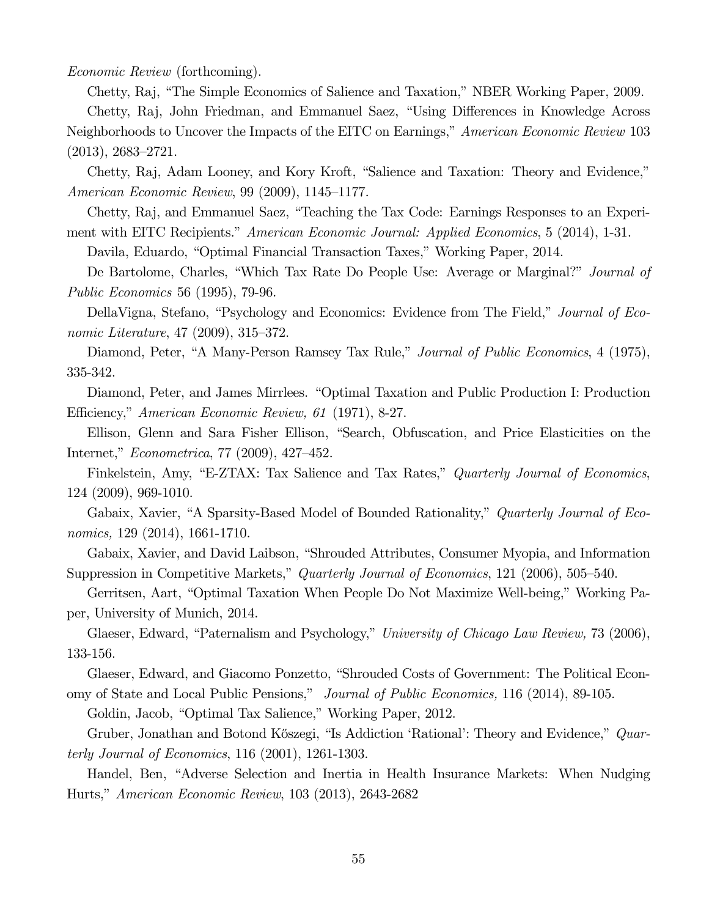*Economic Review* (forthcoming).

Chetty, Raj, "The Simple Economics of Salience and Taxation," NBER Working Paper, 2009.

Chetty, Raj, John Friedman, and Emmanuel Saez, "Using Differences in Knowledge Across Neighborhoods to Uncover the Impacts of the EITC on Earnings," *American Economic Review* 103 (2013), 2683–2721.

Chetty, Raj, Adam Looney, and Kory Kroft, "Salience and Taxation: Theory and Evidence," *American Economic Review*, 99 (2009), 1145–1177.

Chetty, Raj, and Emmanuel Saez, "Teaching the Tax Code: Earnings Responses to an Experiment with EITC Recipients." *American Economic Journal: Applied Economics*, 5 (2014), 1-31.

Davila, Eduardo, "Optimal Financial Transaction Taxes," Working Paper, 2014.

De Bartolome, Charles, "Which Tax Rate Do People Use: Average or Marginal?" *Journal of Public Economics* 56 (1995), 79-96.

DellaVigna, Stefano, "Psychology and Economics: Evidence from The Field," *Journal of Economic Literature*, 47 (2009), 315–372.

Diamond, Peter, "A Many-Person Ramsey Tax Rule," *Journal of Public Economics*, 4 (1975), 335-342.

Diamond, Peter, and James Mirrlees. "Optimal Taxation and Public Production I: Production Efficiency," *American Economic Review, 61* (1971), 8-27.

Ellison, Glenn and Sara Fisher Ellison, "Search, Obfuscation, and Price Elasticities on the Internet," *Econometrica*, 77 (2009), 427–452.

Finkelstein, Amy, "E-ZTAX: Tax Salience and Tax Rates," *Quarterly Journal of Economics*, 124 (2009), 969-1010.

Gabaix, Xavier, "A Sparsity-Based Model of Bounded Rationality," *Quarterly Journal of Economics,* 129 (2014), 1661-1710.

Gabaix, Xavier, and David Laibson, "Shrouded Attributes, Consumer Myopia, and Information Suppression in Competitive Markets," *Quarterly Journal of Economics*, 121 (2006), 505–540.

Gerritsen, Aart, "Optimal Taxation When People Do Not Maximize Well-being," Working Paper, University of Munich, 2014.

Glaeser, Edward, "Paternalism and Psychology," *University of Chicago Law Review,* 73 (2006), 133-156.

Glaeser, Edward, and Giacomo Ponzetto, "Shrouded Costs of Government: The Political Economy of State and Local Public Pensions," *Journal of Public Economics,* 116 (2014), 89-105.

Goldin, Jacob, "Optimal Tax Salience," Working Paper, 2012.

Gruber, Jonathan and Botond Kőszegi, "Is Addiction 'Rational': Theory and Evidence," *Quarterly Journal of Economics*, 116 (2001), 1261-1303.

Handel, Ben, "Adverse Selection and Inertia in Health Insurance Markets: When Nudging Hurts," *American Economic Review*, 103 (2013), 2643-2682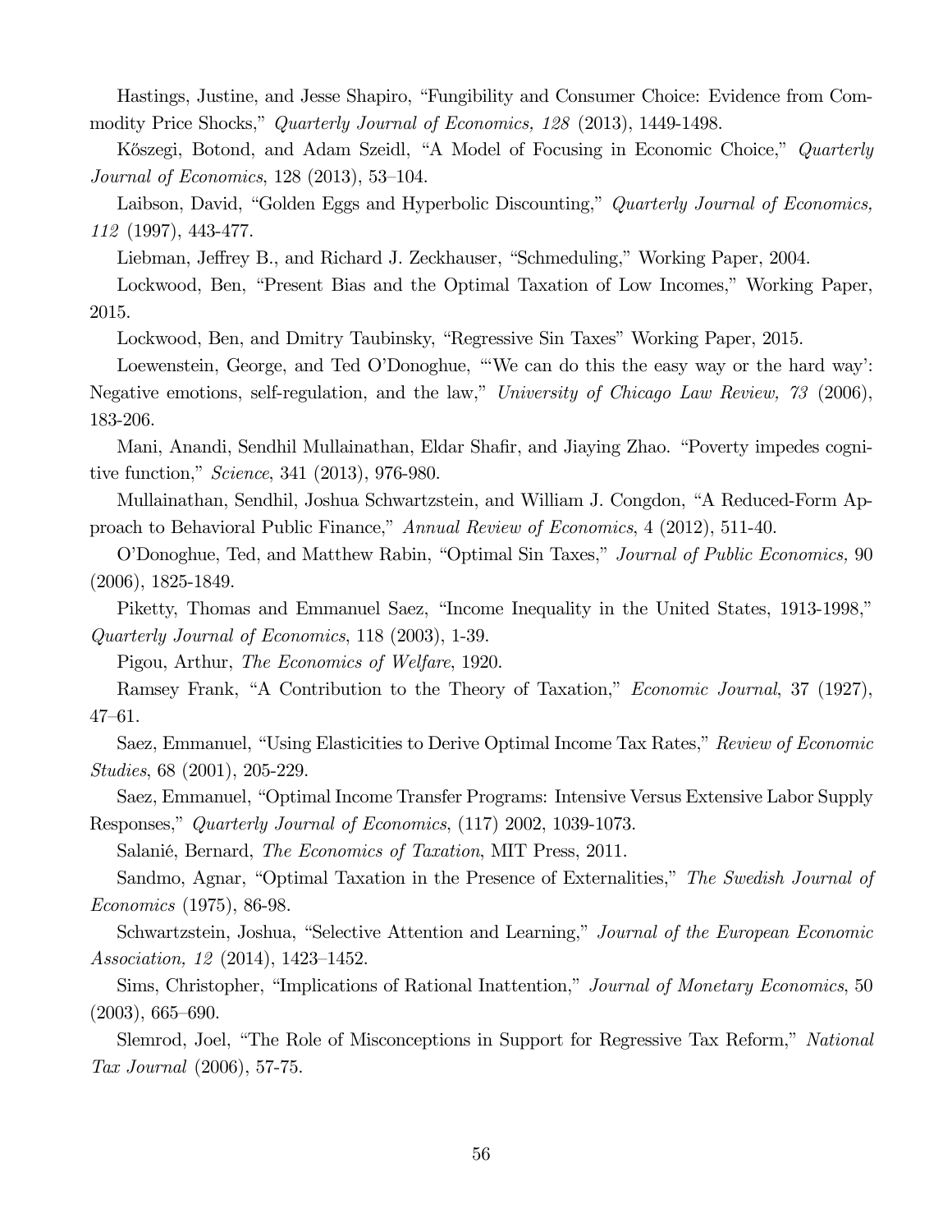Hastings, Justine, and Jesse Shapiro, "Fungibility and Consumer Choice: Evidence from Commodity Price Shocks," *Quarterly Journal of Economics, 128* (2013), 1449-1498.

Kőszegi, Botond, and Adam Szeidl, "A Model of Focusing in Economic Choice," *Quarterly Journal of Economics*, 128 (2013), 53–104.

Laibson, David, "Golden Eggs and Hyperbolic Discounting," *Quarterly Journal of Economics, 112* (1997), 443-477.

Liebman, Jeffrey B., and Richard J. Zeckhauser, "Schmeduling," Working Paper, 2004.

Lockwood, Ben, "Present Bias and the Optimal Taxation of Low Incomes," Working Paper, 2015.

Lockwood, Ben, and Dmitry Taubinsky, "Regressive Sin Taxes" Working Paper, 2015.

Loewenstein, George, and Ted O'Donoghue, "'We can do this the easy way or the hard way': Negative emotions, self-regulation, and the law," *University of Chicago Law Review, 73* (2006), 183-206.

Mani, Anandi, Sendhil Mullainathan, Eldar Shafir, and Jiaying Zhao. "Poverty impedes cognitive function," *Science*, 341 (2013), 976-980.

Mullainathan, Sendhil, Joshua Schwartzstein, and William J. Congdon, "A Reduced-Form Approach to Behavioral Public Finance," *Annual Review of Economics*, 4 (2012), 511-40.

O'Donoghue, Ted, and Matthew Rabin, "Optimal Sin Taxes," *Journal of Public Economics,* 90 (2006), 1825-1849.

Piketty, Thomas and Emmanuel Saez, "Income Inequality in the United States, 1913-1998," *Quarterly Journal of Economics*, 118 (2003), 1-39.

Pigou, Arthur, *The Economics of Welfare*, 1920.

Ramsey Frank, "A Contribution to the Theory of Taxation," *Economic Journal*, 37 (1927), 47–61.

Saez, Emmanuel, "Using Elasticities to Derive Optimal Income Tax Rates," *Review of Economic Studies*, 68 (2001), 205-229.

Saez, Emmanuel, "Optimal Income Transfer Programs: Intensive Versus Extensive Labor Supply Responses," *Quarterly Journal of Economics*, (117) 2002, 1039-1073.

Salanié, Bernard, *The Economics of Taxation*, MIT Press, 2011.

Sandmo, Agnar, "Optimal Taxation in the Presence of Externalities," *The Swedish Journal of Economics* (1975), 86-98.

Schwartzstein, Joshua, "Selective Attention and Learning," *Journal of the European Economic Association, 12* (2014), 1423–1452.

Sims, Christopher, "Implications of Rational Inattention," *Journal of Monetary Economics*, 50 (2003), 665–690.

Slemrod, Joel, "The Role of Misconceptions in Support for Regressive Tax Reform," *National Tax Journal* (2006), 57-75.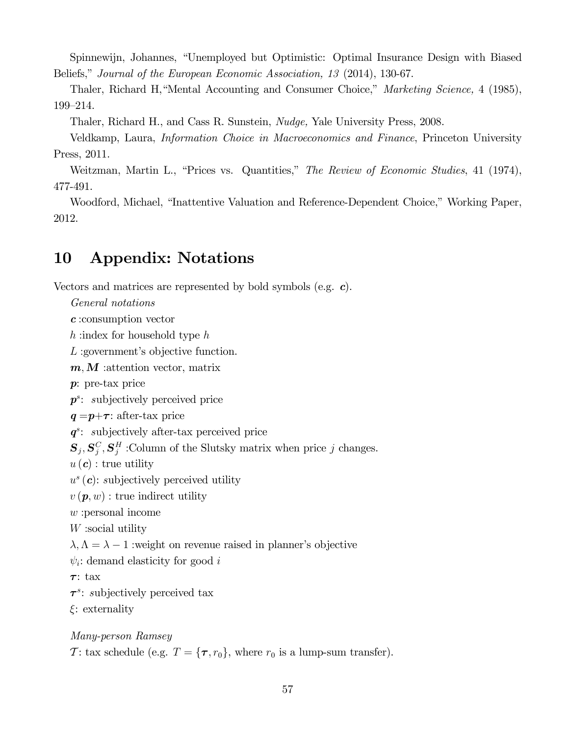Spinnewijn, Johannes, "Unemployed but Optimistic: Optimal Insurance Design with Biased Beliefs," *Journal of the European Economic Association, 13* (2014), 130-67.

Thaler, Richard H,"Mental Accounting and Consumer Choice," *Marketing Science,* 4 (1985), 199–214.

Thaler, Richard H., and Cass R. Sunstein, *Nudge,* Yale University Press, 2008.

Veldkamp, Laura, *Information Choice in Macroeconomics and Finance*, Princeton University Press, 2011.

Weitzman, Martin L., "Prices vs. Quantities," *The Review of Economic Studies*, 41 (1974), 477-491.

Woodford, Michael, "Inattentive Valuation and Reference-Dependent Choice," Working Paper, 2012.

# 10 Appendix: Notations

Vectors and matrices are represented by bold symbols (e.g. $\boldsymbol{c}$).

*General notations*

$\boldsymbol{c}$ :consumption vector

$h$ :index for household type $h$

$L$ :government's objective function.

$\boldsymbol{m}, \boldsymbol{M}$ :attention vector, matrix

$\boldsymbol{p}$: pre-tax price

$\boldsymbol{p}^s$: *s*ubjectively perceived price

$\boldsymbol{q} = \boldsymbol{p} + \boldsymbol{\tau}$: after-tax price

$\boldsymbol{q}^s$: *s*ubjectively after-tax perceived price

$\boldsymbol{S}_j, \boldsymbol{S}_j^C, \boldsymbol{S}_j^H$ :Column of the Slutsky matrix when price $j$ changes.

$u(\boldsymbol{c})$ : true utility

$u^s(\boldsymbol{c})$: *s*ubjectively perceived utility

$v(\boldsymbol{p}, w)$ : true indirect utility

$w$ :personal income

$W$ :social utility

$\lambda, \Lambda = \lambda - 1$ :weight on revenue raised in planner's objective

$\psi_i$: demand elasticity for good $i$

$\boldsymbol{\tau}$: tax

$\boldsymbol{\tau}^s$: *s*ubjectively perceived tax

$\xi$: externality

*Many-person Ramsey*

$\mathcal{T}$: tax schedule (e.g. $T = \{\boldsymbol{\tau}, r_0\}$, where $r_0$ is a lump-sum transfer).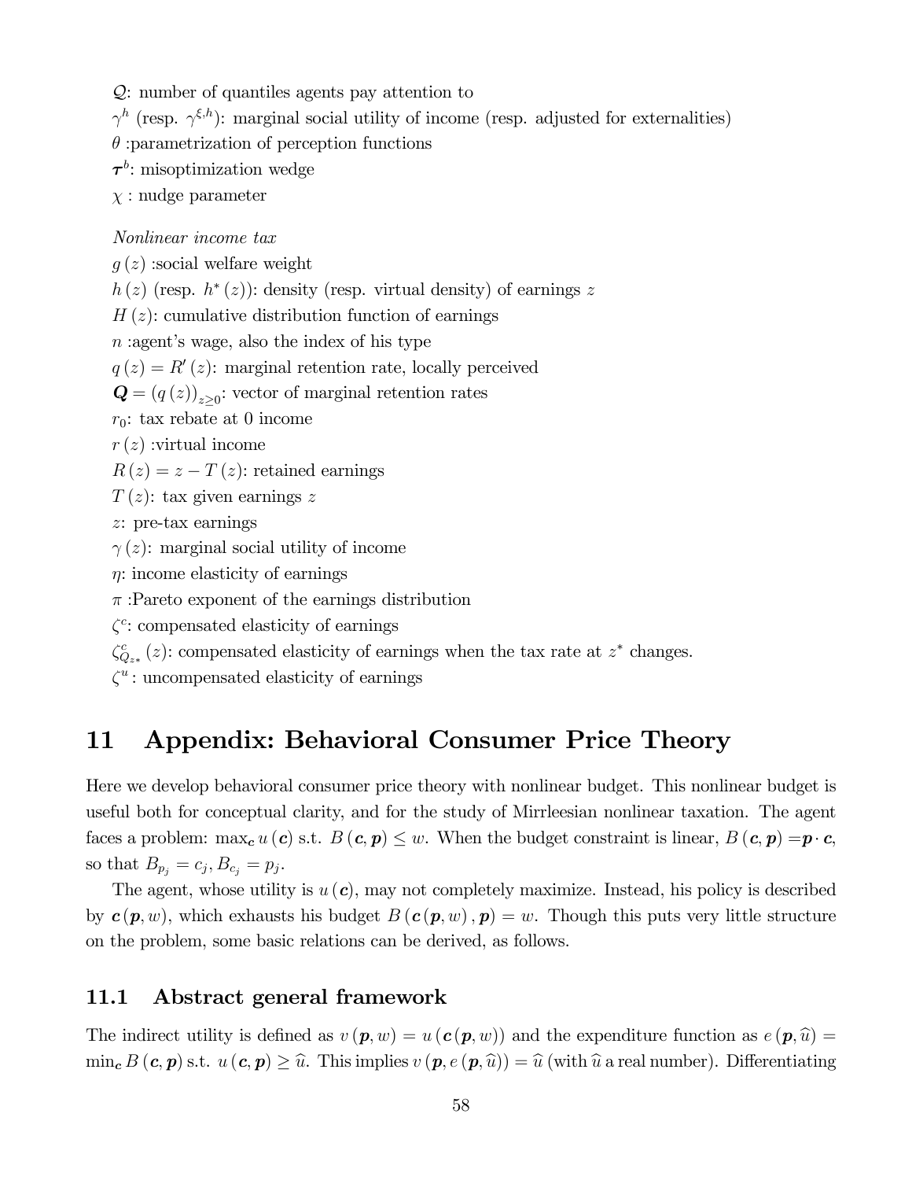$\mathcal{Q}$: number of quantiles agents pay attention to

$\gamma^h$ (resp. $\gamma^{\xi,h}$): marginal social utility of income (resp. adjusted for externalities)

$\theta$ :parametrization of perception functions

$\boldsymbol{\tau}^b$: misoptimization wedge

$\chi$ : nudge parameter

*Nonlinear income tax*

$g(z)$ :social welfare weight

$h(z)$ (resp. $h^*(z)$): density (resp. virtual density) of earnings $z$

$H(z)$: cumulative distribution function of earnings

$n$ :agent's wage, also the index of his type

$q(z) = R'(z)$: marginal retention rate, locally perceived

$\boldsymbol{Q} = (q(z))_{z \geq 0}$: vector of marginal retention rates

$r_0$: tax rebate at 0 income

$r(z)$ :virtual income

$R(z) = z - T(z)$: retained earnings

$T(z)$: tax given earnings $z$

$z$: pre-tax earnings

$\gamma(z)$: marginal social utility of income

$\eta$: income elasticity of earnings

$\pi$ :Pareto exponent of the earnings distribution

$\zeta^c$: compensated elasticity of earnings

$\zeta^c_{Q_{z*}}(z)$: compensated elasticity of earnings when the tax rate at $z^*$ changes.

$\zeta^u$ : uncompensated elasticity of earnings

# 11 Appendix: Behavioral Consumer Price Theory

Here we develop behavioral consumer price theory with nonlinear budget. This nonlinear budget is useful both for conceptual clarity, and for the study of Mirrleesian nonlinear taxation. The agent faces a problem: $\max_{\boldsymbol{c}} u(\boldsymbol{c})$ s.t. $B(\boldsymbol{c}, \boldsymbol{p}) \leq w$. When the budget constraint is linear, $B(\boldsymbol{c}, \boldsymbol{p}) = \boldsymbol{p} \cdot \boldsymbol{c}$, so that $B_{p_j} = c_j, B_{c_j} = p_j$.

The agent, whose utility is $u(\boldsymbol{c})$, may not completely maximize. Instead, his policy is described by $\boldsymbol{c}(\boldsymbol{p}, w)$, which exhausts his budget $B(\boldsymbol{c}(\boldsymbol{p}, w), \boldsymbol{p}) = w$. Though this puts very little structure on the problem, some basic relations can be derived, as follows.

## 11.1 Abstract general framework

The indirect utility is defined as $v(\boldsymbol{p}, w) = u(\boldsymbol{c}(\boldsymbol{p}, w))$ and the expenditure function as $e(\boldsymbol{p}, \widehat{u}) = \min_{\boldsymbol{c}} B(\boldsymbol{c}, \boldsymbol{p})$ s.t. $u(\boldsymbol{c}, \boldsymbol{p}) \geq \widehat{u}$. This implies $v(\boldsymbol{p}, e(\boldsymbol{p}, \widehat{u})) = \widehat{u}$ (with $\widehat{u}$ a real number). Differentiating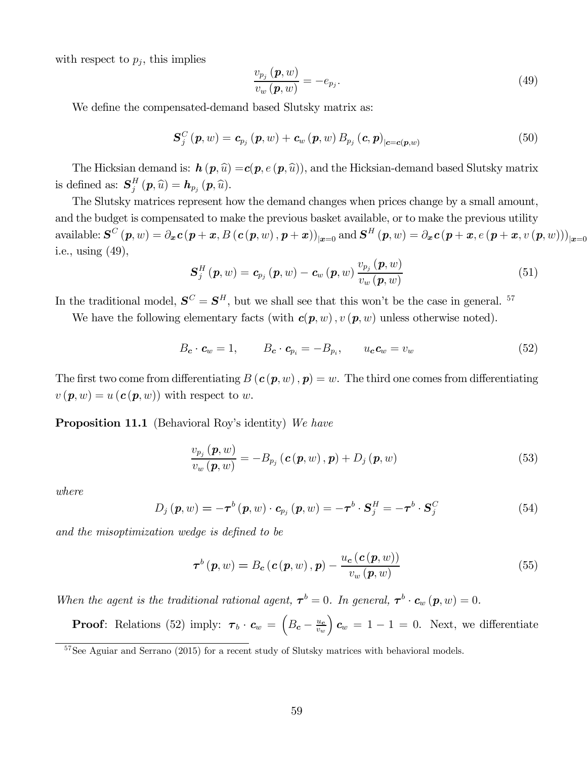with respect to $p_j$, this implies

$$\frac{v_{p_j}(\boldsymbol{p}, w)}{v_w(\boldsymbol{p}, w)} = -e_{p_j}. \tag{49}$$

We define the compensated-demand based Slutsky matrix as:

$$\boldsymbol{S}_j^C(\boldsymbol{p}, w) = \boldsymbol{c}_{p_j}(\boldsymbol{p}, w) + \boldsymbol{c}_w(\boldsymbol{p}, w) B_{p_j}(\boldsymbol{c}, \boldsymbol{p})_{|\boldsymbol{c}=\boldsymbol{c}(\boldsymbol{p},w)} \tag{50}$$

The Hicksian demand is: $\boldsymbol{h}(\boldsymbol{p}, \widehat{u}) = \boldsymbol{c}(\boldsymbol{p}, e(\boldsymbol{p}, \widehat{u}))$, and the Hicksian-demand based Slutsky matrix is defined as: $\boldsymbol{S}_j^H(\boldsymbol{p}, \widehat{u}) = \boldsymbol{h}_{p_j}(\boldsymbol{p}, \widehat{u})$.

The Slutsky matrices represent how the demand changes when prices change by a small amount, and the budget is compensated to make the previous basket available, or to make the previous utility available: $\boldsymbol{S}^C(\boldsymbol{p}, w) = \partial_{\boldsymbol{x}} \boldsymbol{c}(\boldsymbol{p} + \boldsymbol{x}, B(\boldsymbol{c}(\boldsymbol{p}, w), \boldsymbol{p} + \boldsymbol{x}))_{|\boldsymbol{x}=0}$ and $\boldsymbol{S}^H(\boldsymbol{p}, w) = \partial_{\boldsymbol{x}} \boldsymbol{c}(\boldsymbol{p} + \boldsymbol{x}, e(\boldsymbol{p} + \boldsymbol{x}, v(\boldsymbol{p}, w)))_{|\boldsymbol{x}=0}$ i.e., using (49),

$$\boldsymbol{S}_j^H(\boldsymbol{p}, w) = \boldsymbol{c}_{p_j}(\boldsymbol{p}, w) - \boldsymbol{c}_w(\boldsymbol{p}, w) \frac{v_{p_j}(\boldsymbol{p}, w)}{v_w(\boldsymbol{p}, w)} \tag{51}$$

In the traditional model, $\boldsymbol{S}^C = \boldsymbol{S}^H$, but we shall see that this won't be the case in general. [57]

We have the following elementary facts (with $\boldsymbol{c}(\boldsymbol{p}, w)$, $v(\boldsymbol{p}, w)$ unless otherwise noted).

$$B_{\boldsymbol{c}} \cdot \boldsymbol{c}_w = 1, \qquad B_{\boldsymbol{c}} \cdot \boldsymbol{c}_{p_i} = -B_{p_i}, \qquad u_{\boldsymbol{c}} \boldsymbol{c}_w = v_w \tag{52}$$

The first two come from differentiating $B(\boldsymbol{c}(\boldsymbol{p}, w), \boldsymbol{p}) = w$. The third one comes from differentiating $v(\boldsymbol{p}, w) = u(\boldsymbol{c}(\boldsymbol{p}, w))$ with respect to $w$.

**Proposition 11.1** (Behavioral Roy's identity) *We have*

$$\frac{v_{p_j}(\boldsymbol{p}, w)}{v_w(\boldsymbol{p}, w)} = -B_{p_j}(\boldsymbol{c}(\boldsymbol{p}, w), \boldsymbol{p}) + D_j(\boldsymbol{p}, w) \tag{53}$$

*where*

$$D_j(\boldsymbol{p}, w) = -\boldsymbol{\tau}^b(\boldsymbol{p}, w) \cdot \boldsymbol{c}_{p_j}(\boldsymbol{p}, w) = -\boldsymbol{\tau}^b \cdot \boldsymbol{S}_j^H = -\boldsymbol{\tau}^b \cdot \boldsymbol{S}_j^C \tag{54}$$

*and the misoptimization wedge is defined to be*

$$\boldsymbol{\tau}^b(\boldsymbol{p}, w) = B_{\boldsymbol{c}}(\boldsymbol{c}(\boldsymbol{p}, w), \boldsymbol{p}) - \frac{u_{\boldsymbol{c}}(\boldsymbol{c}(\boldsymbol{p}, w))}{v_w(\boldsymbol{p}, w)} \tag{55}$$

*When the agent is the traditional rational agent, $\boldsymbol{\tau}^b = 0$. In general, $\boldsymbol{\tau}^b \cdot \boldsymbol{c}_w(\boldsymbol{p}, w) = 0$.*

**Proof**: Relations (52) imply: $\boldsymbol{\tau}_b \cdot \boldsymbol{c}_w = \left(B_{\boldsymbol{c}} - \frac{u_{\boldsymbol{c}}}{v_w}\right) \boldsymbol{c}_w = 1 - 1 = 0$. Next, we differentiate

[57] See Aguiar and Serrano (2015) for a recent study of Slutsky matrices with behavioral models.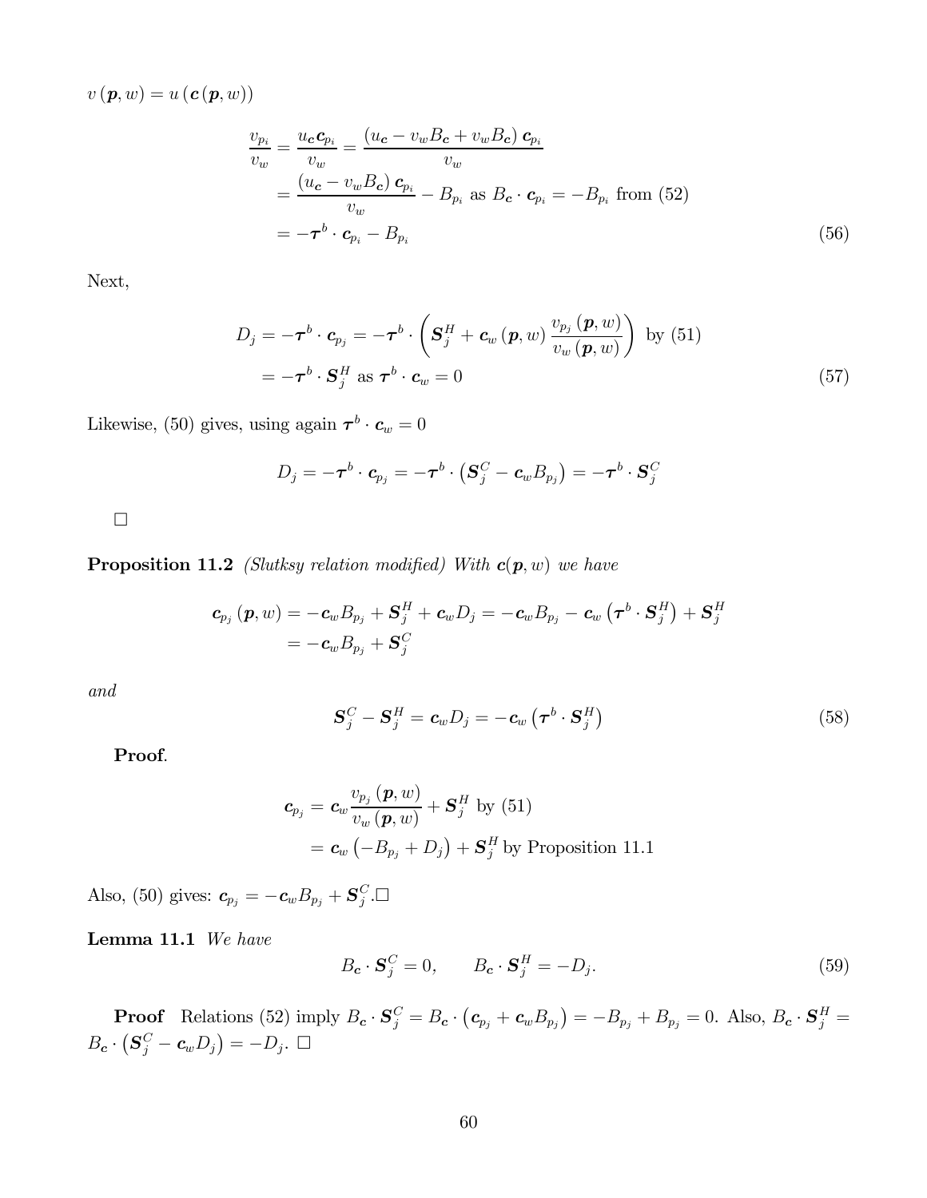$v(\boldsymbol{p}, w) = u(\boldsymbol{c}(\boldsymbol{p}, w))$

$$
\begin{aligned}
\frac{v_{p_i}}{v_w} &= \frac{u_{\boldsymbol{c}} \boldsymbol{c}_{p_i}}{v_w} = \frac{(u_{\boldsymbol{c}} - v_w B_{\boldsymbol{c}} + v_w B_{\boldsymbol{c}}) \boldsymbol{c}_{p_i}}{v_w} \\
&= \frac{(u_{\boldsymbol{c}} - v_w B_{\boldsymbol{c}}) \boldsymbol{c}_{p_i}}{v_w} - B_{p_i} \text{ as } B_{\boldsymbol{c}} \cdot \boldsymbol{c}_{p_i} = -B_{p_i} \text{ from (52)} \\
&= -\boldsymbol{\tau}^b \cdot \boldsymbol{c}_{p_i} - B_{p_i}
\end{aligned} \tag{56}
$$

Next,

$$
\begin{aligned}
D_j &= -\boldsymbol{\tau}^b \cdot \boldsymbol{c}_{p_j} = -\boldsymbol{\tau}^b \cdot \left( \boldsymbol{S}_j^H + \boldsymbol{c}_w(\boldsymbol{p}, w) \frac{v_{p_j}(\boldsymbol{p}, w)}{v_w(\boldsymbol{p}, w)} \right) \text{ by (51)} \\
&= -\boldsymbol{\tau}^b \cdot \boldsymbol{S}_j^H \text{ as } \boldsymbol{\tau}^b \cdot \boldsymbol{c}_w = 0
\end{aligned} \tag{57}
$$

Likewise, (50) gives, using again $\boldsymbol{\tau}^b \cdot \boldsymbol{c}_w = 0$

$$
D_j = -\boldsymbol{\tau}^b \cdot \boldsymbol{c}_{p_j} = -\boldsymbol{\tau}^b \cdot \left( \boldsymbol{S}_j^C - \boldsymbol{c}_w B_{p_j} \right) = -\boldsymbol{\tau}^b \cdot \boldsymbol{S}_j^C
$$

□

**Proposition 11.2** *(Slutksy relation modified) With $\boldsymbol{c}(\boldsymbol{p}, w)$ we have*

$$
\begin{aligned}
\boldsymbol{c}_{p_j}(\boldsymbol{p}, w) &= -\boldsymbol{c}_w B_{p_j} + \boldsymbol{S}_j^H + \boldsymbol{c}_w D_j = -\boldsymbol{c}_w B_{p_j} - \boldsymbol{c}_w \left( \boldsymbol{\tau}^b \cdot \boldsymbol{S}_j^H \right) + \boldsymbol{S}_j^H \\
&= -\boldsymbol{c}_w B_{p_j} + \boldsymbol{S}_j^C
\end{aligned}
$$

*and*

$$
\boldsymbol{S}_j^C - \boldsymbol{S}_j^H = \boldsymbol{c}_w D_j = -\boldsymbol{c}_w \left( \boldsymbol{\tau}^b \cdot \boldsymbol{S}_j^H \right) \tag{58}
$$

**Proof**.

$$
\begin{aligned}
\boldsymbol{c}_{p_j} &= \boldsymbol{c}_w \frac{v_{p_j}(\boldsymbol{p}, w)}{v_w(\boldsymbol{p}, w)} + \boldsymbol{S}_j^H \text{ by (51)} \\
&= \boldsymbol{c}_w \left( -B_{p_j} + D_j \right) + \boldsymbol{S}_j^H \text{ by Proposition 11.1}
\end{aligned}
$$

Also, (50) gives: $\boldsymbol{c}_{p_j} = -\boldsymbol{c}_w B_{p_j} + \boldsymbol{S}_j^C$.□

**Lemma 11.1** *We have*

$$
B_{\boldsymbol{c}} \cdot \boldsymbol{S}_j^C = 0, \qquad B_{\boldsymbol{c}} \cdot \boldsymbol{S}_j^H = -D_j. \tag{59}
$$

**Proof** Relations (52) imply $B_{\boldsymbol{c}} \cdot \boldsymbol{S}_j^C = B_{\boldsymbol{c}} \cdot \left( \boldsymbol{c}_{p_j} + \boldsymbol{c}_w B_{p_j} \right) = -B_{p_j} + B_{p_j} = 0$. Also, $B_{\boldsymbol{c}} \cdot \boldsymbol{S}_j^H = B_{\boldsymbol{c}} \cdot \left( \boldsymbol{S}_j^C - \boldsymbol{c}_w D_j \right) = -D_j$. □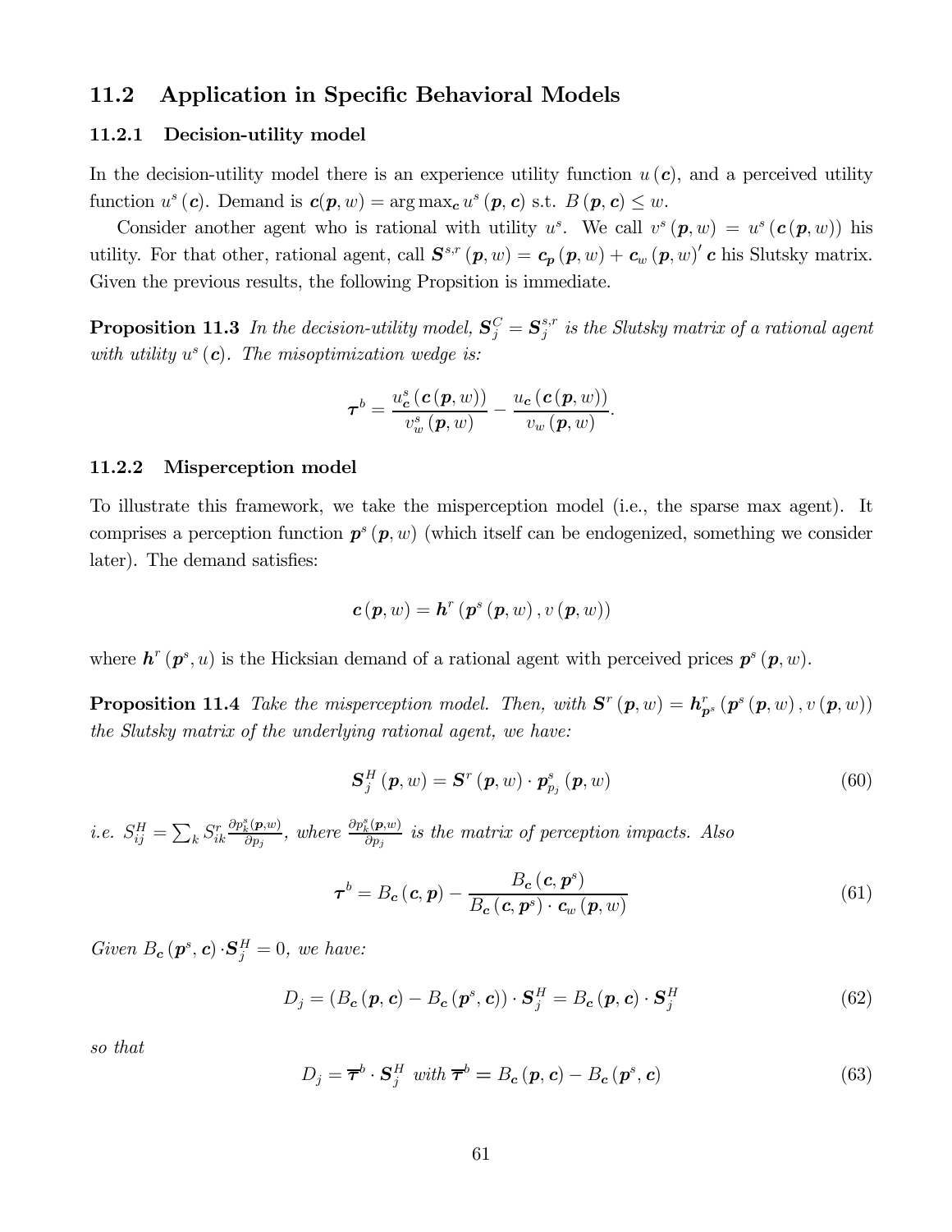## 11.2 Application in Specific Behavioral Models

### 11.2.1 Decision-utility model

In the decision-utility model there is an experience utility function $u(\boldsymbol{c})$, and a perceived utility function $u^s(\boldsymbol{c})$. Demand is $\boldsymbol{c}(\boldsymbol{p}, w) = \arg\max_{\boldsymbol{c}} u^s(\boldsymbol{p}, \boldsymbol{c})$ s.t. $B(\boldsymbol{p}, \boldsymbol{c}) \leq w$.

Consider another agent who is rational with utility $u^s$. We call $v^s(\boldsymbol{p}, w) = u^s(\boldsymbol{c}(\boldsymbol{p}, w))$ his utility. For that other, rational agent, call $\boldsymbol{S}^{s,r}(\boldsymbol{p}, w) = \boldsymbol{c}_{\boldsymbol{p}}(\boldsymbol{p}, w) + \boldsymbol{c}_w(\boldsymbol{p}, w)' \boldsymbol{c}$ his Slutsky matrix. Given the previous results, the following Propsition is immediate.

**Proposition 11.3** *In the decision-utility model, $\boldsymbol{S}_j^C = \boldsymbol{S}_j^{s,r}$ is the Slutsky matrix of a rational agent with utility $u^s(\boldsymbol{c})$. The misoptimization wedge is:*

$$\boldsymbol{\tau}^b = \frac{u^s_{\boldsymbol{c}}(\boldsymbol{c}(\boldsymbol{p}, w))}{v^s_w(\boldsymbol{p}, w)} - \frac{u_{\boldsymbol{c}}(\boldsymbol{c}(\boldsymbol{p}, w))}{v_w(\boldsymbol{p}, w)}.$$

### 11.2.2 Misperception model

To illustrate this framework, we take the misperception model (i.e., the sparse max agent). It comprises a perception function $\boldsymbol{p}^s(\boldsymbol{p}, w)$ (which itself can be endogenized, something we consider later). The demand satisfies:

$$\boldsymbol{c}(\boldsymbol{p}, w) = \boldsymbol{h}^r(\boldsymbol{p}^s(\boldsymbol{p}, w), v(\boldsymbol{p}, w))$$

where $\boldsymbol{h}^r(\boldsymbol{p}^s, u)$ is the Hicksian demand of a rational agent with perceived prices $\boldsymbol{p}^s(\boldsymbol{p}, w)$.

**Proposition 11.4** *Take the misperception model. Then, with $\boldsymbol{S}^r(\boldsymbol{p}, w) = \boldsymbol{h}^r_{\boldsymbol{p}^s}(\boldsymbol{p}^s(\boldsymbol{p}, w), v(\boldsymbol{p}, w))$ the Slutsky matrix of the underlying rational agent, we have:*

$$\boldsymbol{S}_j^H(\boldsymbol{p}, w) = \boldsymbol{S}^r(\boldsymbol{p}, w) \cdot \boldsymbol{p}^s_{p_j}(\boldsymbol{p}, w) \tag{60}$$

*i.e.* $S^H_{ij} = \sum_k S^r_{ik} \frac{\partial p^s_k(\boldsymbol{p}, w)}{\partial p_j}$, *where* $\frac{\partial p^s_k(\boldsymbol{p}, w)}{\partial p_j}$ *is the matrix of perception impacts. Also*

$$\boldsymbol{\tau}^b = B_{\boldsymbol{c}}(\boldsymbol{c}, \boldsymbol{p}) - \frac{B_{\boldsymbol{c}}(\boldsymbol{c}, \boldsymbol{p}^s)}{B_{\boldsymbol{c}}(\boldsymbol{c}, \boldsymbol{p}^s) \cdot \boldsymbol{c}_w(\boldsymbol{p}, w)} \tag{61}$$

*Given $B_{\boldsymbol{c}}(\boldsymbol{p}^s, \boldsymbol{c}) \cdot \boldsymbol{S}_j^H = 0$, we have:*

$$D_j = (B_{\boldsymbol{c}}(\boldsymbol{p}, \boldsymbol{c}) - B_{\boldsymbol{c}}(\boldsymbol{p}^s, \boldsymbol{c})) \cdot \boldsymbol{S}_j^H = B_{\boldsymbol{c}}(\boldsymbol{p}, \boldsymbol{c}) \cdot \boldsymbol{S}_j^H \tag{62}$$

*so that*

$$D_j = \overline{\boldsymbol{\tau}}^b \cdot \boldsymbol{S}_j^H \text{ with } \overline{\boldsymbol{\tau}}^b = B_{\boldsymbol{c}}(\boldsymbol{p}, \boldsymbol{c}) - B_{\boldsymbol{c}}(\boldsymbol{p}^s, \boldsymbol{c}) \tag{63}$$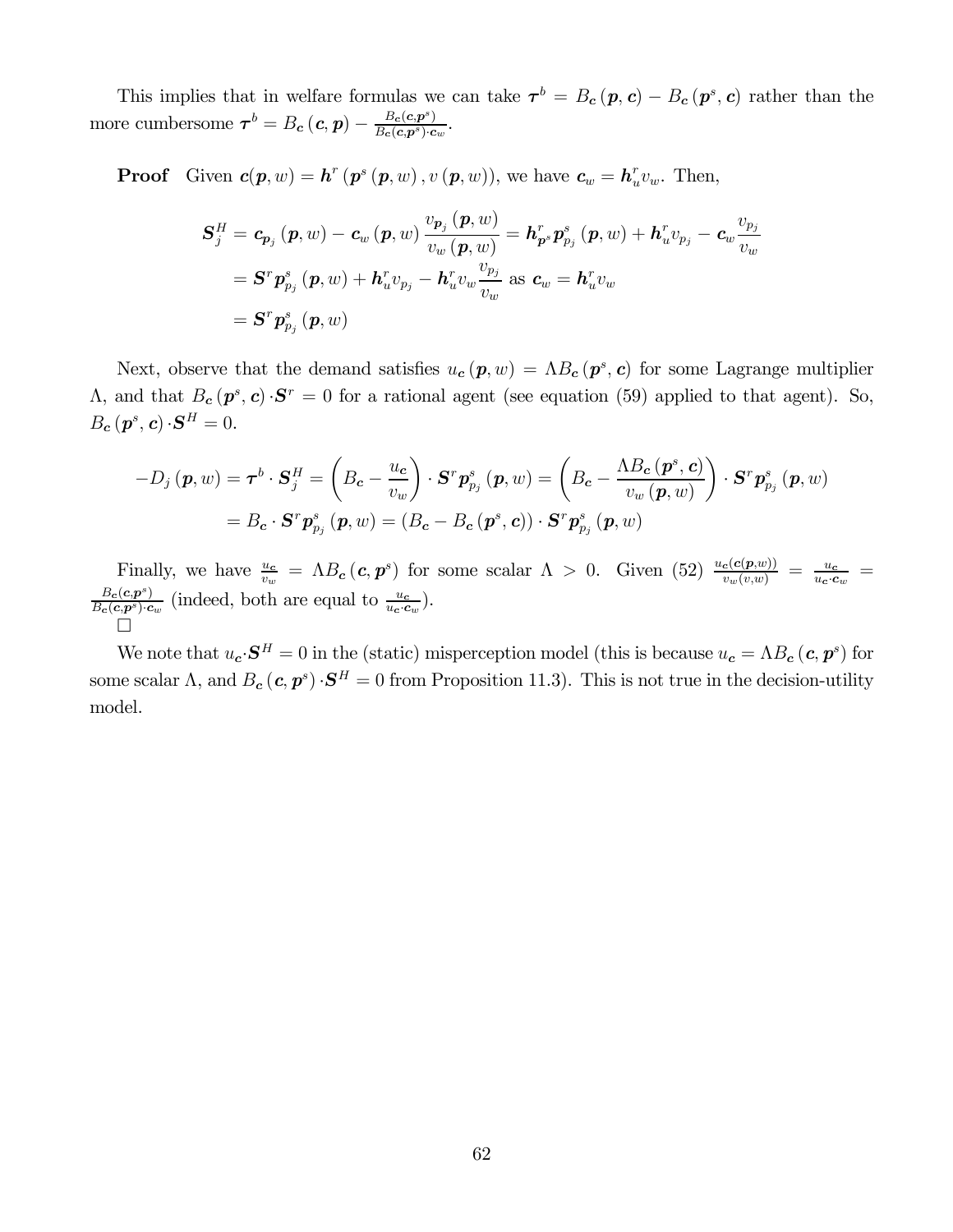This implies that in welfare formulas we can take $\boldsymbol{\tau}^b = B_{\boldsymbol{c}}(\boldsymbol{p}, \boldsymbol{c}) - B_{\boldsymbol{c}}(\boldsymbol{p}^s, \boldsymbol{c})$ rather than the more cumbersome $\boldsymbol{\tau}^b = B_{\boldsymbol{c}}(\boldsymbol{c}, \boldsymbol{p}) - \frac{B_{\boldsymbol{c}}(\boldsymbol{c}, \boldsymbol{p}^s)}{B_{\boldsymbol{c}}(\boldsymbol{c}, \boldsymbol{p}^s) \cdot \boldsymbol{c}_w}$.

**Proof** Given $\boldsymbol{c}(\boldsymbol{p}, w) = \boldsymbol{h}^r(\boldsymbol{p}^s(\boldsymbol{p}, w), v(\boldsymbol{p}, w))$, we have $\boldsymbol{c}_w = \boldsymbol{h}_u^r v_w$. Then,

$$
\begin{aligned}
\boldsymbol{S}_j^H &= \boldsymbol{c}_{p_j}(\boldsymbol{p}, w) - \boldsymbol{c}_w(\boldsymbol{p}, w) \frac{v_{\boldsymbol{p}_j}(\boldsymbol{p}, w)}{v_w(\boldsymbol{p}, w)} = \boldsymbol{h}_{\boldsymbol{p}^s}^r \boldsymbol{p}_{p_j}^s(\boldsymbol{p}, w) + \boldsymbol{h}_u^r v_{p_j} - \boldsymbol{c}_w \frac{v_{p_j}}{v_w} \\
&= \boldsymbol{S}^r \boldsymbol{p}_{p_j}^s(\boldsymbol{p}, w) + \boldsymbol{h}_u^r v_{p_j} - \boldsymbol{h}_u^r v_w \frac{v_{p_j}}{v_w} \text{ as } \boldsymbol{c}_w = \boldsymbol{h}_u^r v_w \\
&= \boldsymbol{S}^r \boldsymbol{p}_{p_j}^s(\boldsymbol{p}, w)
\end{aligned}
$$

Next, observe that the demand satisfies $u_{\boldsymbol{c}}(\boldsymbol{p}, w) = \Lambda B_{\boldsymbol{c}}(\boldsymbol{p}^s, \boldsymbol{c})$ for some Lagrange multiplier $\Lambda$, and that $B_{\boldsymbol{c}}(\boldsymbol{p}^s, \boldsymbol{c}) \cdot \boldsymbol{S}^r = 0$ for a rational agent (see equation (59) applied to that agent). So, $B_{\boldsymbol{c}}(\boldsymbol{p}^s, \boldsymbol{c}) \cdot \boldsymbol{S}^H = 0$.

$$
\begin{aligned}
-D_j(\boldsymbol{p}, w) &= \boldsymbol{\tau}^b \cdot \boldsymbol{S}_j^H = \left(B_{\boldsymbol{c}} - \frac{u_{\boldsymbol{c}}}{v_w}\right) \cdot \boldsymbol{S}^r \boldsymbol{p}_{p_j}^s(\boldsymbol{p}, w) = \left(B_{\boldsymbol{c}} - \frac{\Lambda B_{\boldsymbol{c}}(\boldsymbol{p}^s, \boldsymbol{c})}{v_w(\boldsymbol{p}, w)}\right) \cdot \boldsymbol{S}^r \boldsymbol{p}_{p_j}^s(\boldsymbol{p}, w) \\
&= B_{\boldsymbol{c}} \cdot \boldsymbol{S}^r \boldsymbol{p}_{p_j}^s(\boldsymbol{p}, w) = (B_{\boldsymbol{c}} - B_{\boldsymbol{c}}(\boldsymbol{p}^s, \boldsymbol{c})) \cdot \boldsymbol{S}^r \boldsymbol{p}_{p_j}^s(\boldsymbol{p}, w)
\end{aligned}
$$

Finally, we have $\frac{u_{\boldsymbol{c}}}{v_w} = \Lambda B_{\boldsymbol{c}}(\boldsymbol{c}, \boldsymbol{p}^s)$ for some scalar $\Lambda > 0$. Given (52) $\frac{u_{\boldsymbol{c}}(\boldsymbol{c}(\boldsymbol{p}, w))}{v_w(v, w)} = \frac{u_{\boldsymbol{c}}}{u_{\boldsymbol{c}} \cdot \boldsymbol{c}_w} = \frac{B_{\boldsymbol{c}}(\boldsymbol{c}, \boldsymbol{p}^s)}{B_{\boldsymbol{c}}(\boldsymbol{c}, \boldsymbol{p}^s) \cdot \boldsymbol{c}_w}$ (indeed, both are equal to $\frac{u_{\boldsymbol{c}}}{u_{\boldsymbol{c}} \cdot \boldsymbol{c}_w}$).
$\square$

We note that $u_{\boldsymbol{c}} \cdot \boldsymbol{S}^H = 0$ in the (static) misperception model (this is because $u_{\boldsymbol{c}} = \Lambda B_{\boldsymbol{c}}(\boldsymbol{c}, \boldsymbol{p}^s)$ for some scalar $\Lambda$, and $B_{\boldsymbol{c}}(\boldsymbol{c}, \boldsymbol{p}^s) \cdot \boldsymbol{S}^H = 0$ from Proposition 11.3). This is not true in the decision-utility model.